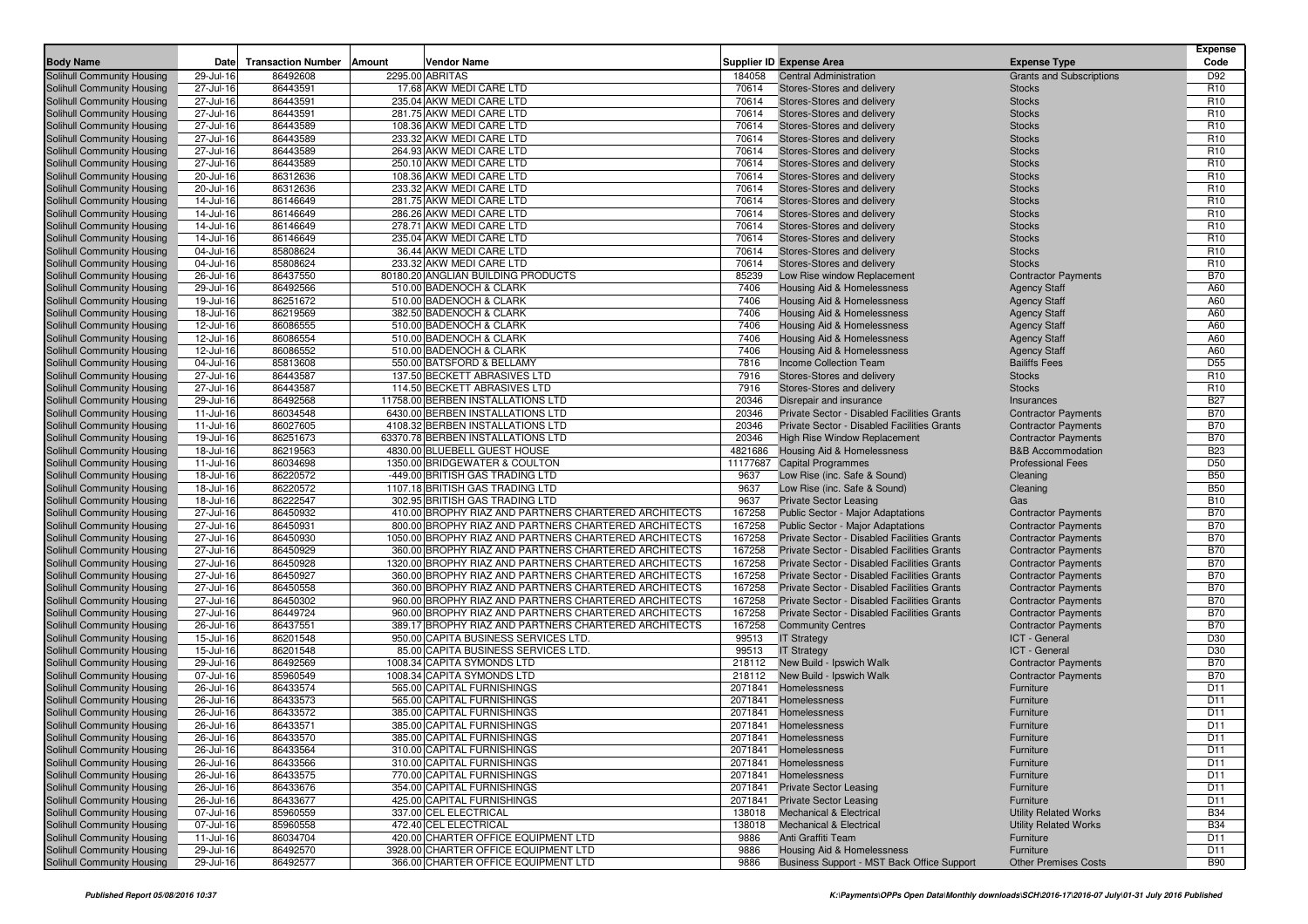| Body Name | Date | Transaction Number | Amount | Vendor Name | Supplier ID | Expense Area | Expense Type | Expense Code |
|---|---|---|---|---|---|---|---|---|
| Solihull Community Housing | 29-Jul-16 | 86492608 | 2295.00 | ABRITAS | 184058 | Central Administration | Grants and Subscriptions | D92 |
| Solihull Community Housing | 27-Jul-16 | 86443591 | 17.68 | AKW MEDI CARE LTD | 70614 | Stores-Stores and delivery | Stocks | R10 |
| Solihull Community Housing | 27-Jul-16 | 86443591 | 235.04 | AKW MEDI CARE LTD | 70614 | Stores-Stores and delivery | Stocks | R10 |
| Solihull Community Housing | 27-Jul-16 | 86443591 | 281.75 | AKW MEDI CARE LTD | 70614 | Stores-Stores and delivery | Stocks | R10 |
| Solihull Community Housing | 27-Jul-16 | 86443589 | 108.36 | AKW MEDI CARE LTD | 70614 | Stores-Stores and delivery | Stocks | R10 |
| Solihull Community Housing | 27-Jul-16 | 86443589 | 233.32 | AKW MEDI CARE LTD | 70614 | Stores-Stores and delivery | Stocks | R10 |
| Solihull Community Housing | 27-Jul-16 | 86443589 | 264.93 | AKW MEDI CARE LTD | 70614 | Stores-Stores and delivery | Stocks | R10 |
| Solihull Community Housing | 27-Jul-16 | 86443589 | 250.10 | AKW MEDI CARE LTD | 70614 | Stores-Stores and delivery | Stocks | R10 |
| Solihull Community Housing | 20-Jul-16 | 86312636 | 108.36 | AKW MEDI CARE LTD | 70614 | Stores-Stores and delivery | Stocks | R10 |
| Solihull Community Housing | 20-Jul-16 | 86312636 | 233.32 | AKW MEDI CARE LTD | 70614 | Stores-Stores and delivery | Stocks | R10 |
| Solihull Community Housing | 14-Jul-16 | 86146649 | 281.75 | AKW MEDI CARE LTD | 70614 | Stores-Stores and delivery | Stocks | R10 |
| Solihull Community Housing | 14-Jul-16 | 86146649 | 286.26 | AKW MEDI CARE LTD | 70614 | Stores-Stores and delivery | Stocks | R10 |
| Solihull Community Housing | 14-Jul-16 | 86146649 | 278.71 | AKW MEDI CARE LTD | 70614 | Stores-Stores and delivery | Stocks | R10 |
| Solihull Community Housing | 14-Jul-16 | 86146649 | 235.04 | AKW MEDI CARE LTD | 70614 | Stores-Stores and delivery | Stocks | R10 |
| Solihull Community Housing | 04-Jul-16 | 85808624 | 36.44 | AKW MEDI CARE LTD | 70614 | Stores-Stores and delivery | Stocks | R10 |
| Solihull Community Housing | 04-Jul-16 | 85808624 | 233.32 | AKW MEDI CARE LTD | 70614 | Stores-Stores and delivery | Stocks | R10 |
| Solihull Community Housing | 26-Jul-16 | 86437550 | 80180.20 | ANGLIAN BUILDING PRODUCTS | 85239 | Low Rise window Replacement | Contractor Payments | B70 |
| Solihull Community Housing | 29-Jul-16 | 86492566 | 510.00 | BADENOCH & CLARK | 7406 | Housing Aid & Homelessness | Agency Staff | A60 |
| Solihull Community Housing | 19-Jul-16 | 86251672 | 510.00 | BADENOCH & CLARK | 7406 | Housing Aid & Homelessness | Agency Staff | A60 |
| Solihull Community Housing | 18-Jul-16 | 86219569 | 382.50 | BADENOCH & CLARK | 7406 | Housing Aid & Homelessness | Agency Staff | A60 |
| Solihull Community Housing | 12-Jul-16 | 86086555 | 510.00 | BADENOCH & CLARK | 7406 | Housing Aid & Homelessness | Agency Staff | A60 |
| Solihull Community Housing | 12-Jul-16 | 86086554 | 510.00 | BADENOCH & CLARK | 7406 | Housing Aid & Homelessness | Agency Staff | A60 |
| Solihull Community Housing | 12-Jul-16 | 86086552 | 510.00 | BADENOCH & CLARK | 7406 | Housing Aid & Homelessness | Agency Staff | A60 |
| Solihull Community Housing | 04-Jul-16 | 85813608 | 550.00 | BATSFORD & BELLAMY | 7816 | Income Collection Team | Bailiffs Fees | D55 |
| Solihull Community Housing | 27-Jul-16 | 86443587 | 137.50 | BECKETT ABRASIVES LTD | 7916 | Stores-Stores and delivery | Stocks | R10 |
| Solihull Community Housing | 27-Jul-16 | 86443587 | 114.50 | BECKETT ABRASIVES LTD | 7916 | Stores-Stores and delivery | Stocks | R10 |
| Solihull Community Housing | 29-Jul-16 | 86492568 | 11758.00 | BERBEN INSTALLATIONS LTD | 20346 | Disrepair and insurance | Insurances | B27 |
| Solihull Community Housing | 11-Jul-16 | 86034548 | 6430.00 | BERBEN INSTALLATIONS LTD | 20346 | Private Sector - Disabled Facilities Grants | Contractor Payments | B70 |
| Solihull Community Housing | 11-Jul-16 | 86027605 | 4108.32 | BERBEN INSTALLATIONS LTD | 20346 | Private Sector - Disabled Facilities Grants | Contractor Payments | B70 |
| Solihull Community Housing | 19-Jul-16 | 86251673 | 63370.78 | BERBEN INSTALLATIONS LTD | 20346 | High Rise Window Replacement | Contractor Payments | B70 |
| Solihull Community Housing | 18-Jul-16 | 86219563 | 4830.00 | BLUEBELL GUEST HOUSE | 4821686 | Housing Aid & Homelessness | B&B Accommodation | B23 |
| Solihull Community Housing | 11-Jul-16 | 86034698 | 1350.00 | BRIDGEWATER & COULTON | 11177687 | Capital Programmes | Professional Fees | D50 |
| Solihull Community Housing | 18-Jul-16 | 86220572 | -449.00 | BRITISH GAS TRADING LTD | 9637 | Low Rise (inc. Safe & Sound) | Cleaning | B50 |
| Solihull Community Housing | 18-Jul-16 | 86220572 | 1107.18 | BRITISH GAS TRADING LTD | 9637 | Low Rise (inc. Safe & Sound) | Cleaning | B50 |
| Solihull Community Housing | 18-Jul-16 | 86222547 | 302.95 | BRITISH GAS TRADING LTD | 9637 | Private Sector Leasing | Gas | B10 |
| Solihull Community Housing | 27-Jul-16 | 86450932 | 410.00 | BROPHY RIAZ AND PARTNERS CHARTERED ARCHITECTS | 167258 | Public Sector - Major Adaptations | Contractor Payments | B70 |
| Solihull Community Housing | 27-Jul-16 | 86450931 | 800.00 | BROPHY RIAZ AND PARTNERS CHARTERED ARCHITECTS | 167258 | Public Sector - Major Adaptations | Contractor Payments | B70 |
| Solihull Community Housing | 27-Jul-16 | 86450930 | 1050.00 | BROPHY RIAZ AND PARTNERS CHARTERED ARCHITECTS | 167258 | Private Sector - Disabled Facilities Grants | Contractor Payments | B70 |
| Solihull Community Housing | 27-Jul-16 | 86450929 | 360.00 | BROPHY RIAZ AND PARTNERS CHARTERED ARCHITECTS | 167258 | Private Sector - Disabled Facilities Grants | Contractor Payments | B70 |
| Solihull Community Housing | 27-Jul-16 | 86450928 | 1320.00 | BROPHY RIAZ AND PARTNERS CHARTERED ARCHITECTS | 167258 | Private Sector - Disabled Facilities Grants | Contractor Payments | B70 |
| Solihull Community Housing | 27-Jul-16 | 86450927 | 360.00 | BROPHY RIAZ AND PARTNERS CHARTERED ARCHITECTS | 167258 | Private Sector - Disabled Facilities Grants | Contractor Payments | B70 |
| Solihull Community Housing | 27-Jul-16 | 86450558 | 360.00 | BROPHY RIAZ AND PARTNERS CHARTERED ARCHITECTS | 167258 | Private Sector - Disabled Facilities Grants | Contractor Payments | B70 |
| Solihull Community Housing | 27-Jul-16 | 86450302 | 960.00 | BROPHY RIAZ AND PARTNERS CHARTERED ARCHITECTS | 167258 | Private Sector - Disabled Facilities Grants | Contractor Payments | B70 |
| Solihull Community Housing | 27-Jul-16 | 86449724 | 960.00 | BROPHY RIAZ AND PARTNERS CHARTERED ARCHITECTS | 167258 | Private Sector - Disabled Facilities Grants | Contractor Payments | B70 |
| Solihull Community Housing | 26-Jul-16 | 86437551 | 389.17 | BROPHY RIAZ AND PARTNERS CHARTERED ARCHITECTS | 167258 | Community Centres | Contractor Payments | B70 |
| Solihull Community Housing | 15-Jul-16 | 86201548 | 950.00 | CAPITA BUSINESS SERVICES LTD. | 99513 | IT Strategy | ICT - General | D30 |
| Solihull Community Housing | 15-Jul-16 | 86201548 | 85.00 | CAPITA BUSINESS SERVICES LTD. | 99513 | IT Strategy | ICT - General | D30 |
| Solihull Community Housing | 29-Jul-16 | 86492569 | 1008.34 | CAPITA SYMONDS LTD | 218112 | New Build - Ipswich Walk | Contractor Payments | B70 |
| Solihull Community Housing | 07-Jul-16 | 85960549 | 1008.34 | CAPITA SYMONDS LTD | 218112 | New Build - Ipswich Walk | Contractor Payments | B70 |
| Solihull Community Housing | 26-Jul-16 | 86433574 | 565.00 | CAPITAL FURNISHINGS | 2071841 | Homelessness | Furniture | D11 |
| Solihull Community Housing | 26-Jul-16 | 86433573 | 565.00 | CAPITAL FURNISHINGS | 2071841 | Homelessness | Furniture | D11 |
| Solihull Community Housing | 26-Jul-16 | 86433572 | 385.00 | CAPITAL FURNISHINGS | 2071841 | Homelessness | Furniture | D11 |
| Solihull Community Housing | 26-Jul-16 | 86433571 | 385.00 | CAPITAL FURNISHINGS | 2071841 | Homelessness | Furniture | D11 |
| Solihull Community Housing | 26-Jul-16 | 86433570 | 385.00 | CAPITAL FURNISHINGS | 2071841 | Homelessness | Furniture | D11 |
| Solihull Community Housing | 26-Jul-16 | 86433564 | 310.00 | CAPITAL FURNISHINGS | 2071841 | Homelessness | Furniture | D11 |
| Solihull Community Housing | 26-Jul-16 | 86433566 | 310.00 | CAPITAL FURNISHINGS | 2071841 | Homelessness | Furniture | D11 |
| Solihull Community Housing | 26-Jul-16 | 86433575 | 770.00 | CAPITAL FURNISHINGS | 2071841 | Homelessness | Furniture | D11 |
| Solihull Community Housing | 26-Jul-16 | 86433676 | 354.00 | CAPITAL FURNISHINGS | 2071841 | Private Sector Leasing | Furniture | D11 |
| Solihull Community Housing | 26-Jul-16 | 86433677 | 425.00 | CAPITAL FURNISHINGS | 2071841 | Private Sector Leasing | Furniture | D11 |
| Solihull Community Housing | 07-Jul-16 | 85960559 | 337.00 | CEL ELECTRICAL | 138018 | Mechanical & Electrical | Utility Related Works | B34 |
| Solihull Community Housing | 07-Jul-16 | 85960558 | 472.40 | CEL ELECTRICAL | 138018 | Mechanical & Electrical | Utility Related Works | B34 |
| Solihull Community Housing | 11-Jul-16 | 86034704 | 420.00 | CHARTER OFFICE EQUIPMENT LTD | 9886 | Anti Graffiti Team | Furniture | D11 |
| Solihull Community Housing | 29-Jul-16 | 86492570 | 3928.00 | CHARTER OFFICE EQUIPMENT LTD | 9886 | Housing Aid & Homelessness | Furniture | D11 |
| Solihull Community Housing | 29-Jul-16 | 86492577 | 366.00 | CHARTER OFFICE EQUIPMENT LTD | 9886 | Business Support - MST Back Office Support | Other Premises Costs | B90 |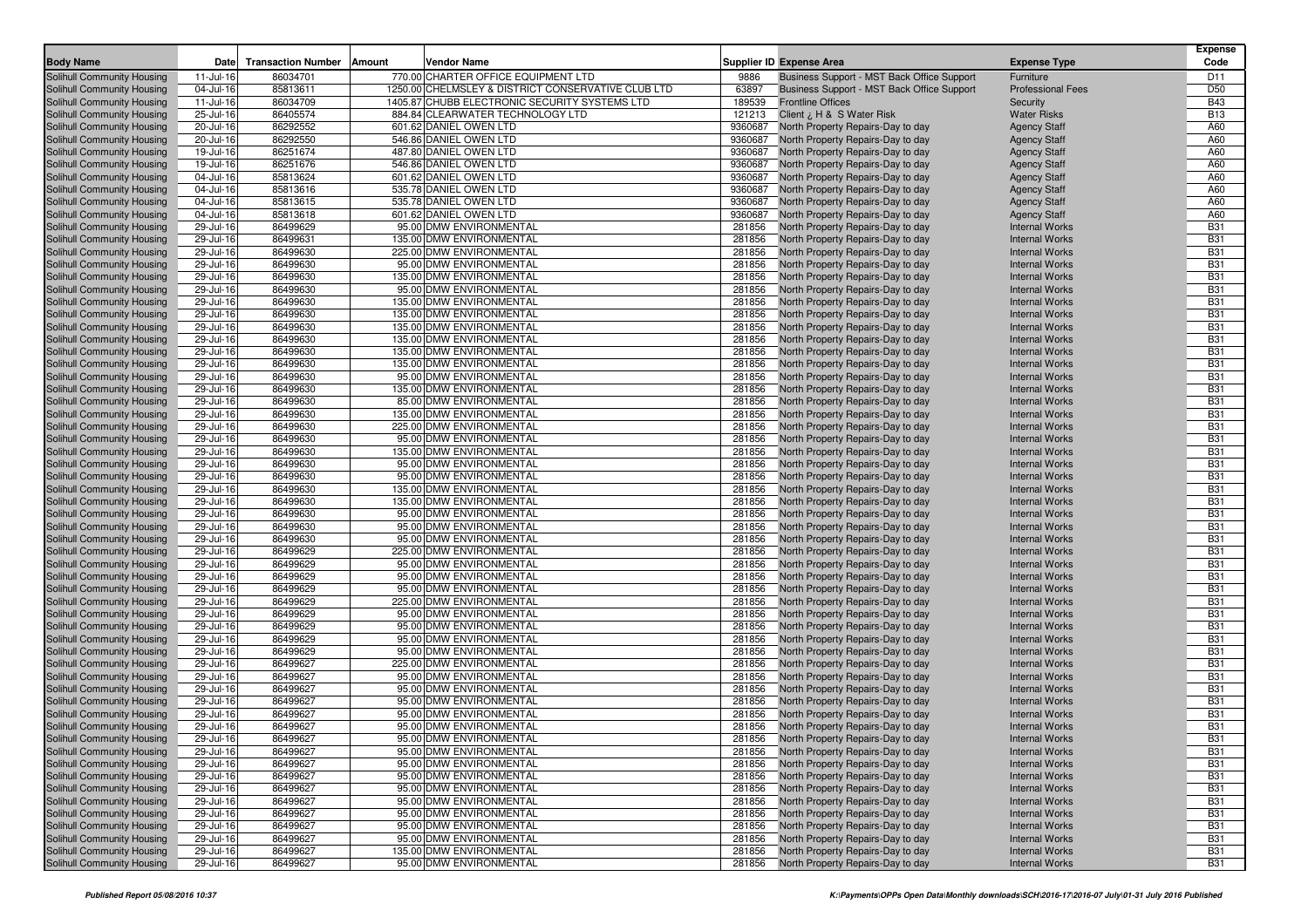| Body Name | Date | Transaction Number | Amount | Vendor Name | Supplier ID | Expense Area | Expense Type | Expense Code |
|---|---|---|---|---|---|---|---|---|
| Solihull Community Housing | 11-Jul-16 | 86034701 | 770.00 | CHARTER OFFICE EQUIPMENT LTD | 9886 | Business Support - MST Back Office Support | Furniture | D11 |
| Solihull Community Housing | 04-Jul-16 | 85813611 | 1250.00 | CHELMSLEY & DISTRICT CONSERVATIVE CLUB LTD | 63897 | Business Support - MST Back Office Support | Professional Fees | D50 |
| Solihull Community Housing | 11-Jul-16 | 86034709 | 1405.87 | CHUBB ELECTRONIC SECURITY SYSTEMS LTD | 189539 | Frontline Offices | Security | B43 |
| Solihull Community Housing | 25-Jul-16 | 86405574 | 884.84 | CLEARWATER TECHNOLOGY LTD | 121213 | Client ¿ H & S Water Risk | Water Risks | B13 |
| Solihull Community Housing | 20-Jul-16 | 86292552 | 601.62 | DANIEL OWEN LTD | 9360687 | North Property Repairs-Day to day | Agency Staff | A60 |
| Solihull Community Housing | 20-Jul-16 | 86292550 | 546.86 | DANIEL OWEN LTD | 9360687 | North Property Repairs-Day to day | Agency Staff | A60 |
| Solihull Community Housing | 19-Jul-16 | 86251674 | 487.80 | DANIEL OWEN LTD | 9360687 | North Property Repairs-Day to day | Agency Staff | A60 |
| Solihull Community Housing | 19-Jul-16 | 86251676 | 546.86 | DANIEL OWEN LTD | 9360687 | North Property Repairs-Day to day | Agency Staff | A60 |
| Solihull Community Housing | 04-Jul-16 | 85813624 | 601.62 | DANIEL OWEN LTD | 9360687 | North Property Repairs-Day to day | Agency Staff | A60 |
| Solihull Community Housing | 04-Jul-16 | 85813616 | 535.78 | DANIEL OWEN LTD | 9360687 | North Property Repairs-Day to day | Agency Staff | A60 |
| Solihull Community Housing | 04-Jul-16 | 85813615 | 535.78 | DANIEL OWEN LTD | 9360687 | North Property Repairs-Day to day | Agency Staff | A60 |
| Solihull Community Housing | 04-Jul-16 | 85813618 | 601.62 | DANIEL OWEN LTD | 9360687 | North Property Repairs-Day to day | Agency Staff | A60 |
| Solihull Community Housing | 29-Jul-16 | 86499629 | 95.00 | DMW ENVIRONMENTAL | 281856 | North Property Repairs-Day to day | Internal Works | B31 |
| Solihull Community Housing | 29-Jul-16 | 86499631 | 135.00 | DMW ENVIRONMENTAL | 281856 | North Property Repairs-Day to day | Internal Works | B31 |
| Solihull Community Housing | 29-Jul-16 | 86499630 | 225.00 | DMW ENVIRONMENTAL | 281856 | North Property Repairs-Day to day | Internal Works | B31 |
| Solihull Community Housing | 29-Jul-16 | 86499630 | 95.00 | DMW ENVIRONMENTAL | 281856 | North Property Repairs-Day to day | Internal Works | B31 |
| Solihull Community Housing | 29-Jul-16 | 86499630 | 135.00 | DMW ENVIRONMENTAL | 281856 | North Property Repairs-Day to day | Internal Works | B31 |
| Solihull Community Housing | 29-Jul-16 | 86499630 | 95.00 | DMW ENVIRONMENTAL | 281856 | North Property Repairs-Day to day | Internal Works | B31 |
| Solihull Community Housing | 29-Jul-16 | 86499630 | 135.00 | DMW ENVIRONMENTAL | 281856 | North Property Repairs-Day to day | Internal Works | B31 |
| Solihull Community Housing | 29-Jul-16 | 86499630 | 135.00 | DMW ENVIRONMENTAL | 281856 | North Property Repairs-Day to day | Internal Works | B31 |
| Solihull Community Housing | 29-Jul-16 | 86499630 | 135.00 | DMW ENVIRONMENTAL | 281856 | North Property Repairs-Day to day | Internal Works | B31 |
| Solihull Community Housing | 29-Jul-16 | 86499630 | 135.00 | DMW ENVIRONMENTAL | 281856 | North Property Repairs-Day to day | Internal Works | B31 |
| Solihull Community Housing | 29-Jul-16 | 86499630 | 135.00 | DMW ENVIRONMENTAL | 281856 | North Property Repairs-Day to day | Internal Works | B31 |
| Solihull Community Housing | 29-Jul-16 | 86499630 | 135.00 | DMW ENVIRONMENTAL | 281856 | North Property Repairs-Day to day | Internal Works | B31 |
| Solihull Community Housing | 29-Jul-16 | 86499630 | 95.00 | DMW ENVIRONMENTAL | 281856 | North Property Repairs-Day to day | Internal Works | B31 |
| Solihull Community Housing | 29-Jul-16 | 86499630 | 135.00 | DMW ENVIRONMENTAL | 281856 | North Property Repairs-Day to day | Internal Works | B31 |
| Solihull Community Housing | 29-Jul-16 | 86499630 | 85.00 | DMW ENVIRONMENTAL | 281856 | North Property Repairs-Day to day | Internal Works | B31 |
| Solihull Community Housing | 29-Jul-16 | 86499630 | 135.00 | DMW ENVIRONMENTAL | 281856 | North Property Repairs-Day to day | Internal Works | B31 |
| Solihull Community Housing | 29-Jul-16 | 86499630 | 225.00 | DMW ENVIRONMENTAL | 281856 | North Property Repairs-Day to day | Internal Works | B31 |
| Solihull Community Housing | 29-Jul-16 | 86499630 | 95.00 | DMW ENVIRONMENTAL | 281856 | North Property Repairs-Day to day | Internal Works | B31 |
| Solihull Community Housing | 29-Jul-16 | 86499630 | 135.00 | DMW ENVIRONMENTAL | 281856 | North Property Repairs-Day to day | Internal Works | B31 |
| Solihull Community Housing | 29-Jul-16 | 86499630 | 95.00 | DMW ENVIRONMENTAL | 281856 | North Property Repairs-Day to day | Internal Works | B31 |
| Solihull Community Housing | 29-Jul-16 | 86499630 | 95.00 | DMW ENVIRONMENTAL | 281856 | North Property Repairs-Day to day | Internal Works | B31 |
| Solihull Community Housing | 29-Jul-16 | 86499630 | 135.00 | DMW ENVIRONMENTAL | 281856 | North Property Repairs-Day to day | Internal Works | B31 |
| Solihull Community Housing | 29-Jul-16 | 86499630 | 135.00 | DMW ENVIRONMENTAL | 281856 | North Property Repairs-Day to day | Internal Works | B31 |
| Solihull Community Housing | 29-Jul-16 | 86499630 | 95.00 | DMW ENVIRONMENTAL | 281856 | North Property Repairs-Day to day | Internal Works | B31 |
| Solihull Community Housing | 29-Jul-16 | 86499630 | 95.00 | DMW ENVIRONMENTAL | 281856 | North Property Repairs-Day to day | Internal Works | B31 |
| Solihull Community Housing | 29-Jul-16 | 86499630 | 95.00 | DMW ENVIRONMENTAL | 281856 | North Property Repairs-Day to day | Internal Works | B31 |
| Solihull Community Housing | 29-Jul-16 | 86499629 | 225.00 | DMW ENVIRONMENTAL | 281856 | North Property Repairs-Day to day | Internal Works | B31 |
| Solihull Community Housing | 29-Jul-16 | 86499629 | 95.00 | DMW ENVIRONMENTAL | 281856 | North Property Repairs-Day to day | Internal Works | B31 |
| Solihull Community Housing | 29-Jul-16 | 86499629 | 95.00 | DMW ENVIRONMENTAL | 281856 | North Property Repairs-Day to day | Internal Works | B31 |
| Solihull Community Housing | 29-Jul-16 | 86499629 | 95.00 | DMW ENVIRONMENTAL | 281856 | North Property Repairs-Day to day | Internal Works | B31 |
| Solihull Community Housing | 29-Jul-16 | 86499629 | 225.00 | DMW ENVIRONMENTAL | 281856 | North Property Repairs-Day to day | Internal Works | B31 |
| Solihull Community Housing | 29-Jul-16 | 86499629 | 95.00 | DMW ENVIRONMENTAL | 281856 | North Property Repairs-Day to day | Internal Works | B31 |
| Solihull Community Housing | 29-Jul-16 | 86499629 | 95.00 | DMW ENVIRONMENTAL | 281856 | North Property Repairs-Day to day | Internal Works | B31 |
| Solihull Community Housing | 29-Jul-16 | 86499629 | 95.00 | DMW ENVIRONMENTAL | 281856 | North Property Repairs-Day to day | Internal Works | B31 |
| Solihull Community Housing | 29-Jul-16 | 86499629 | 95.00 | DMW ENVIRONMENTAL | 281856 | North Property Repairs-Day to day | Internal Works | B31 |
| Solihull Community Housing | 29-Jul-16 | 86499627 | 225.00 | DMW ENVIRONMENTAL | 281856 | North Property Repairs-Day to day | Internal Works | B31 |
| Solihull Community Housing | 29-Jul-16 | 86499627 | 95.00 | DMW ENVIRONMENTAL | 281856 | North Property Repairs-Day to day | Internal Works | B31 |
| Solihull Community Housing | 29-Jul-16 | 86499627 | 95.00 | DMW ENVIRONMENTAL | 281856 | North Property Repairs-Day to day | Internal Works | B31 |
| Solihull Community Housing | 29-Jul-16 | 86499627 | 95.00 | DMW ENVIRONMENTAL | 281856 | North Property Repairs-Day to day | Internal Works | B31 |
| Solihull Community Housing | 29-Jul-16 | 86499627 | 95.00 | DMW ENVIRONMENTAL | 281856 | North Property Repairs-Day to day | Internal Works | B31 |
| Solihull Community Housing | 29-Jul-16 | 86499627 | 95.00 | DMW ENVIRONMENTAL | 281856 | North Property Repairs-Day to day | Internal Works | B31 |
| Solihull Community Housing | 29-Jul-16 | 86499627 | 95.00 | DMW ENVIRONMENTAL | 281856 | North Property Repairs-Day to day | Internal Works | B31 |
| Solihull Community Housing | 29-Jul-16 | 86499627 | 95.00 | DMW ENVIRONMENTAL | 281856 | North Property Repairs-Day to day | Internal Works | B31 |
| Solihull Community Housing | 29-Jul-16 | 86499627 | 95.00 | DMW ENVIRONMENTAL | 281856 | North Property Repairs-Day to day | Internal Works | B31 |
| Solihull Community Housing | 29-Jul-16 | 86499627 | 95.00 | DMW ENVIRONMENTAL | 281856 | North Property Repairs-Day to day | Internal Works | B31 |
| Solihull Community Housing | 29-Jul-16 | 86499627 | 95.00 | DMW ENVIRONMENTAL | 281856 | North Property Repairs-Day to day | Internal Works | B31 |
| Solihull Community Housing | 29-Jul-16 | 86499627 | 95.00 | DMW ENVIRONMENTAL | 281856 | North Property Repairs-Day to day | Internal Works | B31 |
| Solihull Community Housing | 29-Jul-16 | 86499627 | 95.00 | DMW ENVIRONMENTAL | 281856 | North Property Repairs-Day to day | Internal Works | B31 |
| Solihull Community Housing | 29-Jul-16 | 86499627 | 95.00 | DMW ENVIRONMENTAL | 281856 | North Property Repairs-Day to day | Internal Works | B31 |
| Solihull Community Housing | 29-Jul-16 | 86499627 | 135.00 | DMW ENVIRONMENTAL | 281856 | North Property Repairs-Day to day | Internal Works | B31 |
| Solihull Community Housing | 29-Jul-16 | 86499627 | 95.00 | DMW ENVIRONMENTAL | 281856 | North Property Repairs-Day to day | Internal Works | B31 |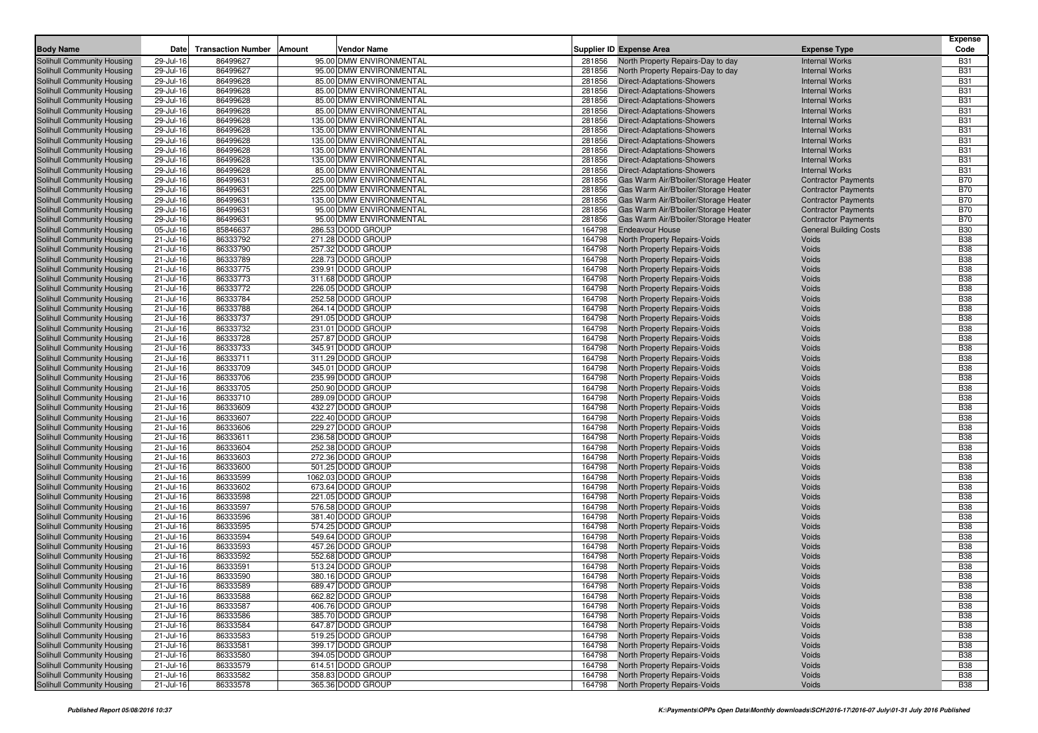| Body Name | Date | Transaction Number | Amount | Vendor Name | Supplier ID | Expense Area | Expense Type | Expense Code |
|---|---|---|---|---|---|---|---|---|
| Solihull Community Housing | 29-Jul-16 | 86499627 | 95.00 | DMW ENVIRONMENTAL | 281856 | North Property Repairs-Day to day | Internal Works | B31 |
| Solihull Community Housing | 29-Jul-16 | 86499627 | 95.00 | DMW ENVIRONMENTAL | 281856 | North Property Repairs-Day to day | Internal Works | B31 |
| Solihull Community Housing | 29-Jul-16 | 86499628 | 85.00 | DMW ENVIRONMENTAL | 281856 | Direct-Adaptations-Showers | Internal Works | B31 |
| Solihull Community Housing | 29-Jul-16 | 86499628 | 85.00 | DMW ENVIRONMENTAL | 281856 | Direct-Adaptations-Showers | Internal Works | B31 |
| Solihull Community Housing | 29-Jul-16 | 86499628 | 85.00 | DMW ENVIRONMENTAL | 281856 | Direct-Adaptations-Showers | Internal Works | B31 |
| Solihull Community Housing | 29-Jul-16 | 86499628 | 85.00 | DMW ENVIRONMENTAL | 281856 | Direct-Adaptations-Showers | Internal Works | B31 |
| Solihull Community Housing | 29-Jul-16 | 86499628 | 135.00 | DMW ENVIRONMENTAL | 281856 | Direct-Adaptations-Showers | Internal Works | B31 |
| Solihull Community Housing | 29-Jul-16 | 86499628 | 135.00 | DMW ENVIRONMENTAL | 281856 | Direct-Adaptations-Showers | Internal Works | B31 |
| Solihull Community Housing | 29-Jul-16 | 86499628 | 135.00 | DMW ENVIRONMENTAL | 281856 | Direct-Adaptations-Showers | Internal Works | B31 |
| Solihull Community Housing | 29-Jul-16 | 86499628 | 135.00 | DMW ENVIRONMENTAL | 281856 | Direct-Adaptations-Showers | Internal Works | B31 |
| Solihull Community Housing | 29-Jul-16 | 86499628 | 135.00 | DMW ENVIRONMENTAL | 281856 | Direct-Adaptations-Showers | Internal Works | B31 |
| Solihull Community Housing | 29-Jul-16 | 86499628 | 85.00 | DMW ENVIRONMENTAL | 281856 | Direct-Adaptations-Showers | Internal Works | B31 |
| Solihull Community Housing | 29-Jul-16 | 86499631 | 225.00 | DMW ENVIRONMENTAL | 281856 | Gas Warm Air/B'boiler/Storage Heater | Contractor Payments | B70 |
| Solihull Community Housing | 29-Jul-16 | 86499631 | 225.00 | DMW ENVIRONMENTAL | 281856 | Gas Warm Air/B'boiler/Storage Heater | Contractor Payments | B70 |
| Solihull Community Housing | 29-Jul-16 | 86499631 | 135.00 | DMW ENVIRONMENTAL | 281856 | Gas Warm Air/B'boiler/Storage Heater | Contractor Payments | B70 |
| Solihull Community Housing | 29-Jul-16 | 86499631 | 95.00 | DMW ENVIRONMENTAL | 281856 | Gas Warm Air/B'boiler/Storage Heater | Contractor Payments | B70 |
| Solihull Community Housing | 29-Jul-16 | 86499631 | 95.00 | DMW ENVIRONMENTAL | 281856 | Gas Warm Air/B'boiler/Storage Heater | Contractor Payments | B70 |
| Solihull Community Housing | 05-Jul-16 | 85846637 | 286.53 | DODD GROUP | 164798 | Endeavour House | General Building Costs | B30 |
| Solihull Community Housing | 21-Jul-16 | 86333792 | 271.28 | DODD GROUP | 164798 | North Property Repairs-Voids | Voids | B38 |
| Solihull Community Housing | 21-Jul-16 | 86333790 | 257.32 | DODD GROUP | 164798 | North Property Repairs-Voids | Voids | B38 |
| Solihull Community Housing | 21-Jul-16 | 86333789 | 228.73 | DODD GROUP | 164798 | North Property Repairs-Voids | Voids | B38 |
| Solihull Community Housing | 21-Jul-16 | 86333775 | 239.91 | DODD GROUP | 164798 | North Property Repairs-Voids | Voids | B38 |
| Solihull Community Housing | 21-Jul-16 | 86333773 | 311.68 | DODD GROUP | 164798 | North Property Repairs-Voids | Voids | B38 |
| Solihull Community Housing | 21-Jul-16 | 86333772 | 226.05 | DODD GROUP | 164798 | North Property Repairs-Voids | Voids | B38 |
| Solihull Community Housing | 21-Jul-16 | 86333784 | 252.58 | DODD GROUP | 164798 | North Property Repairs-Voids | Voids | B38 |
| Solihull Community Housing | 21-Jul-16 | 86333788 | 264.14 | DODD GROUP | 164798 | North Property Repairs-Voids | Voids | B38 |
| Solihull Community Housing | 21-Jul-16 | 86333737 | 291.05 | DODD GROUP | 164798 | North Property Repairs-Voids | Voids | B38 |
| Solihull Community Housing | 21-Jul-16 | 86333732 | 231.01 | DODD GROUP | 164798 | North Property Repairs-Voids | Voids | B38 |
| Solihull Community Housing | 21-Jul-16 | 86333728 | 257.87 | DODD GROUP | 164798 | North Property Repairs-Voids | Voids | B38 |
| Solihull Community Housing | 21-Jul-16 | 86333733 | 345.91 | DODD GROUP | 164798 | North Property Repairs-Voids | Voids | B38 |
| Solihull Community Housing | 21-Jul-16 | 86333711 | 311.29 | DODD GROUP | 164798 | North Property Repairs-Voids | Voids | B38 |
| Solihull Community Housing | 21-Jul-16 | 86333709 | 345.01 | DODD GROUP | 164798 | North Property Repairs-Voids | Voids | B38 |
| Solihull Community Housing | 21-Jul-16 | 86333706 | 235.99 | DODD GROUP | 164798 | North Property Repairs-Voids | Voids | B38 |
| Solihull Community Housing | 21-Jul-16 | 86333705 | 250.90 | DODD GROUP | 164798 | North Property Repairs-Voids | Voids | B38 |
| Solihull Community Housing | 21-Jul-16 | 86333710 | 289.09 | DODD GROUP | 164798 | North Property Repairs-Voids | Voids | B38 |
| Solihull Community Housing | 21-Jul-16 | 86333609 | 432.27 | DODD GROUP | 164798 | North Property Repairs-Voids | Voids | B38 |
| Solihull Community Housing | 21-Jul-16 | 86333607 | 222.40 | DODD GROUP | 164798 | North Property Repairs-Voids | Voids | B38 |
| Solihull Community Housing | 21-Jul-16 | 86333606 | 229.27 | DODD GROUP | 164798 | North Property Repairs-Voids | Voids | B38 |
| Solihull Community Housing | 21-Jul-16 | 86333611 | 236.58 | DODD GROUP | 164798 | North Property Repairs-Voids | Voids | B38 |
| Solihull Community Housing | 21-Jul-16 | 86333604 | 252.38 | DODD GROUP | 164798 | North Property Repairs-Voids | Voids | B38 |
| Solihull Community Housing | 21-Jul-16 | 86333603 | 272.36 | DODD GROUP | 164798 | North Property Repairs-Voids | Voids | B38 |
| Solihull Community Housing | 21-Jul-16 | 86333600 | 501.25 | DODD GROUP | 164798 | North Property Repairs-Voids | Voids | B38 |
| Solihull Community Housing | 21-Jul-16 | 86333599 | 1062.03 | DODD GROUP | 164798 | North Property Repairs-Voids | Voids | B38 |
| Solihull Community Housing | 21-Jul-16 | 86333602 | 673.64 | DODD GROUP | 164798 | North Property Repairs-Voids | Voids | B38 |
| Solihull Community Housing | 21-Jul-16 | 86333598 | 221.05 | DODD GROUP | 164798 | North Property Repairs-Voids | Voids | B38 |
| Solihull Community Housing | 21-Jul-16 | 86333597 | 576.58 | DODD GROUP | 164798 | North Property Repairs-Voids | Voids | B38 |
| Solihull Community Housing | 21-Jul-16 | 86333596 | 381.40 | DODD GROUP | 164798 | North Property Repairs-Voids | Voids | B38 |
| Solihull Community Housing | 21-Jul-16 | 86333595 | 574.25 | DODD GROUP | 164798 | North Property Repairs-Voids | Voids | B38 |
| Solihull Community Housing | 21-Jul-16 | 86333594 | 549.64 | DODD GROUP | 164798 | North Property Repairs-Voids | Voids | B38 |
| Solihull Community Housing | 21-Jul-16 | 86333593 | 457.26 | DODD GROUP | 164798 | North Property Repairs-Voids | Voids | B38 |
| Solihull Community Housing | 21-Jul-16 | 86333592 | 552.68 | DODD GROUP | 164798 | North Property Repairs-Voids | Voids | B38 |
| Solihull Community Housing | 21-Jul-16 | 86333591 | 513.24 | DODD GROUP | 164798 | North Property Repairs-Voids | Voids | B38 |
| Solihull Community Housing | 21-Jul-16 | 86333590 | 380.16 | DODD GROUP | 164798 | North Property Repairs-Voids | Voids | B38 |
| Solihull Community Housing | 21-Jul-16 | 86333589 | 689.47 | DODD GROUP | 164798 | North Property Repairs-Voids | Voids | B38 |
| Solihull Community Housing | 21-Jul-16 | 86333588 | 662.82 | DODD GROUP | 164798 | North Property Repairs-Voids | Voids | B38 |
| Solihull Community Housing | 21-Jul-16 | 86333587 | 406.76 | DODD GROUP | 164798 | North Property Repairs-Voids | Voids | B38 |
| Solihull Community Housing | 21-Jul-16 | 86333586 | 385.70 | DODD GROUP | 164798 | North Property Repairs-Voids | Voids | B38 |
| Solihull Community Housing | 21-Jul-16 | 86333584 | 647.87 | DODD GROUP | 164798 | North Property Repairs-Voids | Voids | B38 |
| Solihull Community Housing | 21-Jul-16 | 86333583 | 519.25 | DODD GROUP | 164798 | North Property Repairs-Voids | Voids | B38 |
| Solihull Community Housing | 21-Jul-16 | 86333581 | 399.17 | DODD GROUP | 164798 | North Property Repairs-Voids | Voids | B38 |
| Solihull Community Housing | 21-Jul-16 | 86333580 | 394.05 | DODD GROUP | 164798 | North Property Repairs-Voids | Voids | B38 |
| Solihull Community Housing | 21-Jul-16 | 86333579 | 614.51 | DODD GROUP | 164798 | North Property Repairs-Voids | Voids | B38 |
| Solihull Community Housing | 21-Jul-16 | 86333582 | 358.83 | DODD GROUP | 164798 | North Property Repairs-Voids | Voids | B38 |
| Solihull Community Housing | 21-Jul-16 | 86333578 | 365.36 | DODD GROUP | 164798 | North Property Repairs-Voids | Voids | B38 |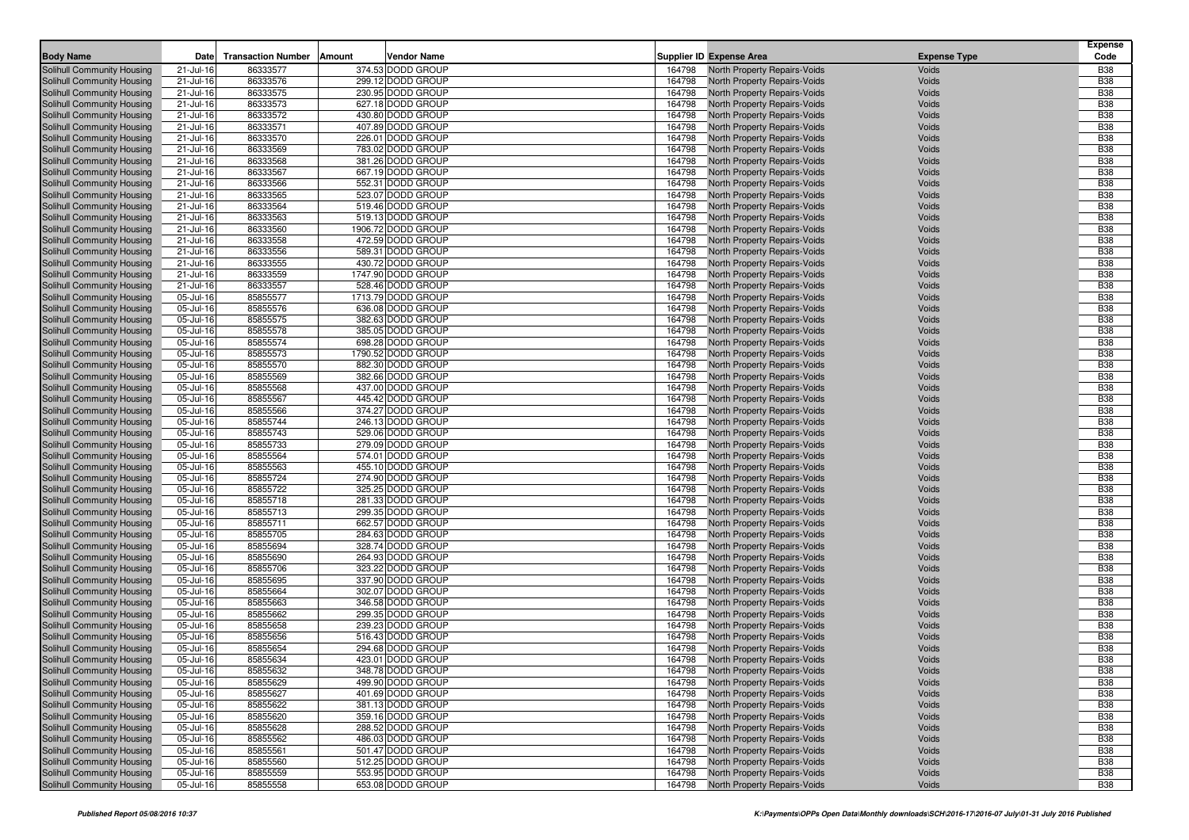| Body Name | Date | Transaction Number | Amount | Vendor Name | Supplier ID | Expense Area | Expense Type | Expense Code |
|---|---|---|---|---|---|---|---|---|
| Solihull Community Housing | 21-Jul-16 | 86333577 | 374.53 | DODD GROUP | 164798 | North Property Repairs-Voids | Voids | B38 |
| Solihull Community Housing | 21-Jul-16 | 86333576 | 299.12 | DODD GROUP | 164798 | North Property Repairs-Voids | Voids | B38 |
| Solihull Community Housing | 21-Jul-16 | 86333575 | 230.95 | DODD GROUP | 164798 | North Property Repairs-Voids | Voids | B38 |
| Solihull Community Housing | 21-Jul-16 | 86333573 | 627.18 | DODD GROUP | 164798 | North Property Repairs-Voids | Voids | B38 |
| Solihull Community Housing | 21-Jul-16 | 86333572 | 430.80 | DODD GROUP | 164798 | North Property Repairs-Voids | Voids | B38 |
| Solihull Community Housing | 21-Jul-16 | 86333571 | 407.89 | DODD GROUP | 164798 | North Property Repairs-Voids | Voids | B38 |
| Solihull Community Housing | 21-Jul-16 | 86333570 | 226.01 | DODD GROUP | 164798 | North Property Repairs-Voids | Voids | B38 |
| Solihull Community Housing | 21-Jul-16 | 86333569 | 783.02 | DODD GROUP | 164798 | North Property Repairs-Voids | Voids | B38 |
| Solihull Community Housing | 21-Jul-16 | 86333568 | 381.26 | DODD GROUP | 164798 | North Property Repairs-Voids | Voids | B38 |
| Solihull Community Housing | 21-Jul-16 | 86333567 | 667.19 | DODD GROUP | 164798 | North Property Repairs-Voids | Voids | B38 |
| Solihull Community Housing | 21-Jul-16 | 86333566 | 552.31 | DODD GROUP | 164798 | North Property Repairs-Voids | Voids | B38 |
| Solihull Community Housing | 21-Jul-16 | 86333565 | 523.07 | DODD GROUP | 164798 | North Property Repairs-Voids | Voids | B38 |
| Solihull Community Housing | 21-Jul-16 | 86333564 | 519.46 | DODD GROUP | 164798 | North Property Repairs-Voids | Voids | B38 |
| Solihull Community Housing | 21-Jul-16 | 86333563 | 519.13 | DODD GROUP | 164798 | North Property Repairs-Voids | Voids | B38 |
| Solihull Community Housing | 21-Jul-16 | 86333560 | 1906.72 | DODD GROUP | 164798 | North Property Repairs-Voids | Voids | B38 |
| Solihull Community Housing | 21-Jul-16 | 86333558 | 472.59 | DODD GROUP | 164798 | North Property Repairs-Voids | Voids | B38 |
| Solihull Community Housing | 21-Jul-16 | 86333556 | 589.31 | DODD GROUP | 164798 | North Property Repairs-Voids | Voids | B38 |
| Solihull Community Housing | 21-Jul-16 | 86333555 | 430.72 | DODD GROUP | 164798 | North Property Repairs-Voids | Voids | B38 |
| Solihull Community Housing | 21-Jul-16 | 86333559 | 1747.90 | DODD GROUP | 164798 | North Property Repairs-Voids | Voids | B38 |
| Solihull Community Housing | 21-Jul-16 | 86333557 | 528.46 | DODD GROUP | 164798 | North Property Repairs-Voids | Voids | B38 |
| Solihull Community Housing | 05-Jul-16 | 85855577 | 1713.79 | DODD GROUP | 164798 | North Property Repairs-Voids | Voids | B38 |
| Solihull Community Housing | 05-Jul-16 | 85855576 | 636.08 | DODD GROUP | 164798 | North Property Repairs-Voids | Voids | B38 |
| Solihull Community Housing | 05-Jul-16 | 85855575 | 382.63 | DODD GROUP | 164798 | North Property Repairs-Voids | Voids | B38 |
| Solihull Community Housing | 05-Jul-16 | 85855578 | 385.05 | DODD GROUP | 164798 | North Property Repairs-Voids | Voids | B38 |
| Solihull Community Housing | 05-Jul-16 | 85855574 | 698.28 | DODD GROUP | 164798 | North Property Repairs-Voids | Voids | B38 |
| Solihull Community Housing | 05-Jul-16 | 85855573 | 1790.52 | DODD GROUP | 164798 | North Property Repairs-Voids | Voids | B38 |
| Solihull Community Housing | 05-Jul-16 | 85855570 | 882.30 | DODD GROUP | 164798 | North Property Repairs-Voids | Voids | B38 |
| Solihull Community Housing | 05-Jul-16 | 85855569 | 382.66 | DODD GROUP | 164798 | North Property Repairs-Voids | Voids | B38 |
| Solihull Community Housing | 05-Jul-16 | 85855568 | 437.00 | DODD GROUP | 164798 | North Property Repairs-Voids | Voids | B38 |
| Solihull Community Housing | 05-Jul-16 | 85855567 | 445.42 | DODD GROUP | 164798 | North Property Repairs-Voids | Voids | B38 |
| Solihull Community Housing | 05-Jul-16 | 85855566 | 374.27 | DODD GROUP | 164798 | North Property Repairs-Voids | Voids | B38 |
| Solihull Community Housing | 05-Jul-16 | 85855744 | 246.13 | DODD GROUP | 164798 | North Property Repairs-Voids | Voids | B38 |
| Solihull Community Housing | 05-Jul-16 | 85855743 | 529.06 | DODD GROUP | 164798 | North Property Repairs-Voids | Voids | B38 |
| Solihull Community Housing | 05-Jul-16 | 85855733 | 279.09 | DODD GROUP | 164798 | North Property Repairs-Voids | Voids | B38 |
| Solihull Community Housing | 05-Jul-16 | 85855564 | 574.01 | DODD GROUP | 164798 | North Property Repairs-Voids | Voids | B38 |
| Solihull Community Housing | 05-Jul-16 | 85855563 | 455.10 | DODD GROUP | 164798 | North Property Repairs-Voids | Voids | B38 |
| Solihull Community Housing | 05-Jul-16 | 85855724 | 274.90 | DODD GROUP | 164798 | North Property Repairs-Voids | Voids | B38 |
| Solihull Community Housing | 05-Jul-16 | 85855722 | 325.25 | DODD GROUP | 164798 | North Property Repairs-Voids | Voids | B38 |
| Solihull Community Housing | 05-Jul-16 | 85855718 | 281.33 | DODD GROUP | 164798 | North Property Repairs-Voids | Voids | B38 |
| Solihull Community Housing | 05-Jul-16 | 85855713 | 299.35 | DODD GROUP | 164798 | North Property Repairs-Voids | Voids | B38 |
| Solihull Community Housing | 05-Jul-16 | 85855711 | 662.57 | DODD GROUP | 164798 | North Property Repairs-Voids | Voids | B38 |
| Solihull Community Housing | 05-Jul-16 | 85855705 | 284.63 | DODD GROUP | 164798 | North Property Repairs-Voids | Voids | B38 |
| Solihull Community Housing | 05-Jul-16 | 85855694 | 328.74 | DODD GROUP | 164798 | North Property Repairs-Voids | Voids | B38 |
| Solihull Community Housing | 05-Jul-16 | 85855690 | 264.93 | DODD GROUP | 164798 | North Property Repairs-Voids | Voids | B38 |
| Solihull Community Housing | 05-Jul-16 | 85855706 | 323.22 | DODD GROUP | 164798 | North Property Repairs-Voids | Voids | B38 |
| Solihull Community Housing | 05-Jul-16 | 85855695 | 337.90 | DODD GROUP | 164798 | North Property Repairs-Voids | Voids | B38 |
| Solihull Community Housing | 05-Jul-16 | 85855664 | 302.07 | DODD GROUP | 164798 | North Property Repairs-Voids | Voids | B38 |
| Solihull Community Housing | 05-Jul-16 | 85855663 | 346.58 | DODD GROUP | 164798 | North Property Repairs-Voids | Voids | B38 |
| Solihull Community Housing | 05-Jul-16 | 85855662 | 299.35 | DODD GROUP | 164798 | North Property Repairs-Voids | Voids | B38 |
| Solihull Community Housing | 05-Jul-16 | 85855658 | 239.23 | DODD GROUP | 164798 | North Property Repairs-Voids | Voids | B38 |
| Solihull Community Housing | 05-Jul-16 | 85855656 | 516.43 | DODD GROUP | 164798 | North Property Repairs-Voids | Voids | B38 |
| Solihull Community Housing | 05-Jul-16 | 85855654 | 294.68 | DODD GROUP | 164798 | North Property Repairs-Voids | Voids | B38 |
| Solihull Community Housing | 05-Jul-16 | 85855634 | 423.01 | DODD GROUP | 164798 | North Property Repairs-Voids | Voids | B38 |
| Solihull Community Housing | 05-Jul-16 | 85855632 | 348.78 | DODD GROUP | 164798 | North Property Repairs-Voids | Voids | B38 |
| Solihull Community Housing | 05-Jul-16 | 85855629 | 499.90 | DODD GROUP | 164798 | North Property Repairs-Voids | Voids | B38 |
| Solihull Community Housing | 05-Jul-16 | 85855627 | 401.69 | DODD GROUP | 164798 | North Property Repairs-Voids | Voids | B38 |
| Solihull Community Housing | 05-Jul-16 | 85855622 | 381.13 | DODD GROUP | 164798 | North Property Repairs-Voids | Voids | B38 |
| Solihull Community Housing | 05-Jul-16 | 85855620 | 359.16 | DODD GROUP | 164798 | North Property Repairs-Voids | Voids | B38 |
| Solihull Community Housing | 05-Jul-16 | 85855628 | 288.52 | DODD GROUP | 164798 | North Property Repairs-Voids | Voids | B38 |
| Solihull Community Housing | 05-Jul-16 | 85855562 | 486.03 | DODD GROUP | 164798 | North Property Repairs-Voids | Voids | B38 |
| Solihull Community Housing | 05-Jul-16 | 85855561 | 501.47 | DODD GROUP | 164798 | North Property Repairs-Voids | Voids | B38 |
| Solihull Community Housing | 05-Jul-16 | 85855560 | 512.25 | DODD GROUP | 164798 | North Property Repairs-Voids | Voids | B38 |
| Solihull Community Housing | 05-Jul-16 | 85855559 | 553.95 | DODD GROUP | 164798 | North Property Repairs-Voids | Voids | B38 |
| Solihull Community Housing | 05-Jul-16 | 85855558 | 653.08 | DODD GROUP | 164798 | North Property Repairs-Voids | Voids | B38 |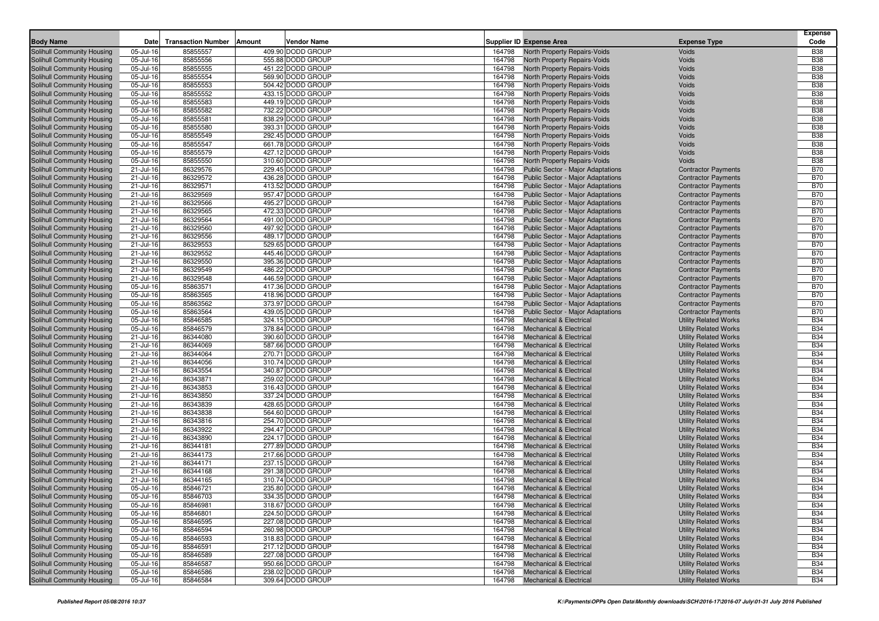| Body Name | Date | Transaction Number | Amount | Vendor Name | Supplier ID | Expense Area | Expense Type | Expense Code |
|---|---|---|---|---|---|---|---|---|
| Solihull Community Housing | 05-Jul-16 | 85855557 | 409.90 | DODD GROUP | 164798 | North Property Repairs-Voids | Voids | B38 |
| Solihull Community Housing | 05-Jul-16 | 85855556 | 555.88 | DODD GROUP | 164798 | North Property Repairs-Voids | Voids | B38 |
| Solihull Community Housing | 05-Jul-16 | 85855555 | 451.22 | DODD GROUP | 164798 | North Property Repairs-Voids | Voids | B38 |
| Solihull Community Housing | 05-Jul-16 | 85855554 | 569.90 | DODD GROUP | 164798 | North Property Repairs-Voids | Voids | B38 |
| Solihull Community Housing | 05-Jul-16 | 85855553 | 504.42 | DODD GROUP | 164798 | North Property Repairs-Voids | Voids | B38 |
| Solihull Community Housing | 05-Jul-16 | 85855552 | 433.15 | DODD GROUP | 164798 | North Property Repairs-Voids | Voids | B38 |
| Solihull Community Housing | 05-Jul-16 | 85855583 | 449.19 | DODD GROUP | 164798 | North Property Repairs-Voids | Voids | B38 |
| Solihull Community Housing | 05-Jul-16 | 85855582 | 732.22 | DODD GROUP | 164798 | North Property Repairs-Voids | Voids | B38 |
| Solihull Community Housing | 05-Jul-16 | 85855581 | 838.29 | DODD GROUP | 164798 | North Property Repairs-Voids | Voids | B38 |
| Solihull Community Housing | 05-Jul-16 | 85855580 | 393.31 | DODD GROUP | 164798 | North Property Repairs-Voids | Voids | B38 |
| Solihull Community Housing | 05-Jul-16 | 85855549 | 292.45 | DODD GROUP | 164798 | North Property Repairs-Voids | Voids | B38 |
| Solihull Community Housing | 05-Jul-16 | 85855547 | 661.78 | DODD GROUP | 164798 | North Property Repairs-Voids | Voids | B38 |
| Solihull Community Housing | 05-Jul-16 | 85855579 | 427.12 | DODD GROUP | 164798 | North Property Repairs-Voids | Voids | B38 |
| Solihull Community Housing | 05-Jul-16 | 85855550 | 310.60 | DODD GROUP | 164798 | North Property Repairs-Voids | Voids | B38 |
| Solihull Community Housing | 21-Jul-16 | 86329576 | 229.45 | DODD GROUP | 164798 | Public Sector - Major Adaptations | Contractor Payments | B70 |
| Solihull Community Housing | 21-Jul-16 | 86329572 | 436.28 | DODD GROUP | 164798 | Public Sector - Major Adaptations | Contractor Payments | B70 |
| Solihull Community Housing | 21-Jul-16 | 86329571 | 413.52 | DODD GROUP | 164798 | Public Sector - Major Adaptations | Contractor Payments | B70 |
| Solihull Community Housing | 21-Jul-16 | 86329569 | 957.47 | DODD GROUP | 164798 | Public Sector - Major Adaptations | Contractor Payments | B70 |
| Solihull Community Housing | 21-Jul-16 | 86329566 | 495.27 | DODD GROUP | 164798 | Public Sector - Major Adaptations | Contractor Payments | B70 |
| Solihull Community Housing | 21-Jul-16 | 86329565 | 472.33 | DODD GROUP | 164798 | Public Sector - Major Adaptations | Contractor Payments | B70 |
| Solihull Community Housing | 21-Jul-16 | 86329564 | 491.00 | DODD GROUP | 164798 | Public Sector - Major Adaptations | Contractor Payments | B70 |
| Solihull Community Housing | 21-Jul-16 | 86329560 | 497.92 | DODD GROUP | 164798 | Public Sector - Major Adaptations | Contractor Payments | B70 |
| Solihull Community Housing | 21-Jul-16 | 86329556 | 489.17 | DODD GROUP | 164798 | Public Sector - Major Adaptations | Contractor Payments | B70 |
| Solihull Community Housing | 21-Jul-16 | 86329553 | 529.65 | DODD GROUP | 164798 | Public Sector - Major Adaptations | Contractor Payments | B70 |
| Solihull Community Housing | 21-Jul-16 | 86329552 | 445.46 | DODD GROUP | 164798 | Public Sector - Major Adaptations | Contractor Payments | B70 |
| Solihull Community Housing | 21-Jul-16 | 86329550 | 395.36 | DODD GROUP | 164798 | Public Sector - Major Adaptations | Contractor Payments | B70 |
| Solihull Community Housing | 21-Jul-16 | 86329549 | 486.22 | DODD GROUP | 164798 | Public Sector - Major Adaptations | Contractor Payments | B70 |
| Solihull Community Housing | 21-Jul-16 | 86329548 | 446.59 | DODD GROUP | 164798 | Public Sector - Major Adaptations | Contractor Payments | B70 |
| Solihull Community Housing | 05-Jul-16 | 85863571 | 417.36 | DODD GROUP | 164798 | Public Sector - Major Adaptations | Contractor Payments | B70 |
| Solihull Community Housing | 05-Jul-16 | 85863565 | 418.96 | DODD GROUP | 164798 | Public Sector - Major Adaptations | Contractor Payments | B70 |
| Solihull Community Housing | 05-Jul-16 | 85863562 | 373.97 | DODD GROUP | 164798 | Public Sector - Major Adaptations | Contractor Payments | B70 |
| Solihull Community Housing | 05-Jul-16 | 85863564 | 439.05 | DODD GROUP | 164798 | Public Sector - Major Adaptations | Contractor Payments | B70 |
| Solihull Community Housing | 05-Jul-16 | 85846585 | 324.15 | DODD GROUP | 164798 | Mechanical & Electrical | Utility Related Works | B34 |
| Solihull Community Housing | 05-Jul-16 | 85846579 | 378.84 | DODD GROUP | 164798 | Mechanical & Electrical | Utility Related Works | B34 |
| Solihull Community Housing | 21-Jul-16 | 86344080 | 390.60 | DODD GROUP | 164798 | Mechanical & Electrical | Utility Related Works | B34 |
| Solihull Community Housing | 21-Jul-16 | 86344069 | 587.66 | DODD GROUP | 164798 | Mechanical & Electrical | Utility Related Works | B34 |
| Solihull Community Housing | 21-Jul-16 | 86344064 | 270.71 | DODD GROUP | 164798 | Mechanical & Electrical | Utility Related Works | B34 |
| Solihull Community Housing | 21-Jul-16 | 86344056 | 310.74 | DODD GROUP | 164798 | Mechanical & Electrical | Utility Related Works | B34 |
| Solihull Community Housing | 21-Jul-16 | 86343554 | 340.87 | DODD GROUP | 164798 | Mechanical & Electrical | Utility Related Works | B34 |
| Solihull Community Housing | 21-Jul-16 | 86343871 | 259.02 | DODD GROUP | 164798 | Mechanical & Electrical | Utility Related Works | B34 |
| Solihull Community Housing | 21-Jul-16 | 86343853 | 316.43 | DODD GROUP | 164798 | Mechanical & Electrical | Utility Related Works | B34 |
| Solihull Community Housing | 21-Jul-16 | 86343850 | 337.24 | DODD GROUP | 164798 | Mechanical & Electrical | Utility Related Works | B34 |
| Solihull Community Housing | 21-Jul-16 | 86343839 | 428.65 | DODD GROUP | 164798 | Mechanical & Electrical | Utility Related Works | B34 |
| Solihull Community Housing | 21-Jul-16 | 86343838 | 564.60 | DODD GROUP | 164798 | Mechanical & Electrical | Utility Related Works | B34 |
| Solihull Community Housing | 21-Jul-16 | 86343816 | 254.70 | DODD GROUP | 164798 | Mechanical & Electrical | Utility Related Works | B34 |
| Solihull Community Housing | 21-Jul-16 | 86343922 | 294.47 | DODD GROUP | 164798 | Mechanical & Electrical | Utility Related Works | B34 |
| Solihull Community Housing | 21-Jul-16 | 86343890 | 224.17 | DODD GROUP | 164798 | Mechanical & Electrical | Utility Related Works | B34 |
| Solihull Community Housing | 21-Jul-16 | 86344181 | 277.89 | DODD GROUP | 164798 | Mechanical & Electrical | Utility Related Works | B34 |
| Solihull Community Housing | 21-Jul-16 | 86344173 | 217.66 | DODD GROUP | 164798 | Mechanical & Electrical | Utility Related Works | B34 |
| Solihull Community Housing | 21-Jul-16 | 86344171 | 237.15 | DODD GROUP | 164798 | Mechanical & Electrical | Utility Related Works | B34 |
| Solihull Community Housing | 21-Jul-16 | 86344168 | 291.38 | DODD GROUP | 164798 | Mechanical & Electrical | Utility Related Works | B34 |
| Solihull Community Housing | 21-Jul-16 | 86344165 | 310.74 | DODD GROUP | 164798 | Mechanical & Electrical | Utility Related Works | B34 |
| Solihull Community Housing | 05-Jul-16 | 85846721 | 235.80 | DODD GROUP | 164798 | Mechanical & Electrical | Utility Related Works | B34 |
| Solihull Community Housing | 05-Jul-16 | 85846703 | 334.35 | DODD GROUP | 164798 | Mechanical & Electrical | Utility Related Works | B34 |
| Solihull Community Housing | 05-Jul-16 | 85846981 | 318.67 | DODD GROUP | 164798 | Mechanical & Electrical | Utility Related Works | B34 |
| Solihull Community Housing | 05-Jul-16 | 85846801 | 224.50 | DODD GROUP | 164798 | Mechanical & Electrical | Utility Related Works | B34 |
| Solihull Community Housing | 05-Jul-16 | 85846595 | 227.08 | DODD GROUP | 164798 | Mechanical & Electrical | Utility Related Works | B34 |
| Solihull Community Housing | 05-Jul-16 | 85846594 | 260.98 | DODD GROUP | 164798 | Mechanical & Electrical | Utility Related Works | B34 |
| Solihull Community Housing | 05-Jul-16 | 85846593 | 318.83 | DODD GROUP | 164798 | Mechanical & Electrical | Utility Related Works | B34 |
| Solihull Community Housing | 05-Jul-16 | 85846591 | 217.12 | DODD GROUP | 164798 | Mechanical & Electrical | Utility Related Works | B34 |
| Solihull Community Housing | 05-Jul-16 | 85846589 | 227.08 | DODD GROUP | 164798 | Mechanical & Electrical | Utility Related Works | B34 |
| Solihull Community Housing | 05-Jul-16 | 85846587 | 950.66 | DODD GROUP | 164798 | Mechanical & Electrical | Utility Related Works | B34 |
| Solihull Community Housing | 05-Jul-16 | 85846586 | 238.02 | DODD GROUP | 164798 | Mechanical & Electrical | Utility Related Works | B34 |
| Solihull Community Housing | 05-Jul-16 | 85846584 | 309.64 | DODD GROUP | 164798 | Mechanical & Electrical | Utility Related Works | B34 |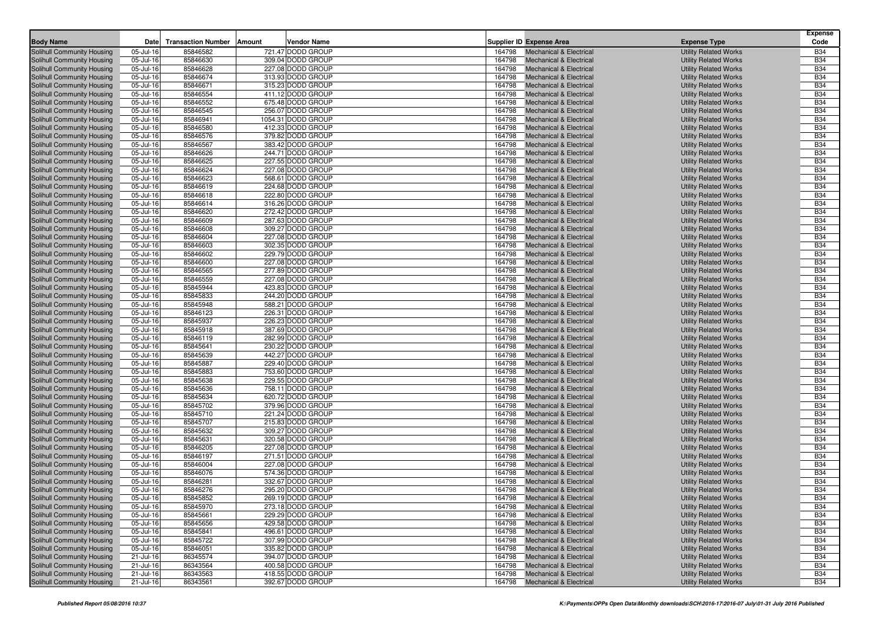| Body Name | Date | Transaction Number | Amount | Vendor Name | Supplier ID | Expense Area | Expense Type | Expense Code |
|---|---|---|---|---|---|---|---|---|
| Solihull Community Housing | 05-Jul-16 | 85846582 | 721.47 | DODD GROUP | 164798 | Mechanical & Electrical | Utility Related Works | B34 |
| Solihull Community Housing | 05-Jul-16 | 85846630 | 309.04 | DODD GROUP | 164798 | Mechanical & Electrical | Utility Related Works | B34 |
| Solihull Community Housing | 05-Jul-16 | 85846628 | 227.08 | DODD GROUP | 164798 | Mechanical & Electrical | Utility Related Works | B34 |
| Solihull Community Housing | 05-Jul-16 | 85846674 | 313.93 | DODD GROUP | 164798 | Mechanical & Electrical | Utility Related Works | B34 |
| Solihull Community Housing | 05-Jul-16 | 85846671 | 315.23 | DODD GROUP | 164798 | Mechanical & Electrical | Utility Related Works | B34 |
| Solihull Community Housing | 05-Jul-16 | 85846554 | 411.12 | DODD GROUP | 164798 | Mechanical & Electrical | Utility Related Works | B34 |
| Solihull Community Housing | 05-Jul-16 | 85846552 | 675.48 | DODD GROUP | 164798 | Mechanical & Electrical | Utility Related Works | B34 |
| Solihull Community Housing | 05-Jul-16 | 85846545 | 256.07 | DODD GROUP | 164798 | Mechanical & Electrical | Utility Related Works | B34 |
| Solihull Community Housing | 05-Jul-16 | 85846941 | 1054.31 | DODD GROUP | 164798 | Mechanical & Electrical | Utility Related Works | B34 |
| Solihull Community Housing | 05-Jul-16 | 85846580 | 412.33 | DODD GROUP | 164798 | Mechanical & Electrical | Utility Related Works | B34 |
| Solihull Community Housing | 05-Jul-16 | 85846576 | 379.82 | DODD GROUP | 164798 | Mechanical & Electrical | Utility Related Works | B34 |
| Solihull Community Housing | 05-Jul-16 | 85846567 | 383.42 | DODD GROUP | 164798 | Mechanical & Electrical | Utility Related Works | B34 |
| Solihull Community Housing | 05-Jul-16 | 85846626 | 244.71 | DODD GROUP | 164798 | Mechanical & Electrical | Utility Related Works | B34 |
| Solihull Community Housing | 05-Jul-16 | 85846625 | 227.55 | DODD GROUP | 164798 | Mechanical & Electrical | Utility Related Works | B34 |
| Solihull Community Housing | 05-Jul-16 | 85846624 | 227.08 | DODD GROUP | 164798 | Mechanical & Electrical | Utility Related Works | B34 |
| Solihull Community Housing | 05-Jul-16 | 85846623 | 568.61 | DODD GROUP | 164798 | Mechanical & Electrical | Utility Related Works | B34 |
| Solihull Community Housing | 05-Jul-16 | 85846619 | 224.68 | DODD GROUP | 164798 | Mechanical & Electrical | Utility Related Works | B34 |
| Solihull Community Housing | 05-Jul-16 | 85846618 | 222.80 | DODD GROUP | 164798 | Mechanical & Electrical | Utility Related Works | B34 |
| Solihull Community Housing | 05-Jul-16 | 85846614 | 316.26 | DODD GROUP | 164798 | Mechanical & Electrical | Utility Related Works | B34 |
| Solihull Community Housing | 05-Jul-16 | 85846620 | 272.42 | DODD GROUP | 164798 | Mechanical & Electrical | Utility Related Works | B34 |
| Solihull Community Housing | 05-Jul-16 | 85846609 | 287.63 | DODD GROUP | 164798 | Mechanical & Electrical | Utility Related Works | B34 |
| Solihull Community Housing | 05-Jul-16 | 85846608 | 309.27 | DODD GROUP | 164798 | Mechanical & Electrical | Utility Related Works | B34 |
| Solihull Community Housing | 05-Jul-16 | 85846604 | 227.08 | DODD GROUP | 164798 | Mechanical & Electrical | Utility Related Works | B34 |
| Solihull Community Housing | 05-Jul-16 | 85846603 | 302.35 | DODD GROUP | 164798 | Mechanical & Electrical | Utility Related Works | B34 |
| Solihull Community Housing | 05-Jul-16 | 85846602 | 229.79 | DODD GROUP | 164798 | Mechanical & Electrical | Utility Related Works | B34 |
| Solihull Community Housing | 05-Jul-16 | 85846600 | 227.08 | DODD GROUP | 164798 | Mechanical & Electrical | Utility Related Works | B34 |
| Solihull Community Housing | 05-Jul-16 | 85846565 | 277.89 | DODD GROUP | 164798 | Mechanical & Electrical | Utility Related Works | B34 |
| Solihull Community Housing | 05-Jul-16 | 85846559 | 227.08 | DODD GROUP | 164798 | Mechanical & Electrical | Utility Related Works | B34 |
| Solihull Community Housing | 05-Jul-16 | 85845944 | 423.83 | DODD GROUP | 164798 | Mechanical & Electrical | Utility Related Works | B34 |
| Solihull Community Housing | 05-Jul-16 | 85845833 | 244.20 | DODD GROUP | 164798 | Mechanical & Electrical | Utility Related Works | B34 |
| Solihull Community Housing | 05-Jul-16 | 85845948 | 588.21 | DODD GROUP | 164798 | Mechanical & Electrical | Utility Related Works | B34 |
| Solihull Community Housing | 05-Jul-16 | 85846123 | 226.31 | DODD GROUP | 164798 | Mechanical & Electrical | Utility Related Works | B34 |
| Solihull Community Housing | 05-Jul-16 | 85845937 | 226.23 | DODD GROUP | 164798 | Mechanical & Electrical | Utility Related Works | B34 |
| Solihull Community Housing | 05-Jul-16 | 85845918 | 387.69 | DODD GROUP | 164798 | Mechanical & Electrical | Utility Related Works | B34 |
| Solihull Community Housing | 05-Jul-16 | 85846119 | 282.99 | DODD GROUP | 164798 | Mechanical & Electrical | Utility Related Works | B34 |
| Solihull Community Housing | 05-Jul-16 | 85845641 | 230.22 | DODD GROUP | 164798 | Mechanical & Electrical | Utility Related Works | B34 |
| Solihull Community Housing | 05-Jul-16 | 85845639 | 442.27 | DODD GROUP | 164798 | Mechanical & Electrical | Utility Related Works | B34 |
| Solihull Community Housing | 05-Jul-16 | 85845887 | 229.40 | DODD GROUP | 164798 | Mechanical & Electrical | Utility Related Works | B34 |
| Solihull Community Housing | 05-Jul-16 | 85845883 | 753.60 | DODD GROUP | 164798 | Mechanical & Electrical | Utility Related Works | B34 |
| Solihull Community Housing | 05-Jul-16 | 85845638 | 229.55 | DODD GROUP | 164798 | Mechanical & Electrical | Utility Related Works | B34 |
| Solihull Community Housing | 05-Jul-16 | 85845636 | 758.11 | DODD GROUP | 164798 | Mechanical & Electrical | Utility Related Works | B34 |
| Solihull Community Housing | 05-Jul-16 | 85845634 | 620.72 | DODD GROUP | 164798 | Mechanical & Electrical | Utility Related Works | B34 |
| Solihull Community Housing | 05-Jul-16 | 85845702 | 379.96 | DODD GROUP | 164798 | Mechanical & Electrical | Utility Related Works | B34 |
| Solihull Community Housing | 05-Jul-16 | 85845710 | 221.24 | DODD GROUP | 164798 | Mechanical & Electrical | Utility Related Works | B34 |
| Solihull Community Housing | 05-Jul-16 | 85845707 | 215.83 | DODD GROUP | 164798 | Mechanical & Electrical | Utility Related Works | B34 |
| Solihull Community Housing | 05-Jul-16 | 85845632 | 309.27 | DODD GROUP | 164798 | Mechanical & Electrical | Utility Related Works | B34 |
| Solihull Community Housing | 05-Jul-16 | 85845631 | 320.58 | DODD GROUP | 164798 | Mechanical & Electrical | Utility Related Works | B34 |
| Solihull Community Housing | 05-Jul-16 | 85846205 | 227.08 | DODD GROUP | 164798 | Mechanical & Electrical | Utility Related Works | B34 |
| Solihull Community Housing | 05-Jul-16 | 85846197 | 271.51 | DODD GROUP | 164798 | Mechanical & Electrical | Utility Related Works | B34 |
| Solihull Community Housing | 05-Jul-16 | 85846004 | 227.08 | DODD GROUP | 164798 | Mechanical & Electrical | Utility Related Works | B34 |
| Solihull Community Housing | 05-Jul-16 | 85846076 | 574.36 | DODD GROUP | 164798 | Mechanical & Electrical | Utility Related Works | B34 |
| Solihull Community Housing | 05-Jul-16 | 85846281 | 332.67 | DODD GROUP | 164798 | Mechanical & Electrical | Utility Related Works | B34 |
| Solihull Community Housing | 05-Jul-16 | 85846276 | 295.20 | DODD GROUP | 164798 | Mechanical & Electrical | Utility Related Works | B34 |
| Solihull Community Housing | 05-Jul-16 | 85845852 | 269.19 | DODD GROUP | 164798 | Mechanical & Electrical | Utility Related Works | B34 |
| Solihull Community Housing | 05-Jul-16 | 85845970 | 273.18 | DODD GROUP | 164798 | Mechanical & Electrical | Utility Related Works | B34 |
| Solihull Community Housing | 05-Jul-16 | 85845661 | 229.29 | DODD GROUP | 164798 | Mechanical & Electrical | Utility Related Works | B34 |
| Solihull Community Housing | 05-Jul-16 | 85845656 | 429.58 | DODD GROUP | 164798 | Mechanical & Electrical | Utility Related Works | B34 |
| Solihull Community Housing | 05-Jul-16 | 85845841 | 496.61 | DODD GROUP | 164798 | Mechanical & Electrical | Utility Related Works | B34 |
| Solihull Community Housing | 05-Jul-16 | 85845722 | 307.99 | DODD GROUP | 164798 | Mechanical & Electrical | Utility Related Works | B34 |
| Solihull Community Housing | 05-Jul-16 | 85846051 | 335.82 | DODD GROUP | 164798 | Mechanical & Electrical | Utility Related Works | B34 |
| Solihull Community Housing | 21-Jul-16 | 86345574 | 394.07 | DODD GROUP | 164798 | Mechanical & Electrical | Utility Related Works | B34 |
| Solihull Community Housing | 21-Jul-16 | 86343564 | 400.58 | DODD GROUP | 164798 | Mechanical & Electrical | Utility Related Works | B34 |
| Solihull Community Housing | 21-Jul-16 | 86343563 | 418.55 | DODD GROUP | 164798 | Mechanical & Electrical | Utility Related Works | B34 |
| Solihull Community Housing | 21-Jul-16 | 86343561 | 392.67 | DODD GROUP | 164798 | Mechanical & Electrical | Utility Related Works | B34 |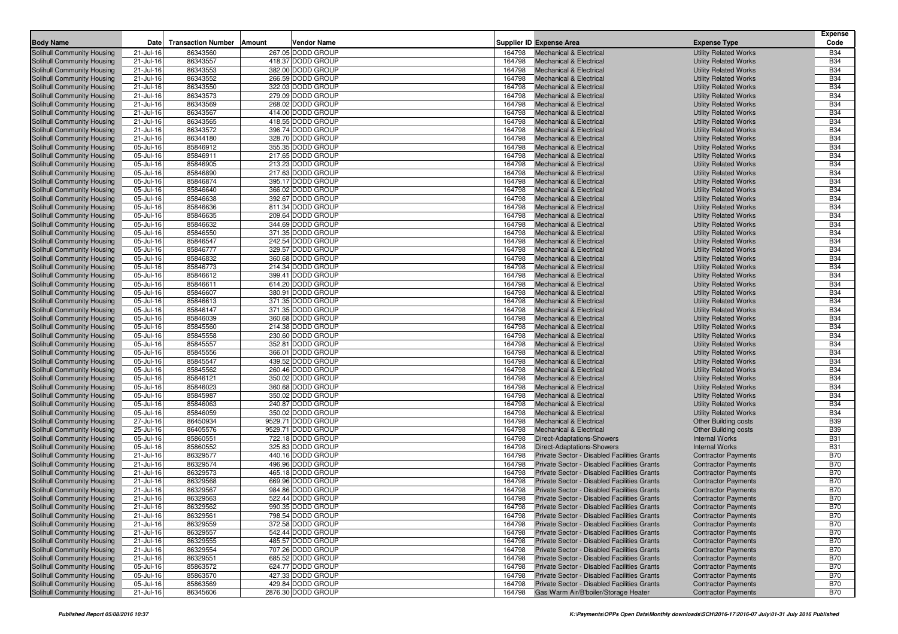| Body Name | Date | Transaction Number | Amount | Vendor Name | Supplier ID | Expense Area | Expense Type | Expense Code |
|---|---|---|---|---|---|---|---|---|
| Solihull Community Housing | 21-Jul-16 | 86343560 | 267.05 | DODD GROUP | 164798 | Mechanical & Electrical | Utility Related Works | B34 |
| Solihull Community Housing | 21-Jul-16 | 86343557 | 418.37 | DODD GROUP | 164798 | Mechanical & Electrical | Utility Related Works | B34 |
| Solihull Community Housing | 21-Jul-16 | 86343553 | 382.00 | DODD GROUP | 164798 | Mechanical & Electrical | Utility Related Works | B34 |
| Solihull Community Housing | 21-Jul-16 | 86343552 | 266.59 | DODD GROUP | 164798 | Mechanical & Electrical | Utility Related Works | B34 |
| Solihull Community Housing | 21-Jul-16 | 86343550 | 322.03 | DODD GROUP | 164798 | Mechanical & Electrical | Utility Related Works | B34 |
| Solihull Community Housing | 21-Jul-16 | 86343573 | 279.09 | DODD GROUP | 164798 | Mechanical & Electrical | Utility Related Works | B34 |
| Solihull Community Housing | 21-Jul-16 | 86343569 | 268.02 | DODD GROUP | 164798 | Mechanical & Electrical | Utility Related Works | B34 |
| Solihull Community Housing | 21-Jul-16 | 86343567 | 414.00 | DODD GROUP | 164798 | Mechanical & Electrical | Utility Related Works | B34 |
| Solihull Community Housing | 21-Jul-16 | 86343565 | 418.55 | DODD GROUP | 164798 | Mechanical & Electrical | Utility Related Works | B34 |
| Solihull Community Housing | 21-Jul-16 | 86343572 | 396.74 | DODD GROUP | 164798 | Mechanical & Electrical | Utility Related Works | B34 |
| Solihull Community Housing | 21-Jul-16 | 86344180 | 328.70 | DODD GROUP | 164798 | Mechanical & Electrical | Utility Related Works | B34 |
| Solihull Community Housing | 05-Jul-16 | 85846912 | 355.35 | DODD GROUP | 164798 | Mechanical & Electrical | Utility Related Works | B34 |
| Solihull Community Housing | 05-Jul-16 | 85846911 | 217.65 | DODD GROUP | 164798 | Mechanical & Electrical | Utility Related Works | B34 |
| Solihull Community Housing | 05-Jul-16 | 85846905 | 213.23 | DODD GROUP | 164798 | Mechanical & Electrical | Utility Related Works | B34 |
| Solihull Community Housing | 05-Jul-16 | 85846890 | 217.63 | DODD GROUP | 164798 | Mechanical & Electrical | Utility Related Works | B34 |
| Solihull Community Housing | 05-Jul-16 | 85846874 | 395.17 | DODD GROUP | 164798 | Mechanical & Electrical | Utility Related Works | B34 |
| Solihull Community Housing | 05-Jul-16 | 85846640 | 366.02 | DODD GROUP | 164798 | Mechanical & Electrical | Utility Related Works | B34 |
| Solihull Community Housing | 05-Jul-16 | 85846638 | 392.67 | DODD GROUP | 164798 | Mechanical & Electrical | Utility Related Works | B34 |
| Solihull Community Housing | 05-Jul-16 | 85846636 | 811.34 | DODD GROUP | 164798 | Mechanical & Electrical | Utility Related Works | B34 |
| Solihull Community Housing | 05-Jul-16 | 85846635 | 209.64 | DODD GROUP | 164798 | Mechanical & Electrical | Utility Related Works | B34 |
| Solihull Community Housing | 05-Jul-16 | 85846632 | 344.69 | DODD GROUP | 164798 | Mechanical & Electrical | Utility Related Works | B34 |
| Solihull Community Housing | 05-Jul-16 | 85846550 | 371.35 | DODD GROUP | 164798 | Mechanical & Electrical | Utility Related Works | B34 |
| Solihull Community Housing | 05-Jul-16 | 85846547 | 242.54 | DODD GROUP | 164798 | Mechanical & Electrical | Utility Related Works | B34 |
| Solihull Community Housing | 05-Jul-16 | 85846777 | 329.57 | DODD GROUP | 164798 | Mechanical & Electrical | Utility Related Works | B34 |
| Solihull Community Housing | 05-Jul-16 | 85846832 | 360.68 | DODD GROUP | 164798 | Mechanical & Electrical | Utility Related Works | B34 |
| Solihull Community Housing | 05-Jul-16 | 85846773 | 214.34 | DODD GROUP | 164798 | Mechanical & Electrical | Utility Related Works | B34 |
| Solihull Community Housing | 05-Jul-16 | 85846612 | 399.41 | DODD GROUP | 164798 | Mechanical & Electrical | Utility Related Works | B34 |
| Solihull Community Housing | 05-Jul-16 | 85846611 | 614.20 | DODD GROUP | 164798 | Mechanical & Electrical | Utility Related Works | B34 |
| Solihull Community Housing | 05-Jul-16 | 85846607 | 380.91 | DODD GROUP | 164798 | Mechanical & Electrical | Utility Related Works | B34 |
| Solihull Community Housing | 05-Jul-16 | 85846613 | 371.35 | DODD GROUP | 164798 | Mechanical & Electrical | Utility Related Works | B34 |
| Solihull Community Housing | 05-Jul-16 | 85846147 | 371.35 | DODD GROUP | 164798 | Mechanical & Electrical | Utility Related Works | B34 |
| Solihull Community Housing | 05-Jul-16 | 85846039 | 360.68 | DODD GROUP | 164798 | Mechanical & Electrical | Utility Related Works | B34 |
| Solihull Community Housing | 05-Jul-16 | 85845560 | 214.38 | DODD GROUP | 164798 | Mechanical & Electrical | Utility Related Works | B34 |
| Solihull Community Housing | 05-Jul-16 | 85845558 | 230.60 | DODD GROUP | 164798 | Mechanical & Electrical | Utility Related Works | B34 |
| Solihull Community Housing | 05-Jul-16 | 85845557 | 352.81 | DODD GROUP | 164798 | Mechanical & Electrical | Utility Related Works | B34 |
| Solihull Community Housing | 05-Jul-16 | 85845556 | 366.01 | DODD GROUP | 164798 | Mechanical & Electrical | Utility Related Works | B34 |
| Solihull Community Housing | 05-Jul-16 | 85845547 | 439.52 | DODD GROUP | 164798 | Mechanical & Electrical | Utility Related Works | B34 |
| Solihull Community Housing | 05-Jul-16 | 85845562 | 260.46 | DODD GROUP | 164798 | Mechanical & Electrical | Utility Related Works | B34 |
| Solihull Community Housing | 05-Jul-16 | 85846121 | 350.02 | DODD GROUP | 164798 | Mechanical & Electrical | Utility Related Works | B34 |
| Solihull Community Housing | 05-Jul-16 | 85846023 | 360.68 | DODD GROUP | 164798 | Mechanical & Electrical | Utility Related Works | B34 |
| Solihull Community Housing | 05-Jul-16 | 85845987 | 350.02 | DODD GROUP | 164798 | Mechanical & Electrical | Utility Related Works | B34 |
| Solihull Community Housing | 05-Jul-16 | 85846063 | 240.87 | DODD GROUP | 164798 | Mechanical & Electrical | Utility Related Works | B34 |
| Solihull Community Housing | 05-Jul-16 | 85846059 | 350.02 | DODD GROUP | 164798 | Mechanical & Electrical | Utility Related Works | B34 |
| Solihull Community Housing | 27-Jul-16 | 86450934 | 9529.71 | DODD GROUP | 164798 | Mechanical & Electrical | Other Building costs | B39 |
| Solihull Community Housing | 25-Jul-16 | 86405576 | 9529.71 | DODD GROUP | 164798 | Mechanical & Electrical | Other Building costs | B39 |
| Solihull Community Housing | 05-Jul-16 | 85860551 | 722.18 | DODD GROUP | 164798 | Direct-Adaptations-Showers | Internal Works | B31 |
| Solihull Community Housing | 05-Jul-16 | 85860552 | 325.83 | DODD GROUP | 164798 | Direct-Adaptations-Showers | Internal Works | B31 |
| Solihull Community Housing | 21-Jul-16 | 86329577 | 440.16 | DODD GROUP | 164798 | Private Sector - Disabled Facilities Grants | Contractor Payments | B70 |
| Solihull Community Housing | 21-Jul-16 | 86329574 | 496.96 | DODD GROUP | 164798 | Private Sector - Disabled Facilities Grants | Contractor Payments | B70 |
| Solihull Community Housing | 21-Jul-16 | 86329573 | 465.18 | DODD GROUP | 164798 | Private Sector - Disabled Facilities Grants | Contractor Payments | B70 |
| Solihull Community Housing | 21-Jul-16 | 86329568 | 669.96 | DODD GROUP | 164798 | Private Sector - Disabled Facilities Grants | Contractor Payments | B70 |
| Solihull Community Housing | 21-Jul-16 | 86329567 | 984.86 | DODD GROUP | 164798 | Private Sector - Disabled Facilities Grants | Contractor Payments | B70 |
| Solihull Community Housing | 21-Jul-16 | 86329563 | 522.44 | DODD GROUP | 164798 | Private Sector - Disabled Facilities Grants | Contractor Payments | B70 |
| Solihull Community Housing | 21-Jul-16 | 86329562 | 990.35 | DODD GROUP | 164798 | Private Sector - Disabled Facilities Grants | Contractor Payments | B70 |
| Solihull Community Housing | 21-Jul-16 | 86329561 | 798.54 | DODD GROUP | 164798 | Private Sector - Disabled Facilities Grants | Contractor Payments | B70 |
| Solihull Community Housing | 21-Jul-16 | 86329559 | 372.58 | DODD GROUP | 164798 | Private Sector - Disabled Facilities Grants | Contractor Payments | B70 |
| Solihull Community Housing | 21-Jul-16 | 86329557 | 542.44 | DODD GROUP | 164798 | Private Sector - Disabled Facilities Grants | Contractor Payments | B70 |
| Solihull Community Housing | 21-Jul-16 | 86329555 | 485.57 | DODD GROUP | 164798 | Private Sector - Disabled Facilities Grants | Contractor Payments | B70 |
| Solihull Community Housing | 21-Jul-16 | 86329554 | 707.26 | DODD GROUP | 164798 | Private Sector - Disabled Facilities Grants | Contractor Payments | B70 |
| Solihull Community Housing | 21-Jul-16 | 86329551 | 685.52 | DODD GROUP | 164798 | Private Sector - Disabled Facilities Grants | Contractor Payments | B70 |
| Solihull Community Housing | 05-Jul-16 | 85863572 | 624.77 | DODD GROUP | 164798 | Private Sector - Disabled Facilities Grants | Contractor Payments | B70 |
| Solihull Community Housing | 05-Jul-16 | 85863570 | 427.33 | DODD GROUP | 164798 | Private Sector - Disabled Facilities Grants | Contractor Payments | B70 |
| Solihull Community Housing | 05-Jul-16 | 85863569 | 429.84 | DODD GROUP | 164798 | Private Sector - Disabled Facilities Grants | Contractor Payments | B70 |
| Solihull Community Housing | 21-Jul-16 | 86345606 | 2876.30 | DODD GROUP | 164798 | Gas Warm Air/B'boiler/Storage Heater | Contractor Payments | B70 |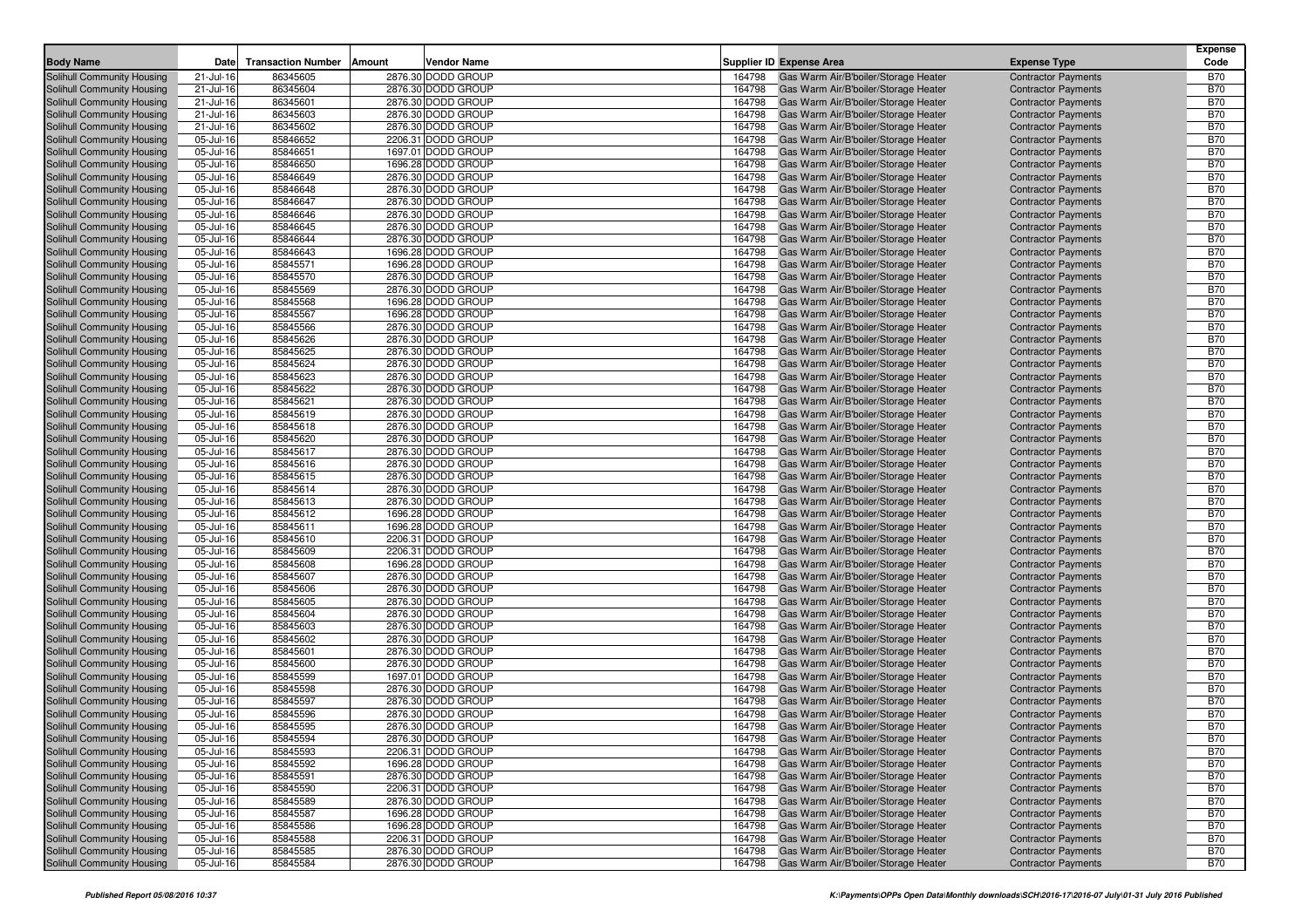| Body Name | Date | Transaction Number | Amount | Vendor Name | Supplier ID | Expense Area | Expense Type | Expense Code |
|---|---|---|---|---|---|---|---|---|
| Solihull Community Housing | 21-Jul-16 | 86345605 | 2876.30 | DODD GROUP | 164798 | Gas Warm Air/B'boiler/Storage Heater | Contractor Payments | B70 |
| Solihull Community Housing | 21-Jul-16 | 86345604 | 2876.30 | DODD GROUP | 164798 | Gas Warm Air/B'boiler/Storage Heater | Contractor Payments | B70 |
| Solihull Community Housing | 21-Jul-16 | 86345601 | 2876.30 | DODD GROUP | 164798 | Gas Warm Air/B'boiler/Storage Heater | Contractor Payments | B70 |
| Solihull Community Housing | 21-Jul-16 | 86345603 | 2876.30 | DODD GROUP | 164798 | Gas Warm Air/B'boiler/Storage Heater | Contractor Payments | B70 |
| Solihull Community Housing | 21-Jul-16 | 86345602 | 2876.30 | DODD GROUP | 164798 | Gas Warm Air/B'boiler/Storage Heater | Contractor Payments | B70 |
| Solihull Community Housing | 05-Jul-16 | 85846652 | 2206.31 | DODD GROUP | 164798 | Gas Warm Air/B'boiler/Storage Heater | Contractor Payments | B70 |
| Solihull Community Housing | 05-Jul-16 | 85846651 | 1697.01 | DODD GROUP | 164798 | Gas Warm Air/B'boiler/Storage Heater | Contractor Payments | B70 |
| Solihull Community Housing | 05-Jul-16 | 85846650 | 1696.28 | DODD GROUP | 164798 | Gas Warm Air/B'boiler/Storage Heater | Contractor Payments | B70 |
| Solihull Community Housing | 05-Jul-16 | 85846649 | 2876.30 | DODD GROUP | 164798 | Gas Warm Air/B'boiler/Storage Heater | Contractor Payments | B70 |
| Solihull Community Housing | 05-Jul-16 | 85846648 | 2876.30 | DODD GROUP | 164798 | Gas Warm Air/B'boiler/Storage Heater | Contractor Payments | B70 |
| Solihull Community Housing | 05-Jul-16 | 85846647 | 2876.30 | DODD GROUP | 164798 | Gas Warm Air/B'boiler/Storage Heater | Contractor Payments | B70 |
| Solihull Community Housing | 05-Jul-16 | 85846646 | 2876.30 | DODD GROUP | 164798 | Gas Warm Air/B'boiler/Storage Heater | Contractor Payments | B70 |
| Solihull Community Housing | 05-Jul-16 | 85846645 | 2876.30 | DODD GROUP | 164798 | Gas Warm Air/B'boiler/Storage Heater | Contractor Payments | B70 |
| Solihull Community Housing | 05-Jul-16 | 85846644 | 2876.30 | DODD GROUP | 164798 | Gas Warm Air/B'boiler/Storage Heater | Contractor Payments | B70 |
| Solihull Community Housing | 05-Jul-16 | 85846643 | 1696.28 | DODD GROUP | 164798 | Gas Warm Air/B'boiler/Storage Heater | Contractor Payments | B70 |
| Solihull Community Housing | 05-Jul-16 | 85845571 | 1696.28 | DODD GROUP | 164798 | Gas Warm Air/B'boiler/Storage Heater | Contractor Payments | B70 |
| Solihull Community Housing | 05-Jul-16 | 85845570 | 2876.30 | DODD GROUP | 164798 | Gas Warm Air/B'boiler/Storage Heater | Contractor Payments | B70 |
| Solihull Community Housing | 05-Jul-16 | 85845569 | 2876.30 | DODD GROUP | 164798 | Gas Warm Air/B'boiler/Storage Heater | Contractor Payments | B70 |
| Solihull Community Housing | 05-Jul-16 | 85845568 | 1696.28 | DODD GROUP | 164798 | Gas Warm Air/B'boiler/Storage Heater | Contractor Payments | B70 |
| Solihull Community Housing | 05-Jul-16 | 85845567 | 1696.28 | DODD GROUP | 164798 | Gas Warm Air/B'boiler/Storage Heater | Contractor Payments | B70 |
| Solihull Community Housing | 05-Jul-16 | 85845566 | 2876.30 | DODD GROUP | 164798 | Gas Warm Air/B'boiler/Storage Heater | Contractor Payments | B70 |
| Solihull Community Housing | 05-Jul-16 | 85845626 | 2876.30 | DODD GROUP | 164798 | Gas Warm Air/B'boiler/Storage Heater | Contractor Payments | B70 |
| Solihull Community Housing | 05-Jul-16 | 85845625 | 2876.30 | DODD GROUP | 164798 | Gas Warm Air/B'boiler/Storage Heater | Contractor Payments | B70 |
| Solihull Community Housing | 05-Jul-16 | 85845624 | 2876.30 | DODD GROUP | 164798 | Gas Warm Air/B'boiler/Storage Heater | Contractor Payments | B70 |
| Solihull Community Housing | 05-Jul-16 | 85845623 | 2876.30 | DODD GROUP | 164798 | Gas Warm Air/B'boiler/Storage Heater | Contractor Payments | B70 |
| Solihull Community Housing | 05-Jul-16 | 85845622 | 2876.30 | DODD GROUP | 164798 | Gas Warm Air/B'boiler/Storage Heater | Contractor Payments | B70 |
| Solihull Community Housing | 05-Jul-16 | 85845621 | 2876.30 | DODD GROUP | 164798 | Gas Warm Air/B'boiler/Storage Heater | Contractor Payments | B70 |
| Solihull Community Housing | 05-Jul-16 | 85845619 | 2876.30 | DODD GROUP | 164798 | Gas Warm Air/B'boiler/Storage Heater | Contractor Payments | B70 |
| Solihull Community Housing | 05-Jul-16 | 85845618 | 2876.30 | DODD GROUP | 164798 | Gas Warm Air/B'boiler/Storage Heater | Contractor Payments | B70 |
| Solihull Community Housing | 05-Jul-16 | 85845620 | 2876.30 | DODD GROUP | 164798 | Gas Warm Air/B'boiler/Storage Heater | Contractor Payments | B70 |
| Solihull Community Housing | 05-Jul-16 | 85845617 | 2876.30 | DODD GROUP | 164798 | Gas Warm Air/B'boiler/Storage Heater | Contractor Payments | B70 |
| Solihull Community Housing | 05-Jul-16 | 85845616 | 2876.30 | DODD GROUP | 164798 | Gas Warm Air/B'boiler/Storage Heater | Contractor Payments | B70 |
| Solihull Community Housing | 05-Jul-16 | 85845615 | 2876.30 | DODD GROUP | 164798 | Gas Warm Air/B'boiler/Storage Heater | Contractor Payments | B70 |
| Solihull Community Housing | 05-Jul-16 | 85845614 | 2876.30 | DODD GROUP | 164798 | Gas Warm Air/B'boiler/Storage Heater | Contractor Payments | B70 |
| Solihull Community Housing | 05-Jul-16 | 85845613 | 2876.30 | DODD GROUP | 164798 | Gas Warm Air/B'boiler/Storage Heater | Contractor Payments | B70 |
| Solihull Community Housing | 05-Jul-16 | 85845612 | 1696.28 | DODD GROUP | 164798 | Gas Warm Air/B'boiler/Storage Heater | Contractor Payments | B70 |
| Solihull Community Housing | 05-Jul-16 | 85845611 | 1696.28 | DODD GROUP | 164798 | Gas Warm Air/B'boiler/Storage Heater | Contractor Payments | B70 |
| Solihull Community Housing | 05-Jul-16 | 85845610 | 2206.31 | DODD GROUP | 164798 | Gas Warm Air/B'boiler/Storage Heater | Contractor Payments | B70 |
| Solihull Community Housing | 05-Jul-16 | 85845609 | 2206.31 | DODD GROUP | 164798 | Gas Warm Air/B'boiler/Storage Heater | Contractor Payments | B70 |
| Solihull Community Housing | 05-Jul-16 | 85845608 | 1696.28 | DODD GROUP | 164798 | Gas Warm Air/B'boiler/Storage Heater | Contractor Payments | B70 |
| Solihull Community Housing | 05-Jul-16 | 85845607 | 2876.30 | DODD GROUP | 164798 | Gas Warm Air/B'boiler/Storage Heater | Contractor Payments | B70 |
| Solihull Community Housing | 05-Jul-16 | 85845606 | 2876.30 | DODD GROUP | 164798 | Gas Warm Air/B'boiler/Storage Heater | Contractor Payments | B70 |
| Solihull Community Housing | 05-Jul-16 | 85845605 | 2876.30 | DODD GROUP | 164798 | Gas Warm Air/B'boiler/Storage Heater | Contractor Payments | B70 |
| Solihull Community Housing | 05-Jul-16 | 85845604 | 2876.30 | DODD GROUP | 164798 | Gas Warm Air/B'boiler/Storage Heater | Contractor Payments | B70 |
| Solihull Community Housing | 05-Jul-16 | 85845603 | 2876.30 | DODD GROUP | 164798 | Gas Warm Air/B'boiler/Storage Heater | Contractor Payments | B70 |
| Solihull Community Housing | 05-Jul-16 | 85845602 | 2876.30 | DODD GROUP | 164798 | Gas Warm Air/B'boiler/Storage Heater | Contractor Payments | B70 |
| Solihull Community Housing | 05-Jul-16 | 85845601 | 2876.30 | DODD GROUP | 164798 | Gas Warm Air/B'boiler/Storage Heater | Contractor Payments | B70 |
| Solihull Community Housing | 05-Jul-16 | 85845600 | 2876.30 | DODD GROUP | 164798 | Gas Warm Air/B'boiler/Storage Heater | Contractor Payments | B70 |
| Solihull Community Housing | 05-Jul-16 | 85845599 | 1697.01 | DODD GROUP | 164798 | Gas Warm Air/B'boiler/Storage Heater | Contractor Payments | B70 |
| Solihull Community Housing | 05-Jul-16 | 85845598 | 2876.30 | DODD GROUP | 164798 | Gas Warm Air/B'boiler/Storage Heater | Contractor Payments | B70 |
| Solihull Community Housing | 05-Jul-16 | 85845597 | 2876.30 | DODD GROUP | 164798 | Gas Warm Air/B'boiler/Storage Heater | Contractor Payments | B70 |
| Solihull Community Housing | 05-Jul-16 | 85845596 | 2876.30 | DODD GROUP | 164798 | Gas Warm Air/B'boiler/Storage Heater | Contractor Payments | B70 |
| Solihull Community Housing | 05-Jul-16 | 85845595 | 2876.30 | DODD GROUP | 164798 | Gas Warm Air/B'boiler/Storage Heater | Contractor Payments | B70 |
| Solihull Community Housing | 05-Jul-16 | 85845594 | 2876.30 | DODD GROUP | 164798 | Gas Warm Air/B'boiler/Storage Heater | Contractor Payments | B70 |
| Solihull Community Housing | 05-Jul-16 | 85845593 | 2206.31 | DODD GROUP | 164798 | Gas Warm Air/B'boiler/Storage Heater | Contractor Payments | B70 |
| Solihull Community Housing | 05-Jul-16 | 85845592 | 1696.28 | DODD GROUP | 164798 | Gas Warm Air/B'boiler/Storage Heater | Contractor Payments | B70 |
| Solihull Community Housing | 05-Jul-16 | 85845591 | 2876.30 | DODD GROUP | 164798 | Gas Warm Air/B'boiler/Storage Heater | Contractor Payments | B70 |
| Solihull Community Housing | 05-Jul-16 | 85845590 | 2206.31 | DODD GROUP | 164798 | Gas Warm Air/B'boiler/Storage Heater | Contractor Payments | B70 |
| Solihull Community Housing | 05-Jul-16 | 85845589 | 2876.30 | DODD GROUP | 164798 | Gas Warm Air/B'boiler/Storage Heater | Contractor Payments | B70 |
| Solihull Community Housing | 05-Jul-16 | 85845587 | 1696.28 | DODD GROUP | 164798 | Gas Warm Air/B'boiler/Storage Heater | Contractor Payments | B70 |
| Solihull Community Housing | 05-Jul-16 | 85845586 | 1696.28 | DODD GROUP | 164798 | Gas Warm Air/B'boiler/Storage Heater | Contractor Payments | B70 |
| Solihull Community Housing | 05-Jul-16 | 85845588 | 2206.31 | DODD GROUP | 164798 | Gas Warm Air/B'boiler/Storage Heater | Contractor Payments | B70 |
| Solihull Community Housing | 05-Jul-16 | 85845585 | 2876.30 | DODD GROUP | 164798 | Gas Warm Air/B'boiler/Storage Heater | Contractor Payments | B70 |
| Solihull Community Housing | 05-Jul-16 | 85845584 | 2876.30 | DODD GROUP | 164798 | Gas Warm Air/B'boiler/Storage Heater | Contractor Payments | B70 |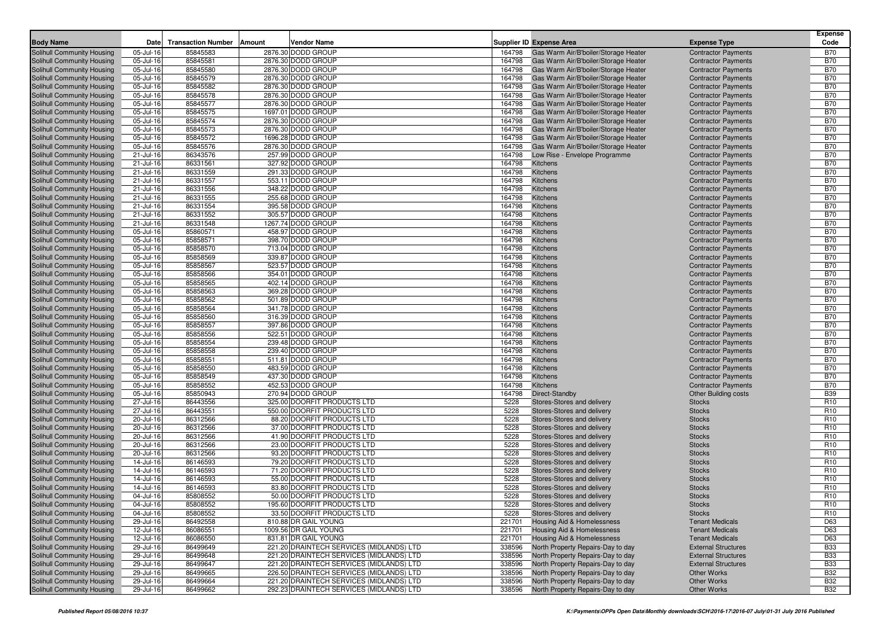| Body Name | Date | Transaction Number | Amount | Vendor Name | Supplier ID | Expense Area | Expense Type | Expense Code |
|---|---|---|---|---|---|---|---|---|
| Solihull Community Housing | 05-Jul-16 | 85845583 | 2876.30 | DODD GROUP | 164798 | Gas Warm Air/B'boiler/Storage Heater | Contractor Payments | B70 |
| Solihull Community Housing | 05-Jul-16 | 85845581 | 2876.30 | DODD GROUP | 164798 | Gas Warm Air/B'boiler/Storage Heater | Contractor Payments | B70 |
| Solihull Community Housing | 05-Jul-16 | 85845580 | 2876.30 | DODD GROUP | 164798 | Gas Warm Air/B'boiler/Storage Heater | Contractor Payments | B70 |
| Solihull Community Housing | 05-Jul-16 | 85845579 | 2876.30 | DODD GROUP | 164798 | Gas Warm Air/B'boiler/Storage Heater | Contractor Payments | B70 |
| Solihull Community Housing | 05-Jul-16 | 85845582 | 2876.30 | DODD GROUP | 164798 | Gas Warm Air/B'boiler/Storage Heater | Contractor Payments | B70 |
| Solihull Community Housing | 05-Jul-16 | 85845578 | 2876.30 | DODD GROUP | 164798 | Gas Warm Air/B'boiler/Storage Heater | Contractor Payments | B70 |
| Solihull Community Housing | 05-Jul-16 | 85845577 | 2876.30 | DODD GROUP | 164798 | Gas Warm Air/B'boiler/Storage Heater | Contractor Payments | B70 |
| Solihull Community Housing | 05-Jul-16 | 85845575 | 1697.01 | DODD GROUP | 164798 | Gas Warm Air/B'boiler/Storage Heater | Contractor Payments | B70 |
| Solihull Community Housing | 05-Jul-16 | 85845574 | 2876.30 | DODD GROUP | 164798 | Gas Warm Air/B'boiler/Storage Heater | Contractor Payments | B70 |
| Solihull Community Housing | 05-Jul-16 | 85845573 | 2876.30 | DODD GROUP | 164798 | Gas Warm Air/B'boiler/Storage Heater | Contractor Payments | B70 |
| Solihull Community Housing | 05-Jul-16 | 85845572 | 1696.28 | DODD GROUP | 164798 | Gas Warm Air/B'boiler/Storage Heater | Contractor Payments | B70 |
| Solihull Community Housing | 05-Jul-16 | 85845576 | 2876.30 | DODD GROUP | 164798 | Gas Warm Air/B'boiler/Storage Heater | Contractor Payments | B70 |
| Solihull Community Housing | 21-Jul-16 | 86343576 | 257.99 | DODD GROUP | 164798 | Low Rise - Envelope Programme | Contractor Payments | B70 |
| Solihull Community Housing | 21-Jul-16 | 86331561 | 327.92 | DODD GROUP | 164798 | Kitchens | Contractor Payments | B70 |
| Solihull Community Housing | 21-Jul-16 | 86331559 | 291.33 | DODD GROUP | 164798 | Kitchens | Contractor Payments | B70 |
| Solihull Community Housing | 21-Jul-16 | 86331557 | 553.11 | DODD GROUP | 164798 | Kitchens | Contractor Payments | B70 |
| Solihull Community Housing | 21-Jul-16 | 86331556 | 348.22 | DODD GROUP | 164798 | Kitchens | Contractor Payments | B70 |
| Solihull Community Housing | 21-Jul-16 | 86331555 | 255.68 | DODD GROUP | 164798 | Kitchens | Contractor Payments | B70 |
| Solihull Community Housing | 21-Jul-16 | 86331554 | 395.58 | DODD GROUP | 164798 | Kitchens | Contractor Payments | B70 |
| Solihull Community Housing | 21-Jul-16 | 86331552 | 305.57 | DODD GROUP | 164798 | Kitchens | Contractor Payments | B70 |
| Solihull Community Housing | 21-Jul-16 | 86331548 | 1267.74 | DODD GROUP | 164798 | Kitchens | Contractor Payments | B70 |
| Solihull Community Housing | 05-Jul-16 | 85860571 | 458.97 | DODD GROUP | 164798 | Kitchens | Contractor Payments | B70 |
| Solihull Community Housing | 05-Jul-16 | 85858571 | 398.70 | DODD GROUP | 164798 | Kitchens | Contractor Payments | B70 |
| Solihull Community Housing | 05-Jul-16 | 85858570 | 713.04 | DODD GROUP | 164798 | Kitchens | Contractor Payments | B70 |
| Solihull Community Housing | 05-Jul-16 | 85858569 | 339.87 | DODD GROUP | 164798 | Kitchens | Contractor Payments | B70 |
| Solihull Community Housing | 05-Jul-16 | 85858567 | 523.57 | DODD GROUP | 164798 | Kitchens | Contractor Payments | B70 |
| Solihull Community Housing | 05-Jul-16 | 85858566 | 354.01 | DODD GROUP | 164798 | Kitchens | Contractor Payments | B70 |
| Solihull Community Housing | 05-Jul-16 | 85858565 | 402.14 | DODD GROUP | 164798 | Kitchens | Contractor Payments | B70 |
| Solihull Community Housing | 05-Jul-16 | 85858563 | 369.28 | DODD GROUP | 164798 | Kitchens | Contractor Payments | B70 |
| Solihull Community Housing | 05-Jul-16 | 85858562 | 501.89 | DODD GROUP | 164798 | Kitchens | Contractor Payments | B70 |
| Solihull Community Housing | 05-Jul-16 | 85858564 | 341.78 | DODD GROUP | 164798 | Kitchens | Contractor Payments | B70 |
| Solihull Community Housing | 05-Jul-16 | 85858560 | 316.39 | DODD GROUP | 164798 | Kitchens | Contractor Payments | B70 |
| Solihull Community Housing | 05-Jul-16 | 85858557 | 397.86 | DODD GROUP | 164798 | Kitchens | Contractor Payments | B70 |
| Solihull Community Housing | 05-Jul-16 | 85858556 | 522.51 | DODD GROUP | 164798 | Kitchens | Contractor Payments | B70 |
| Solihull Community Housing | 05-Jul-16 | 85858554 | 239.48 | DODD GROUP | 164798 | Kitchens | Contractor Payments | B70 |
| Solihull Community Housing | 05-Jul-16 | 85858558 | 239.40 | DODD GROUP | 164798 | Kitchens | Contractor Payments | B70 |
| Solihull Community Housing | 05-Jul-16 | 85858551 | 511.81 | DODD GROUP | 164798 | Kitchens | Contractor Payments | B70 |
| Solihull Community Housing | 05-Jul-16 | 85858550 | 483.59 | DODD GROUP | 164798 | Kitchens | Contractor Payments | B70 |
| Solihull Community Housing | 05-Jul-16 | 85858549 | 437.30 | DODD GROUP | 164798 | Kitchens | Contractor Payments | B70 |
| Solihull Community Housing | 05-Jul-16 | 85858552 | 452.53 | DODD GROUP | 164798 | Kitchens | Contractor Payments | B70 |
| Solihull Community Housing | 05-Jul-16 | 85850943 | 270.94 | DODD GROUP | 164798 | Direct-Standby | Other Building costs | B39 |
| Solihull Community Housing | 27-Jul-16 | 86443556 | 325.00 | DOORFIT PRODUCTS LTD | 5228 | Stores-Stores and delivery | Stocks | R10 |
| Solihull Community Housing | 27-Jul-16 | 86443551 | 550.00 | DOORFIT PRODUCTS LTD | 5228 | Stores-Stores and delivery | Stocks | R10 |
| Solihull Community Housing | 20-Jul-16 | 86312566 | 88.20 | DOORFIT PRODUCTS LTD | 5228 | Stores-Stores and delivery | Stocks | R10 |
| Solihull Community Housing | 20-Jul-16 | 86312566 | 37.00 | DOORFIT PRODUCTS LTD | 5228 | Stores-Stores and delivery | Stocks | R10 |
| Solihull Community Housing | 20-Jul-16 | 86312566 | 41.90 | DOORFIT PRODUCTS LTD | 5228 | Stores-Stores and delivery | Stocks | R10 |
| Solihull Community Housing | 20-Jul-16 | 86312566 | 23.00 | DOORFIT PRODUCTS LTD | 5228 | Stores-Stores and delivery | Stocks | R10 |
| Solihull Community Housing | 20-Jul-16 | 86312566 | 93.20 | DOORFIT PRODUCTS LTD | 5228 | Stores-Stores and delivery | Stocks | R10 |
| Solihull Community Housing | 14-Jul-16 | 86146593 | 79.20 | DOORFIT PRODUCTS LTD | 5228 | Stores-Stores and delivery | Stocks | R10 |
| Solihull Community Housing | 14-Jul-16 | 86146593 | 71.20 | DOORFIT PRODUCTS LTD | 5228 | Stores-Stores and delivery | Stocks | R10 |
| Solihull Community Housing | 14-Jul-16 | 86146593 | 55.00 | DOORFIT PRODUCTS LTD | 5228 | Stores-Stores and delivery | Stocks | R10 |
| Solihull Community Housing | 14-Jul-16 | 86146593 | 83.80 | DOORFIT PRODUCTS LTD | 5228 | Stores-Stores and delivery | Stocks | R10 |
| Solihull Community Housing | 04-Jul-16 | 85808552 | 50.00 | DOORFIT PRODUCTS LTD | 5228 | Stores-Stores and delivery | Stocks | R10 |
| Solihull Community Housing | 04-Jul-16 | 85808552 | 195.60 | DOORFIT PRODUCTS LTD | 5228 | Stores-Stores and delivery | Stocks | R10 |
| Solihull Community Housing | 04-Jul-16 | 85808552 | 33.50 | DOORFIT PRODUCTS LTD | 5228 | Stores-Stores and delivery | Stocks | R10 |
| Solihull Community Housing | 29-Jul-16 | 86492558 | 810.88 | DR GAIL YOUNG | 221701 | Housing Aid & Homelessness | Tenant Medicals | D63 |
| Solihull Community Housing | 12-Jul-16 | 86086551 | 1009.56 | DR GAIL YOUNG | 221701 | Housing Aid & Homelessness | Tenant Medicals | D63 |
| Solihull Community Housing | 12-Jul-16 | 86086550 | 831.81 | DR GAIL YOUNG | 221701 | Housing Aid & Homelessness | Tenant Medicals | D63 |
| Solihull Community Housing | 29-Jul-16 | 86499649 | 221.20 | DRAINTECH SERVICES (MIDLANDS) LTD | 338596 | North Property Repairs-Day to day | External Structures | B33 |
| Solihull Community Housing | 29-Jul-16 | 86499648 | 221.20 | DRAINTECH SERVICES (MIDLANDS) LTD | 338596 | North Property Repairs-Day to day | External Structures | B33 |
| Solihull Community Housing | 29-Jul-16 | 86499647 | 221.20 | DRAINTECH SERVICES (MIDLANDS) LTD | 338596 | North Property Repairs-Day to day | External Structures | B33 |
| Solihull Community Housing | 29-Jul-16 | 86499665 | 226.50 | DRAINTECH SERVICES (MIDLANDS) LTD | 338596 | North Property Repairs-Day to day | Other Works | B32 |
| Solihull Community Housing | 29-Jul-16 | 86499664 | 221.20 | DRAINTECH SERVICES (MIDLANDS) LTD | 338596 | North Property Repairs-Day to day | Other Works | B32 |
| Solihull Community Housing | 29-Jul-16 | 86499662 | 292.23 | DRAINTECH SERVICES (MIDLANDS) LTD | 338596 | North Property Repairs-Day to day | Other Works | B32 |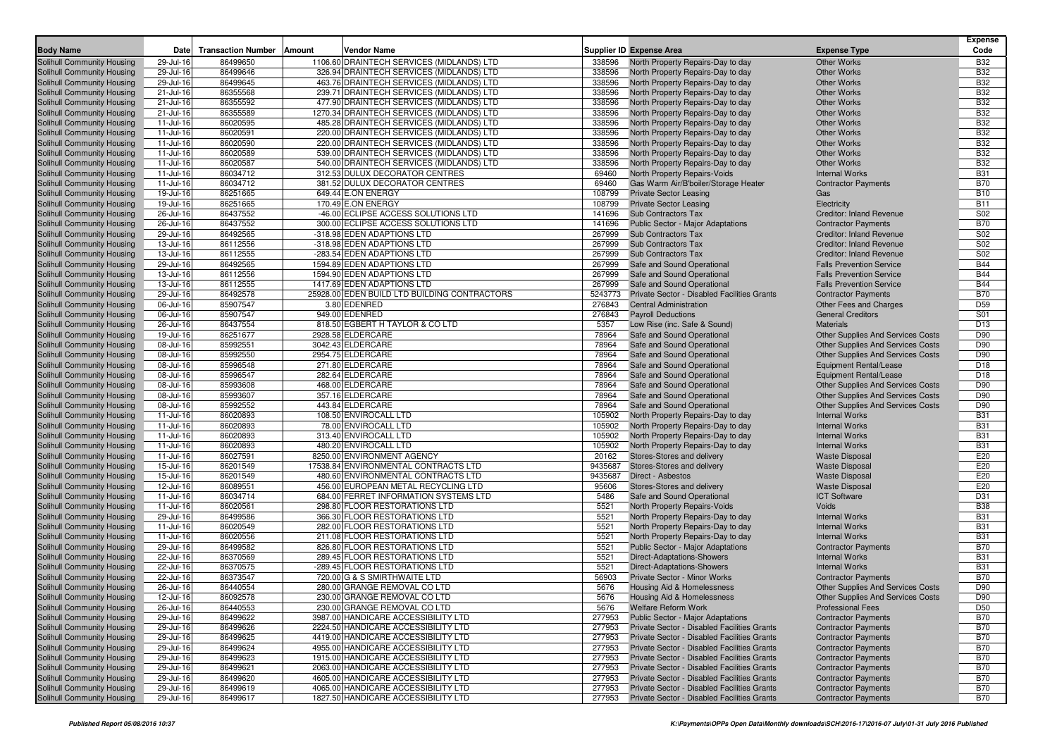| Body Name | Date | Transaction Number | Amount | Vendor Name | Supplier ID | Expense Area | Expense Type | Expense Code |
|---|---|---|---|---|---|---|---|---|
| Solihull Community Housing | 29-Jul-16 | 86499650 | 1106.60 | DRAINTECH SERVICES (MIDLANDS) LTD | 338596 | North Property Repairs-Day to day | Other Works | B32 |
| Solihull Community Housing | 29-Jul-16 | 86499646 | 326.94 | DRAINTECH SERVICES (MIDLANDS) LTD | 338596 | North Property Repairs-Day to day | Other Works | B32 |
| Solihull Community Housing | 29-Jul-16 | 86499645 | 463.76 | DRAINTECH SERVICES (MIDLANDS) LTD | 338596 | North Property Repairs-Day to day | Other Works | B32 |
| Solihull Community Housing | 21-Jul-16 | 86355568 | 239.71 | DRAINTECH SERVICES (MIDLANDS) LTD | 338596 | North Property Repairs-Day to day | Other Works | B32 |
| Solihull Community Housing | 21-Jul-16 | 86355592 | 477.90 | DRAINTECH SERVICES (MIDLANDS) LTD | 338596 | North Property Repairs-Day to day | Other Works | B32 |
| Solihull Community Housing | 21-Jul-16 | 86355589 | 1270.34 | DRAINTECH SERVICES (MIDLANDS) LTD | 338596 | North Property Repairs-Day to day | Other Works | B32 |
| Solihull Community Housing | 11-Jul-16 | 86020595 | 485.28 | DRAINTECH SERVICES (MIDLANDS) LTD | 338596 | North Property Repairs-Day to day | Other Works | B32 |
| Solihull Community Housing | 11-Jul-16 | 86020591 | 220.00 | DRAINTECH SERVICES (MIDLANDS) LTD | 338596 | North Property Repairs-Day to day | Other Works | B32 |
| Solihull Community Housing | 11-Jul-16 | 86020590 | 220.00 | DRAINTECH SERVICES (MIDLANDS) LTD | 338596 | North Property Repairs-Day to day | Other Works | B32 |
| Solihull Community Housing | 11-Jul-16 | 86020589 | 539.00 | DRAINTECH SERVICES (MIDLANDS) LTD | 338596 | North Property Repairs-Day to day | Other Works | B32 |
| Solihull Community Housing | 11-Jul-16 | 86020587 | 540.00 | DRAINTECH SERVICES (MIDLANDS) LTD | 338596 | North Property Repairs-Day to day | Other Works | B32 |
| Solihull Community Housing | 11-Jul-16 | 86034712 | 312.53 | DULUX DECORATOR CENTRES | 69460 | North Property Repairs-Voids | Internal Works | B31 |
| Solihull Community Housing | 11-Jul-16 | 86034712 | 381.52 | DULUX DECORATOR CENTRES | 69460 | Gas Warm Air/B'boiler/Storage Heater | Contractor Payments | B70 |
| Solihull Community Housing | 19-Jul-16 | 86251665 | 649.44 | E.ON ENERGY | 108799 | Private Sector Leasing | Gas | B10 |
| Solihull Community Housing | 19-Jul-16 | 86251665 | 170.49 | E.ON ENERGY | 108799 | Private Sector Leasing | Electricity | B11 |
| Solihull Community Housing | 26-Jul-16 | 86437552 | -46.00 | ECLIPSE ACCESS SOLUTIONS LTD | 141696 | Sub Contractors Tax | Creditor: Inland Revenue | S02 |
| Solihull Community Housing | 26-Jul-16 | 86437552 | 300.00 | ECLIPSE ACCESS SOLUTIONS LTD | 141696 | Public Sector - Major Adaptations | Contractor Payments | B70 |
| Solihull Community Housing | 29-Jul-16 | 86492565 | -318.98 | EDEN ADAPTIONS LTD | 267999 | Sub Contractors Tax | Creditor: Inland Revenue | S02 |
| Solihull Community Housing | 13-Jul-16 | 86112556 | -318.98 | EDEN ADAPTIONS LTD | 267999 | Sub Contractors Tax | Creditor: Inland Revenue | S02 |
| Solihull Community Housing | 13-Jul-16 | 86112555 | -283.54 | EDEN ADAPTIONS LTD | 267999 | Sub Contractors Tax | Creditor: Inland Revenue | S02 |
| Solihull Community Housing | 29-Jul-16 | 86492565 | 1594.89 | EDEN ADAPTIONS LTD | 267999 | Safe and Sound Operational | Falls Prevention Service | B44 |
| Solihull Community Housing | 13-Jul-16 | 86112556 | 1594.90 | EDEN ADAPTIONS LTD | 267999 | Safe and Sound Operational | Falls Prevention Service | B44 |
| Solihull Community Housing | 13-Jul-16 | 86112555 | 1417.69 | EDEN ADAPTIONS LTD | 267999 | Safe and Sound Operational | Falls Prevention Service | B44 |
| Solihull Community Housing | 29-Jul-16 | 86492578 | 25928.00 | EDEN BUILD LTD BUILDING CONTRACTORS | 5243773 | Private Sector - Disabled Facilities Grants | Contractor Payments | B70 |
| Solihull Community Housing | 06-Jul-16 | 85907547 | 3.80 | EDENRED | 276843 | Central Administration | Other Fees and Charges | D59 |
| Solihull Community Housing | 06-Jul-16 | 85907547 | 949.00 | EDENRED | 276843 | Payroll Deductions | General Creditors | S01 |
| Solihull Community Housing | 26-Jul-16 | 86437554 | 818.50 | EGBERT H TAYLOR & CO LTD | 5357 | Low Rise (inc. Safe & Sound) | Materials | D13 |
| Solihull Community Housing | 19-Jul-16 | 86251677 | 2928.58 | ELDERCARE | 78964 | Safe and Sound Operational | Other Supplies And Services Costs | D90 |
| Solihull Community Housing | 08-Jul-16 | 85992551 | 3042.43 | ELDERCARE | 78964 | Safe and Sound Operational | Other Supplies And Services Costs | D90 |
| Solihull Community Housing | 08-Jul-16 | 85992550 | 2954.75 | ELDERCARE | 78964 | Safe and Sound Operational | Other Supplies And Services Costs | D90 |
| Solihull Community Housing | 08-Jul-16 | 85996548 | 271.80 | ELDERCARE | 78964 | Safe and Sound Operational | Equipment Rental/Lease | D18 |
| Solihull Community Housing | 08-Jul-16 | 85996547 | 282.64 | ELDERCARE | 78964 | Safe and Sound Operational | Equipment Rental/Lease | D18 |
| Solihull Community Housing | 08-Jul-16 | 85993608 | 468.00 | ELDERCARE | 78964 | Safe and Sound Operational | Other Supplies And Services Costs | D90 |
| Solihull Community Housing | 08-Jul-16 | 85993607 | 357.16 | ELDERCARE | 78964 | Safe and Sound Operational | Other Supplies And Services Costs | D90 |
| Solihull Community Housing | 08-Jul-16 | 85992552 | 443.84 | ELDERCARE | 78964 | Safe and Sound Operational | Other Supplies And Services Costs | D90 |
| Solihull Community Housing | 11-Jul-16 | 86020893 | 108.50 | ENVIROCALL LTD | 105902 | North Property Repairs-Day to day | Internal Works | B31 |
| Solihull Community Housing | 11-Jul-16 | 86020893 | 78.00 | ENVIROCALL LTD | 105902 | North Property Repairs-Day to day | Internal Works | B31 |
| Solihull Community Housing | 11-Jul-16 | 86020893 | 313.40 | ENVIROCALL LTD | 105902 | North Property Repairs-Day to day | Internal Works | B31 |
| Solihull Community Housing | 11-Jul-16 | 86020893 | 480.20 | ENVIROCALL LTD | 105902 | North Property Repairs-Day to day | Internal Works | B31 |
| Solihull Community Housing | 11-Jul-16 | 86027591 | 8250.00 | ENVIRONMENT AGENCY | 20162 | Stores-Stores and delivery | Waste Disposal | E20 |
| Solihull Community Housing | 15-Jul-16 | 86201549 | 17538.84 | ENVIRONMENTAL CONTRACTS LTD | 9435687 | Stores-Stores and delivery | Waste Disposal | E20 |
| Solihull Community Housing | 15-Jul-16 | 86201549 | 480.60 | ENVIRONMENTAL CONTRACTS LTD | 9435687 | Direct - Asbestos | Waste Disposal | E20 |
| Solihull Community Housing | 12-Jul-16 | 86089551 | 456.00 | EUROPEAN METAL RECYCLING LTD | 95606 | Stores-Stores and delivery | Waste Disposal | E20 |
| Solihull Community Housing | 11-Jul-16 | 86034714 | 684.00 | FERRET INFORMATION SYSTEMS LTD | 5486 | Safe and Sound Operational | ICT Software | D31 |
| Solihull Community Housing | 11-Jul-16 | 86020561 | 298.80 | FLOOR RESTORATIONS LTD | 5521 | North Property Repairs-Voids | Voids | B38 |
| Solihull Community Housing | 29-Jul-16 | 86499586 | 366.30 | FLOOR RESTORATIONS LTD | 5521 | North Property Repairs-Day to day | Internal Works | B31 |
| Solihull Community Housing | 11-Jul-16 | 86020549 | 282.00 | FLOOR RESTORATIONS LTD | 5521 | North Property Repairs-Day to day | Internal Works | B31 |
| Solihull Community Housing | 11-Jul-16 | 86020556 | 211.08 | FLOOR RESTORATIONS LTD | 5521 | North Property Repairs-Day to day | Internal Works | B31 |
| Solihull Community Housing | 29-Jul-16 | 86499582 | 826.80 | FLOOR RESTORATIONS LTD | 5521 | Public Sector - Major Adaptations | Contractor Payments | B70 |
| Solihull Community Housing | 22-Jul-16 | 86370569 | 289.45 | FLOOR RESTORATIONS LTD | 5521 | Direct-Adaptations-Showers | Internal Works | B31 |
| Solihull Community Housing | 22-Jul-16 | 86370575 | -289.45 | FLOOR RESTORATIONS LTD | 5521 | Direct-Adaptations-Showers | Internal Works | B31 |
| Solihull Community Housing | 22-Jul-16 | 86373547 | 720.00 | G & S SMIRTHWAITE LTD | 56903 | Private Sector - Minor Works | Contractor Payments | B70 |
| Solihull Community Housing | 26-Jul-16 | 86440554 | 280.00 | GRANGE REMOVAL CO LTD | 5676 | Housing Aid & Homelessness | Other Supplies And Services Costs | D90 |
| Solihull Community Housing | 12-Jul-16 | 86092578 | 230.00 | GRANGE REMOVAL CO LTD | 5676 | Housing Aid & Homelessness | Other Supplies And Services Costs | D90 |
| Solihull Community Housing | 26-Jul-16 | 86440553 | 230.00 | GRANGE REMOVAL CO LTD | 5676 | Welfare Reform Work | Professional Fees | D50 |
| Solihull Community Housing | 29-Jul-16 | 86499622 | 3987.00 | HANDICARE ACCESSIBILITY LTD | 277953 | Public Sector - Major Adaptations | Contractor Payments | B70 |
| Solihull Community Housing | 29-Jul-16 | 86499626 | 2224.50 | HANDICARE ACCESSIBILITY LTD | 277953 | Private Sector - Disabled Facilities Grants | Contractor Payments | B70 |
| Solihull Community Housing | 29-Jul-16 | 86499625 | 4419.00 | HANDICARE ACCESSIBILITY LTD | 277953 | Private Sector - Disabled Facilities Grants | Contractor Payments | B70 |
| Solihull Community Housing | 29-Jul-16 | 86499624 | 4955.00 | HANDICARE ACCESSIBILITY LTD | 277953 | Private Sector - Disabled Facilities Grants | Contractor Payments | B70 |
| Solihull Community Housing | 29-Jul-16 | 86499623 | 1915.00 | HANDICARE ACCESSIBILITY LTD | 277953 | Private Sector - Disabled Facilities Grants | Contractor Payments | B70 |
| Solihull Community Housing | 29-Jul-16 | 86499621 | 2063.00 | HANDICARE ACCESSIBILITY LTD | 277953 | Private Sector - Disabled Facilities Grants | Contractor Payments | B70 |
| Solihull Community Housing | 29-Jul-16 | 86499620 | 4605.00 | HANDICARE ACCESSIBILITY LTD | 277953 | Private Sector - Disabled Facilities Grants | Contractor Payments | B70 |
| Solihull Community Housing | 29-Jul-16 | 86499619 | 4065.00 | HANDICARE ACCESSIBILITY LTD | 277953 | Private Sector - Disabled Facilities Grants | Contractor Payments | B70 |
| Solihull Community Housing | 29-Jul-16 | 86499617 | 1827.50 | HANDICARE ACCESSIBILITY LTD | 277953 | Private Sector - Disabled Facilities Grants | Contractor Payments | B70 |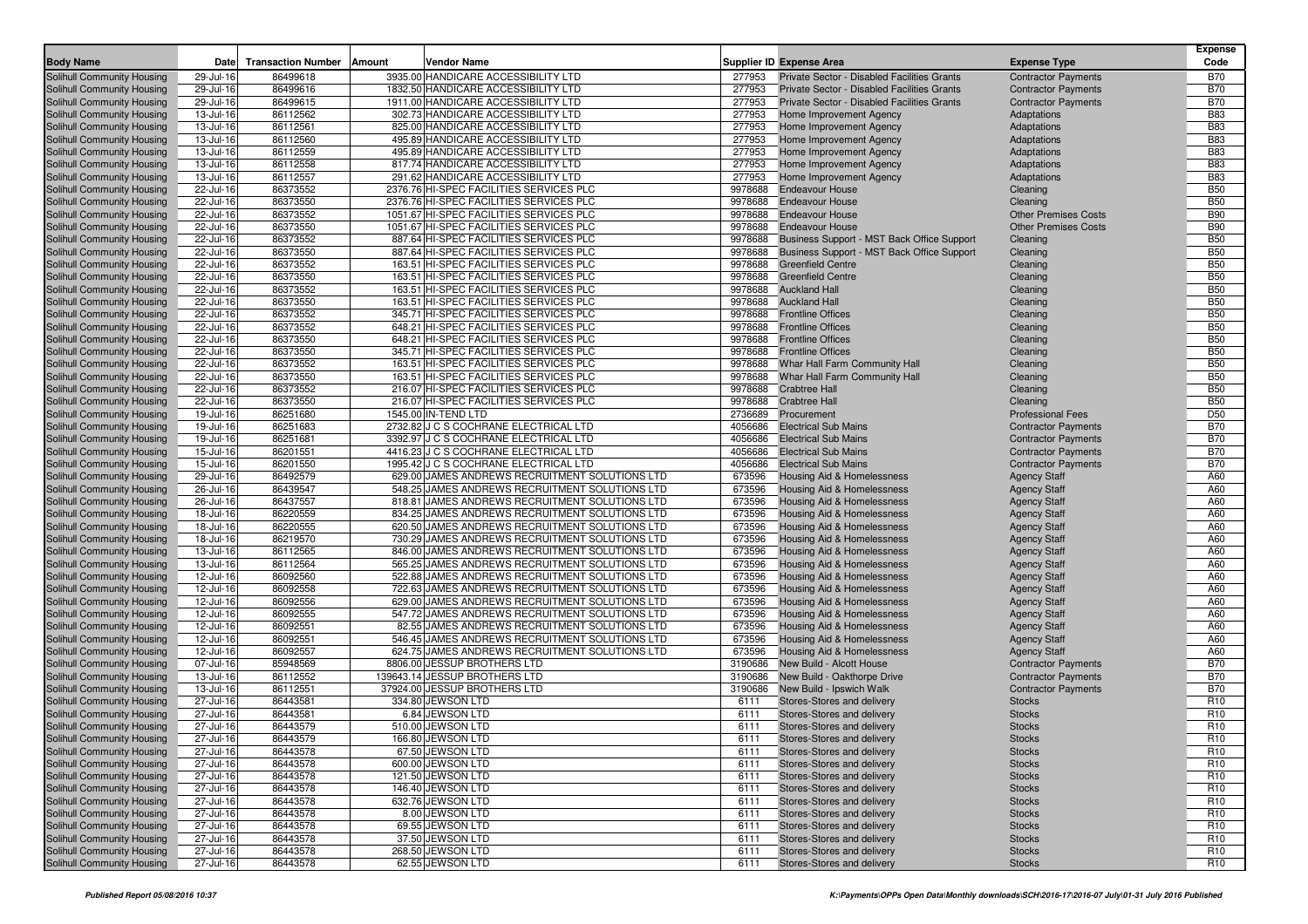| Body Name | Date | Transaction Number | Amount | Vendor Name | Supplier ID | Expense Area | Expense Type | Expense Code |
|---|---|---|---|---|---|---|---|---|
| Solihull Community Housing | 29-Jul-16 | 86499618 | 3935.00 | HANDICARE ACCESSIBILITY LTD | 277953 | Private Sector - Disabled Facilities Grants | Contractor Payments | B70 |
| Solihull Community Housing | 29-Jul-16 | 86499616 | 1832.50 | HANDICARE ACCESSIBILITY LTD | 277953 | Private Sector - Disabled Facilities Grants | Contractor Payments | B70 |
| Solihull Community Housing | 29-Jul-16 | 86499615 | 1911.00 | HANDICARE ACCESSIBILITY LTD | 277953 | Private Sector - Disabled Facilities Grants | Contractor Payments | B70 |
| Solihull Community Housing | 13-Jul-16 | 86112562 | 302.73 | HANDICARE ACCESSIBILITY LTD | 277953 | Home Improvement Agency | Adaptations | B83 |
| Solihull Community Housing | 13-Jul-16 | 86112561 | 825.00 | HANDICARE ACCESSIBILITY LTD | 277953 | Home Improvement Agency | Adaptations | B83 |
| Solihull Community Housing | 13-Jul-16 | 86112560 | 495.89 | HANDICARE ACCESSIBILITY LTD | 277953 | Home Improvement Agency | Adaptations | B83 |
| Solihull Community Housing | 13-Jul-16 | 86112559 | 495.89 | HANDICARE ACCESSIBILITY LTD | 277953 | Home Improvement Agency | Adaptations | B83 |
| Solihull Community Housing | 13-Jul-16 | 86112558 | 817.74 | HANDICARE ACCESSIBILITY LTD | 277953 | Home Improvement Agency | Adaptations | B83 |
| Solihull Community Housing | 13-Jul-16 | 86112557 | 291.62 | HANDICARE ACCESSIBILITY LTD | 277953 | Home Improvement Agency | Adaptations | B83 |
| Solihull Community Housing | 22-Jul-16 | 86373552 | 2376.76 | HI-SPEC FACILITIES SERVICES PLC | 9978688 | Endeavour House | Cleaning | B50 |
| Solihull Community Housing | 22-Jul-16 | 86373550 | 2376.76 | HI-SPEC FACILITIES SERVICES PLC | 9978688 | Endeavour House | Cleaning | B50 |
| Solihull Community Housing | 22-Jul-16 | 86373552 | 1051.67 | HI-SPEC FACILITIES SERVICES PLC | 9978688 | Endeavour House | Other Premises Costs | B90 |
| Solihull Community Housing | 22-Jul-16 | 86373550 | 1051.67 | HI-SPEC FACILITIES SERVICES PLC | 9978688 | Endeavour House | Other Premises Costs | B90 |
| Solihull Community Housing | 22-Jul-16 | 86373552 | 887.64 | HI-SPEC FACILITIES SERVICES PLC | 9978688 | Business Support - MST Back Office Support | Cleaning | B50 |
| Solihull Community Housing | 22-Jul-16 | 86373550 | 887.64 | HI-SPEC FACILITIES SERVICES PLC | 9978688 | Business Support - MST Back Office Support | Cleaning | B50 |
| Solihull Community Housing | 22-Jul-16 | 86373552 | 163.51 | HI-SPEC FACILITIES SERVICES PLC | 9978688 | Greenfield Centre | Cleaning | B50 |
| Solihull Community Housing | 22-Jul-16 | 86373550 | 163.51 | HI-SPEC FACILITIES SERVICES PLC | 9978688 | Greenfield Centre | Cleaning | B50 |
| Solihull Community Housing | 22-Jul-16 | 86373552 | 163.51 | HI-SPEC FACILITIES SERVICES PLC | 9978688 | Auckland Hall | Cleaning | B50 |
| Solihull Community Housing | 22-Jul-16 | 86373550 | 163.51 | HI-SPEC FACILITIES SERVICES PLC | 9978688 | Auckland Hall | Cleaning | B50 |
| Solihull Community Housing | 22-Jul-16 | 86373552 | 345.71 | HI-SPEC FACILITIES SERVICES PLC | 9978688 | Frontline Offices | Cleaning | B50 |
| Solihull Community Housing | 22-Jul-16 | 86373552 | 648.21 | HI-SPEC FACILITIES SERVICES PLC | 9978688 | Frontline Offices | Cleaning | B50 |
| Solihull Community Housing | 22-Jul-16 | 86373550 | 648.21 | HI-SPEC FACILITIES SERVICES PLC | 9978688 | Frontline Offices | Cleaning | B50 |
| Solihull Community Housing | 22-Jul-16 | 86373550 | 345.71 | HI-SPEC FACILITIES SERVICES PLC | 9978688 | Frontline Offices | Cleaning | B50 |
| Solihull Community Housing | 22-Jul-16 | 86373552 | 163.51 | HI-SPEC FACILITIES SERVICES PLC | 9978688 | Whar Hall Farm Community Hall | Cleaning | B50 |
| Solihull Community Housing | 22-Jul-16 | 86373550 | 163.51 | HI-SPEC FACILITIES SERVICES PLC | 9978688 | Whar Hall Farm Community Hall | Cleaning | B50 |
| Solihull Community Housing | 22-Jul-16 | 86373552 | 216.07 | HI-SPEC FACILITIES SERVICES PLC | 9978688 | Crabtree Hall | Cleaning | B50 |
| Solihull Community Housing | 22-Jul-16 | 86373550 | 216.07 | HI-SPEC FACILITIES SERVICES PLC | 9978688 | Crabtree Hall | Cleaning | B50 |
| Solihull Community Housing | 19-Jul-16 | 86251680 | 1545.00 | IN-TEND LTD | 2736689 | Procurement | Professional Fees | D50 |
| Solihull Community Housing | 19-Jul-16 | 86251683 | 2732.82 | J C S COCHRANE ELECTRICAL LTD | 4056686 | Electrical Sub Mains | Contractor Payments | B70 |
| Solihull Community Housing | 19-Jul-16 | 86251681 | 3392.97 | J C S COCHRANE ELECTRICAL LTD | 4056686 | Electrical Sub Mains | Contractor Payments | B70 |
| Solihull Community Housing | 15-Jul-16 | 86201551 | 4416.23 | J C S COCHRANE ELECTRICAL LTD | 4056686 | Electrical Sub Mains | Contractor Payments | B70 |
| Solihull Community Housing | 15-Jul-16 | 86201550 | 1995.42 | J C S COCHRANE ELECTRICAL LTD | 4056686 | Electrical Sub Mains | Contractor Payments | B70 |
| Solihull Community Housing | 29-Jul-16 | 86492579 | 629.00 | JAMES ANDREWS RECRUITMENT SOLUTIONS LTD | 673596 | Housing Aid & Homelessness | Agency Staff | A60 |
| Solihull Community Housing | 26-Jul-16 | 86439547 | 548.25 | JAMES ANDREWS RECRUITMENT SOLUTIONS LTD | 673596 | Housing Aid & Homelessness | Agency Staff | A60 |
| Solihull Community Housing | 26-Jul-16 | 86437557 | 818.81 | JAMES ANDREWS RECRUITMENT SOLUTIONS LTD | 673596 | Housing Aid & Homelessness | Agency Staff | A60 |
| Solihull Community Housing | 18-Jul-16 | 86220559 | 834.25 | JAMES ANDREWS RECRUITMENT SOLUTIONS LTD | 673596 | Housing Aid & Homelessness | Agency Staff | A60 |
| Solihull Community Housing | 18-Jul-16 | 86220555 | 620.50 | JAMES ANDREWS RECRUITMENT SOLUTIONS LTD | 673596 | Housing Aid & Homelessness | Agency Staff | A60 |
| Solihull Community Housing | 18-Jul-16 | 86219570 | 730.29 | JAMES ANDREWS RECRUITMENT SOLUTIONS LTD | 673596 | Housing Aid & Homelessness | Agency Staff | A60 |
| Solihull Community Housing | 13-Jul-16 | 86112565 | 846.00 | JAMES ANDREWS RECRUITMENT SOLUTIONS LTD | 673596 | Housing Aid & Homelessness | Agency Staff | A60 |
| Solihull Community Housing | 13-Jul-16 | 86112564 | 565.25 | JAMES ANDREWS RECRUITMENT SOLUTIONS LTD | 673596 | Housing Aid & Homelessness | Agency Staff | A60 |
| Solihull Community Housing | 12-Jul-16 | 86092560 | 522.88 | JAMES ANDREWS RECRUITMENT SOLUTIONS LTD | 673596 | Housing Aid & Homelessness | Agency Staff | A60 |
| Solihull Community Housing | 12-Jul-16 | 86092558 | 722.63 | JAMES ANDREWS RECRUITMENT SOLUTIONS LTD | 673596 | Housing Aid & Homelessness | Agency Staff | A60 |
| Solihull Community Housing | 12-Jul-16 | 86092556 | 629.00 | JAMES ANDREWS RECRUITMENT SOLUTIONS LTD | 673596 | Housing Aid & Homelessness | Agency Staff | A60 |
| Solihull Community Housing | 12-Jul-16 | 86092555 | 547.72 | JAMES ANDREWS RECRUITMENT SOLUTIONS LTD | 673596 | Housing Aid & Homelessness | Agency Staff | A60 |
| Solihull Community Housing | 12-Jul-16 | 86092551 | 82.55 | JAMES ANDREWS RECRUITMENT SOLUTIONS LTD | 673596 | Housing Aid & Homelessness | Agency Staff | A60 |
| Solihull Community Housing | 12-Jul-16 | 86092551 | 546.45 | JAMES ANDREWS RECRUITMENT SOLUTIONS LTD | 673596 | Housing Aid & Homelessness | Agency Staff | A60 |
| Solihull Community Housing | 12-Jul-16 | 86092557 | 624.75 | JAMES ANDREWS RECRUITMENT SOLUTIONS LTD | 673596 | Housing Aid & Homelessness | Agency Staff | A60 |
| Solihull Community Housing | 07-Jul-16 | 85948569 | 8806.00 | JESSUP BROTHERS LTD | 3190686 | New Build - Alcott House | Contractor Payments | B70 |
| Solihull Community Housing | 13-Jul-16 | 86112552 | 139643.14 | JESSUP BROTHERS LTD | 3190686 | New Build - Oakthorpe Drive | Contractor Payments | B70 |
| Solihull Community Housing | 13-Jul-16 | 86112551 | 37924.00 | JESSUP BROTHERS LTD | 3190686 | New Build - Ipswich Walk | Contractor Payments | B70 |
| Solihull Community Housing | 27-Jul-16 | 86443581 | 334.80 | JEWSON LTD | 6111 | Stores-Stores and delivery | Stocks | R10 |
| Solihull Community Housing | 27-Jul-16 | 86443581 | 6.84 | JEWSON LTD | 6111 | Stores-Stores and delivery | Stocks | R10 |
| Solihull Community Housing | 27-Jul-16 | 86443579 | 510.00 | JEWSON LTD | 6111 | Stores-Stores and delivery | Stocks | R10 |
| Solihull Community Housing | 27-Jul-16 | 86443579 | 166.80 | JEWSON LTD | 6111 | Stores-Stores and delivery | Stocks | R10 |
| Solihull Community Housing | 27-Jul-16 | 86443578 | 67.50 | JEWSON LTD | 6111 | Stores-Stores and delivery | Stocks | R10 |
| Solihull Community Housing | 27-Jul-16 | 86443578 | 600.00 | JEWSON LTD | 6111 | Stores-Stores and delivery | Stocks | R10 |
| Solihull Community Housing | 27-Jul-16 | 86443578 | 121.50 | JEWSON LTD | 6111 | Stores-Stores and delivery | Stocks | R10 |
| Solihull Community Housing | 27-Jul-16 | 86443578 | 146.40 | JEWSON LTD | 6111 | Stores-Stores and delivery | Stocks | R10 |
| Solihull Community Housing | 27-Jul-16 | 86443578 | 632.76 | JEWSON LTD | 6111 | Stores-Stores and delivery | Stocks | R10 |
| Solihull Community Housing | 27-Jul-16 | 86443578 | 8.00 | JEWSON LTD | 6111 | Stores-Stores and delivery | Stocks | R10 |
| Solihull Community Housing | 27-Jul-16 | 86443578 | 69.55 | JEWSON LTD | 6111 | Stores-Stores and delivery | Stocks | R10 |
| Solihull Community Housing | 27-Jul-16 | 86443578 | 37.50 | JEWSON LTD | 6111 | Stores-Stores and delivery | Stocks | R10 |
| Solihull Community Housing | 27-Jul-16 | 86443578 | 268.50 | JEWSON LTD | 6111 | Stores-Stores and delivery | Stocks | R10 |
| Solihull Community Housing | 27-Jul-16 | 86443578 | 62.55 | JEWSON LTD | 6111 | Stores-Stores and delivery | Stocks | R10 |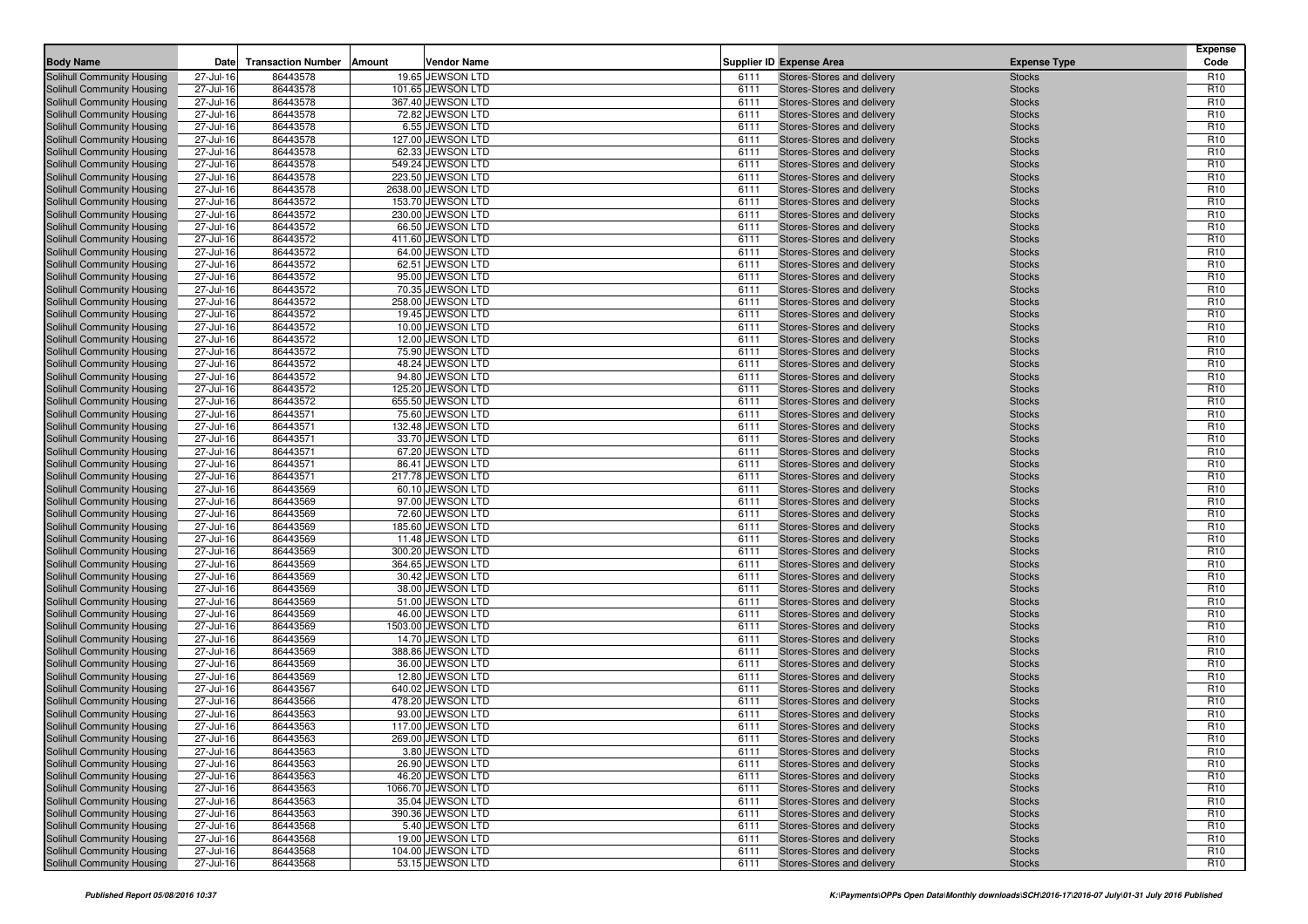| Body Name | Date | Transaction Number | Amount | Vendor Name | Supplier ID | Expense Area | Expense Type | Expense Code |
|---|---|---|---|---|---|---|---|---|
| Solihull Community Housing | 27-Jul-16 | 86443578 | 19.65 | JEWSON LTD | 6111 | Stores-Stores and delivery | Stocks | R10 |
| Solihull Community Housing | 27-Jul-16 | 86443578 | 101.65 | JEWSON LTD | 6111 | Stores-Stores and delivery | Stocks | R10 |
| Solihull Community Housing | 27-Jul-16 | 86443578 | 367.40 | JEWSON LTD | 6111 | Stores-Stores and delivery | Stocks | R10 |
| Solihull Community Housing | 27-Jul-16 | 86443578 | 72.82 | JEWSON LTD | 6111 | Stores-Stores and delivery | Stocks | R10 |
| Solihull Community Housing | 27-Jul-16 | 86443578 | 6.55 | JEWSON LTD | 6111 | Stores-Stores and delivery | Stocks | R10 |
| Solihull Community Housing | 27-Jul-16 | 86443578 | 127.00 | JEWSON LTD | 6111 | Stores-Stores and delivery | Stocks | R10 |
| Solihull Community Housing | 27-Jul-16 | 86443578 | 62.33 | JEWSON LTD | 6111 | Stores-Stores and delivery | Stocks | R10 |
| Solihull Community Housing | 27-Jul-16 | 86443578 | 549.24 | JEWSON LTD | 6111 | Stores-Stores and delivery | Stocks | R10 |
| Solihull Community Housing | 27-Jul-16 | 86443578 | 223.50 | JEWSON LTD | 6111 | Stores-Stores and delivery | Stocks | R10 |
| Solihull Community Housing | 27-Jul-16 | 86443578 | 2638.00 | JEWSON LTD | 6111 | Stores-Stores and delivery | Stocks | R10 |
| Solihull Community Housing | 27-Jul-16 | 86443572 | 153.70 | JEWSON LTD | 6111 | Stores-Stores and delivery | Stocks | R10 |
| Solihull Community Housing | 27-Jul-16 | 86443572 | 230.00 | JEWSON LTD | 6111 | Stores-Stores and delivery | Stocks | R10 |
| Solihull Community Housing | 27-Jul-16 | 86443572 | 66.50 | JEWSON LTD | 6111 | Stores-Stores and delivery | Stocks | R10 |
| Solihull Community Housing | 27-Jul-16 | 86443572 | 411.60 | JEWSON LTD | 6111 | Stores-Stores and delivery | Stocks | R10 |
| Solihull Community Housing | 27-Jul-16 | 86443572 | 64.00 | JEWSON LTD | 6111 | Stores-Stores and delivery | Stocks | R10 |
| Solihull Community Housing | 27-Jul-16 | 86443572 | 62.51 | JEWSON LTD | 6111 | Stores-Stores and delivery | Stocks | R10 |
| Solihull Community Housing | 27-Jul-16 | 86443572 | 95.00 | JEWSON LTD | 6111 | Stores-Stores and delivery | Stocks | R10 |
| Solihull Community Housing | 27-Jul-16 | 86443572 | 70.35 | JEWSON LTD | 6111 | Stores-Stores and delivery | Stocks | R10 |
| Solihull Community Housing | 27-Jul-16 | 86443572 | 258.00 | JEWSON LTD | 6111 | Stores-Stores and delivery | Stocks | R10 |
| Solihull Community Housing | 27-Jul-16 | 86443572 | 19.45 | JEWSON LTD | 6111 | Stores-Stores and delivery | Stocks | R10 |
| Solihull Community Housing | 27-Jul-16 | 86443572 | 10.00 | JEWSON LTD | 6111 | Stores-Stores and delivery | Stocks | R10 |
| Solihull Community Housing | 27-Jul-16 | 86443572 | 12.00 | JEWSON LTD | 6111 | Stores-Stores and delivery | Stocks | R10 |
| Solihull Community Housing | 27-Jul-16 | 86443572 | 75.90 | JEWSON LTD | 6111 | Stores-Stores and delivery | Stocks | R10 |
| Solihull Community Housing | 27-Jul-16 | 86443572 | 48.24 | JEWSON LTD | 6111 | Stores-Stores and delivery | Stocks | R10 |
| Solihull Community Housing | 27-Jul-16 | 86443572 | 94.80 | JEWSON LTD | 6111 | Stores-Stores and delivery | Stocks | R10 |
| Solihull Community Housing | 27-Jul-16 | 86443572 | 125.20 | JEWSON LTD | 6111 | Stores-Stores and delivery | Stocks | R10 |
| Solihull Community Housing | 27-Jul-16 | 86443572 | 655.50 | JEWSON LTD | 6111 | Stores-Stores and delivery | Stocks | R10 |
| Solihull Community Housing | 27-Jul-16 | 86443571 | 75.60 | JEWSON LTD | 6111 | Stores-Stores and delivery | Stocks | R10 |
| Solihull Community Housing | 27-Jul-16 | 86443571 | 132.48 | JEWSON LTD | 6111 | Stores-Stores and delivery | Stocks | R10 |
| Solihull Community Housing | 27-Jul-16 | 86443571 | 33.70 | JEWSON LTD | 6111 | Stores-Stores and delivery | Stocks | R10 |
| Solihull Community Housing | 27-Jul-16 | 86443571 | 67.20 | JEWSON LTD | 6111 | Stores-Stores and delivery | Stocks | R10 |
| Solihull Community Housing | 27-Jul-16 | 86443571 | 86.41 | JEWSON LTD | 6111 | Stores-Stores and delivery | Stocks | R10 |
| Solihull Community Housing | 27-Jul-16 | 86443571 | 217.78 | JEWSON LTD | 6111 | Stores-Stores and delivery | Stocks | R10 |
| Solihull Community Housing | 27-Jul-16 | 86443569 | 60.10 | JEWSON LTD | 6111 | Stores-Stores and delivery | Stocks | R10 |
| Solihull Community Housing | 27-Jul-16 | 86443569 | 97.00 | JEWSON LTD | 6111 | Stores-Stores and delivery | Stocks | R10 |
| Solihull Community Housing | 27-Jul-16 | 86443569 | 72.60 | JEWSON LTD | 6111 | Stores-Stores and delivery | Stocks | R10 |
| Solihull Community Housing | 27-Jul-16 | 86443569 | 185.60 | JEWSON LTD | 6111 | Stores-Stores and delivery | Stocks | R10 |
| Solihull Community Housing | 27-Jul-16 | 86443569 | 11.48 | JEWSON LTD | 6111 | Stores-Stores and delivery | Stocks | R10 |
| Solihull Community Housing | 27-Jul-16 | 86443569 | 300.20 | JEWSON LTD | 6111 | Stores-Stores and delivery | Stocks | R10 |
| Solihull Community Housing | 27-Jul-16 | 86443569 | 364.65 | JEWSON LTD | 6111 | Stores-Stores and delivery | Stocks | R10 |
| Solihull Community Housing | 27-Jul-16 | 86443569 | 30.42 | JEWSON LTD | 6111 | Stores-Stores and delivery | Stocks | R10 |
| Solihull Community Housing | 27-Jul-16 | 86443569 | 38.00 | JEWSON LTD | 6111 | Stores-Stores and delivery | Stocks | R10 |
| Solihull Community Housing | 27-Jul-16 | 86443569 | 51.00 | JEWSON LTD | 6111 | Stores-Stores and delivery | Stocks | R10 |
| Solihull Community Housing | 27-Jul-16 | 86443569 | 46.00 | JEWSON LTD | 6111 | Stores-Stores and delivery | Stocks | R10 |
| Solihull Community Housing | 27-Jul-16 | 86443569 | 1503.00 | JEWSON LTD | 6111 | Stores-Stores and delivery | Stocks | R10 |
| Solihull Community Housing | 27-Jul-16 | 86443569 | 14.70 | JEWSON LTD | 6111 | Stores-Stores and delivery | Stocks | R10 |
| Solihull Community Housing | 27-Jul-16 | 86443569 | 388.86 | JEWSON LTD | 6111 | Stores-Stores and delivery | Stocks | R10 |
| Solihull Community Housing | 27-Jul-16 | 86443569 | 36.00 | JEWSON LTD | 6111 | Stores-Stores and delivery | Stocks | R10 |
| Solihull Community Housing | 27-Jul-16 | 86443569 | 12.80 | JEWSON LTD | 6111 | Stores-Stores and delivery | Stocks | R10 |
| Solihull Community Housing | 27-Jul-16 | 86443567 | 640.02 | JEWSON LTD | 6111 | Stores-Stores and delivery | Stocks | R10 |
| Solihull Community Housing | 27-Jul-16 | 86443566 | 478.20 | JEWSON LTD | 6111 | Stores-Stores and delivery | Stocks | R10 |
| Solihull Community Housing | 27-Jul-16 | 86443563 | 93.00 | JEWSON LTD | 6111 | Stores-Stores and delivery | Stocks | R10 |
| Solihull Community Housing | 27-Jul-16 | 86443563 | 117.00 | JEWSON LTD | 6111 | Stores-Stores and delivery | Stocks | R10 |
| Solihull Community Housing | 27-Jul-16 | 86443563 | 269.00 | JEWSON LTD | 6111 | Stores-Stores and delivery | Stocks | R10 |
| Solihull Community Housing | 27-Jul-16 | 86443563 | 3.80 | JEWSON LTD | 6111 | Stores-Stores and delivery | Stocks | R10 |
| Solihull Community Housing | 27-Jul-16 | 86443563 | 26.90 | JEWSON LTD | 6111 | Stores-Stores and delivery | Stocks | R10 |
| Solihull Community Housing | 27-Jul-16 | 86443563 | 46.20 | JEWSON LTD | 6111 | Stores-Stores and delivery | Stocks | R10 |
| Solihull Community Housing | 27-Jul-16 | 86443563 | 1066.70 | JEWSON LTD | 6111 | Stores-Stores and delivery | Stocks | R10 |
| Solihull Community Housing | 27-Jul-16 | 86443563 | 35.04 | JEWSON LTD | 6111 | Stores-Stores and delivery | Stocks | R10 |
| Solihull Community Housing | 27-Jul-16 | 86443563 | 390.36 | JEWSON LTD | 6111 | Stores-Stores and delivery | Stocks | R10 |
| Solihull Community Housing | 27-Jul-16 | 86443568 | 5.40 | JEWSON LTD | 6111 | Stores-Stores and delivery | Stocks | R10 |
| Solihull Community Housing | 27-Jul-16 | 86443568 | 19.00 | JEWSON LTD | 6111 | Stores-Stores and delivery | Stocks | R10 |
| Solihull Community Housing | 27-Jul-16 | 86443568 | 104.00 | JEWSON LTD | 6111 | Stores-Stores and delivery | Stocks | R10 |
| Solihull Community Housing | 27-Jul-16 | 86443568 | 53.15 | JEWSON LTD | 6111 | Stores-Stores and delivery | Stocks | R10 |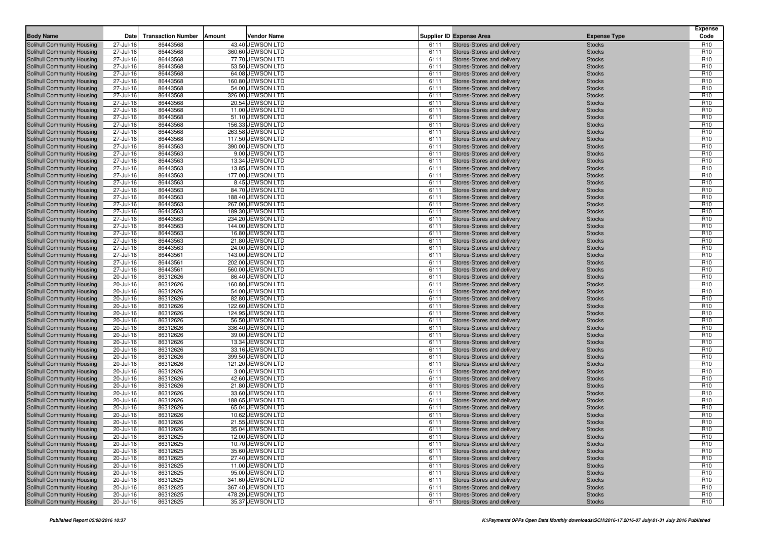| Body Name | Date | Transaction Number | Amount | Vendor Name | Supplier ID | Expense Area | Expense Type | Expense Code |
|---|---|---|---|---|---|---|---|---|
| Solihull Community Housing | 27-Jul-16 | 86443568 | 43.40 | JEWSON LTD | 6111 | Stores-Stores and delivery | Stocks | R10 |
| Solihull Community Housing | 27-Jul-16 | 86443568 | 360.60 | JEWSON LTD | 6111 | Stores-Stores and delivery | Stocks | R10 |
| Solihull Community Housing | 27-Jul-16 | 86443568 | 77.70 | JEWSON LTD | 6111 | Stores-Stores and delivery | Stocks | R10 |
| Solihull Community Housing | 27-Jul-16 | 86443568 | 53.50 | JEWSON LTD | 6111 | Stores-Stores and delivery | Stocks | R10 |
| Solihull Community Housing | 27-Jul-16 | 86443568 | 64.08 | JEWSON LTD | 6111 | Stores-Stores and delivery | Stocks | R10 |
| Solihull Community Housing | 27-Jul-16 | 86443568 | 160.80 | JEWSON LTD | 6111 | Stores-Stores and delivery | Stocks | R10 |
| Solihull Community Housing | 27-Jul-16 | 86443568 | 54.00 | JEWSON LTD | 6111 | Stores-Stores and delivery | Stocks | R10 |
| Solihull Community Housing | 27-Jul-16 | 86443568 | 326.00 | JEWSON LTD | 6111 | Stores-Stores and delivery | Stocks | R10 |
| Solihull Community Housing | 27-Jul-16 | 86443568 | 20.54 | JEWSON LTD | 6111 | Stores-Stores and delivery | Stocks | R10 |
| Solihull Community Housing | 27-Jul-16 | 86443568 | 11.00 | JEWSON LTD | 6111 | Stores-Stores and delivery | Stocks | R10 |
| Solihull Community Housing | 27-Jul-16 | 86443568 | 51.10 | JEWSON LTD | 6111 | Stores-Stores and delivery | Stocks | R10 |
| Solihull Community Housing | 27-Jul-16 | 86443568 | 156.33 | JEWSON LTD | 6111 | Stores-Stores and delivery | Stocks | R10 |
| Solihull Community Housing | 27-Jul-16 | 86443568 | 263.58 | JEWSON LTD | 6111 | Stores-Stores and delivery | Stocks | R10 |
| Solihull Community Housing | 27-Jul-16 | 86443568 | 117.50 | JEWSON LTD | 6111 | Stores-Stores and delivery | Stocks | R10 |
| Solihull Community Housing | 27-Jul-16 | 86443563 | 390.00 | JEWSON LTD | 6111 | Stores-Stores and delivery | Stocks | R10 |
| Solihull Community Housing | 27-Jul-16 | 86443563 | 9.00 | JEWSON LTD | 6111 | Stores-Stores and delivery | Stocks | R10 |
| Solihull Community Housing | 27-Jul-16 | 86443563 | 13.34 | JEWSON LTD | 6111 | Stores-Stores and delivery | Stocks | R10 |
| Solihull Community Housing | 27-Jul-16 | 86443563 | 13.85 | JEWSON LTD | 6111 | Stores-Stores and delivery | Stocks | R10 |
| Solihull Community Housing | 27-Jul-16 | 86443563 | 177.00 | JEWSON LTD | 6111 | Stores-Stores and delivery | Stocks | R10 |
| Solihull Community Housing | 27-Jul-16 | 86443563 | 8.45 | JEWSON LTD | 6111 | Stores-Stores and delivery | Stocks | R10 |
| Solihull Community Housing | 27-Jul-16 | 86443563 | 84.70 | JEWSON LTD | 6111 | Stores-Stores and delivery | Stocks | R10 |
| Solihull Community Housing | 27-Jul-16 | 86443563 | 188.40 | JEWSON LTD | 6111 | Stores-Stores and delivery | Stocks | R10 |
| Solihull Community Housing | 27-Jul-16 | 86443563 | 267.00 | JEWSON LTD | 6111 | Stores-Stores and delivery | Stocks | R10 |
| Solihull Community Housing | 27-Jul-16 | 86443563 | 189.30 | JEWSON LTD | 6111 | Stores-Stores and delivery | Stocks | R10 |
| Solihull Community Housing | 27-Jul-16 | 86443563 | 234.20 | JEWSON LTD | 6111 | Stores-Stores and delivery | Stocks | R10 |
| Solihull Community Housing | 27-Jul-16 | 86443563 | 144.00 | JEWSON LTD | 6111 | Stores-Stores and delivery | Stocks | R10 |
| Solihull Community Housing | 27-Jul-16 | 86443563 | 16.80 | JEWSON LTD | 6111 | Stores-Stores and delivery | Stocks | R10 |
| Solihull Community Housing | 27-Jul-16 | 86443563 | 21.80 | JEWSON LTD | 6111 | Stores-Stores and delivery | Stocks | R10 |
| Solihull Community Housing | 27-Jul-16 | 86443563 | 24.00 | JEWSON LTD | 6111 | Stores-Stores and delivery | Stocks | R10 |
| Solihull Community Housing | 27-Jul-16 | 86443561 | 143.00 | JEWSON LTD | 6111 | Stores-Stores and delivery | Stocks | R10 |
| Solihull Community Housing | 27-Jul-16 | 86443561 | 202.00 | JEWSON LTD | 6111 | Stores-Stores and delivery | Stocks | R10 |
| Solihull Community Housing | 27-Jul-16 | 86443561 | 560.00 | JEWSON LTD | 6111 | Stores-Stores and delivery | Stocks | R10 |
| Solihull Community Housing | 20-Jul-16 | 86312626 | 86.40 | JEWSON LTD | 6111 | Stores-Stores and delivery | Stocks | R10 |
| Solihull Community Housing | 20-Jul-16 | 86312626 | 160.80 | JEWSON LTD | 6111 | Stores-Stores and delivery | Stocks | R10 |
| Solihull Community Housing | 20-Jul-16 | 86312626 | 54.00 | JEWSON LTD | 6111 | Stores-Stores and delivery | Stocks | R10 |
| Solihull Community Housing | 20-Jul-16 | 86312626 | 82.80 | JEWSON LTD | 6111 | Stores-Stores and delivery | Stocks | R10 |
| Solihull Community Housing | 20-Jul-16 | 86312626 | 122.60 | JEWSON LTD | 6111 | Stores-Stores and delivery | Stocks | R10 |
| Solihull Community Housing | 20-Jul-16 | 86312626 | 124.95 | JEWSON LTD | 6111 | Stores-Stores and delivery | Stocks | R10 |
| Solihull Community Housing | 20-Jul-16 | 86312626 | 56.50 | JEWSON LTD | 6111 | Stores-Stores and delivery | Stocks | R10 |
| Solihull Community Housing | 20-Jul-16 | 86312626 | 336.40 | JEWSON LTD | 6111 | Stores-Stores and delivery | Stocks | R10 |
| Solihull Community Housing | 20-Jul-16 | 86312626 | 39.00 | JEWSON LTD | 6111 | Stores-Stores and delivery | Stocks | R10 |
| Solihull Community Housing | 20-Jul-16 | 86312626 | 13.34 | JEWSON LTD | 6111 | Stores-Stores and delivery | Stocks | R10 |
| Solihull Community Housing | 20-Jul-16 | 86312626 | 33.16 | JEWSON LTD | 6111 | Stores-Stores and delivery | Stocks | R10 |
| Solihull Community Housing | 20-Jul-16 | 86312626 | 399.50 | JEWSON LTD | 6111 | Stores-Stores and delivery | Stocks | R10 |
| Solihull Community Housing | 20-Jul-16 | 86312626 | 121.20 | JEWSON LTD | 6111 | Stores-Stores and delivery | Stocks | R10 |
| Solihull Community Housing | 20-Jul-16 | 86312626 | 3.00 | JEWSON LTD | 6111 | Stores-Stores and delivery | Stocks | R10 |
| Solihull Community Housing | 20-Jul-16 | 86312626 | 42.60 | JEWSON LTD | 6111 | Stores-Stores and delivery | Stocks | R10 |
| Solihull Community Housing | 20-Jul-16 | 86312626 | 21.80 | JEWSON LTD | 6111 | Stores-Stores and delivery | Stocks | R10 |
| Solihull Community Housing | 20-Jul-16 | 86312626 | 33.60 | JEWSON LTD | 6111 | Stores-Stores and delivery | Stocks | R10 |
| Solihull Community Housing | 20-Jul-16 | 86312626 | 188.65 | JEWSON LTD | 6111 | Stores-Stores and delivery | Stocks | R10 |
| Solihull Community Housing | 20-Jul-16 | 86312626 | 65.04 | JEWSON LTD | 6111 | Stores-Stores and delivery | Stocks | R10 |
| Solihull Community Housing | 20-Jul-16 | 86312626 | 10.62 | JEWSON LTD | 6111 | Stores-Stores and delivery | Stocks | R10 |
| Solihull Community Housing | 20-Jul-16 | 86312626 | 21.55 | JEWSON LTD | 6111 | Stores-Stores and delivery | Stocks | R10 |
| Solihull Community Housing | 20-Jul-16 | 86312626 | 35.04 | JEWSON LTD | 6111 | Stores-Stores and delivery | Stocks | R10 |
| Solihull Community Housing | 20-Jul-16 | 86312625 | 12.00 | JEWSON LTD | 6111 | Stores-Stores and delivery | Stocks | R10 |
| Solihull Community Housing | 20-Jul-16 | 86312625 | 10.70 | JEWSON LTD | 6111 | Stores-Stores and delivery | Stocks | R10 |
| Solihull Community Housing | 20-Jul-16 | 86312625 | 35.60 | JEWSON LTD | 6111 | Stores-Stores and delivery | Stocks | R10 |
| Solihull Community Housing | 20-Jul-16 | 86312625 | 27.40 | JEWSON LTD | 6111 | Stores-Stores and delivery | Stocks | R10 |
| Solihull Community Housing | 20-Jul-16 | 86312625 | 11.00 | JEWSON LTD | 6111 | Stores-Stores and delivery | Stocks | R10 |
| Solihull Community Housing | 20-Jul-16 | 86312625 | 95.00 | JEWSON LTD | 6111 | Stores-Stores and delivery | Stocks | R10 |
| Solihull Community Housing | 20-Jul-16 | 86312625 | 341.60 | JEWSON LTD | 6111 | Stores-Stores and delivery | Stocks | R10 |
| Solihull Community Housing | 20-Jul-16 | 86312625 | 367.40 | JEWSON LTD | 6111 | Stores-Stores and delivery | Stocks | R10 |
| Solihull Community Housing | 20-Jul-16 | 86312625 | 478.20 | JEWSON LTD | 6111 | Stores-Stores and delivery | Stocks | R10 |
| Solihull Community Housing | 20-Jul-16 | 86312625 | 35.37 | JEWSON LTD | 6111 | Stores-Stores and delivery | Stocks | R10 |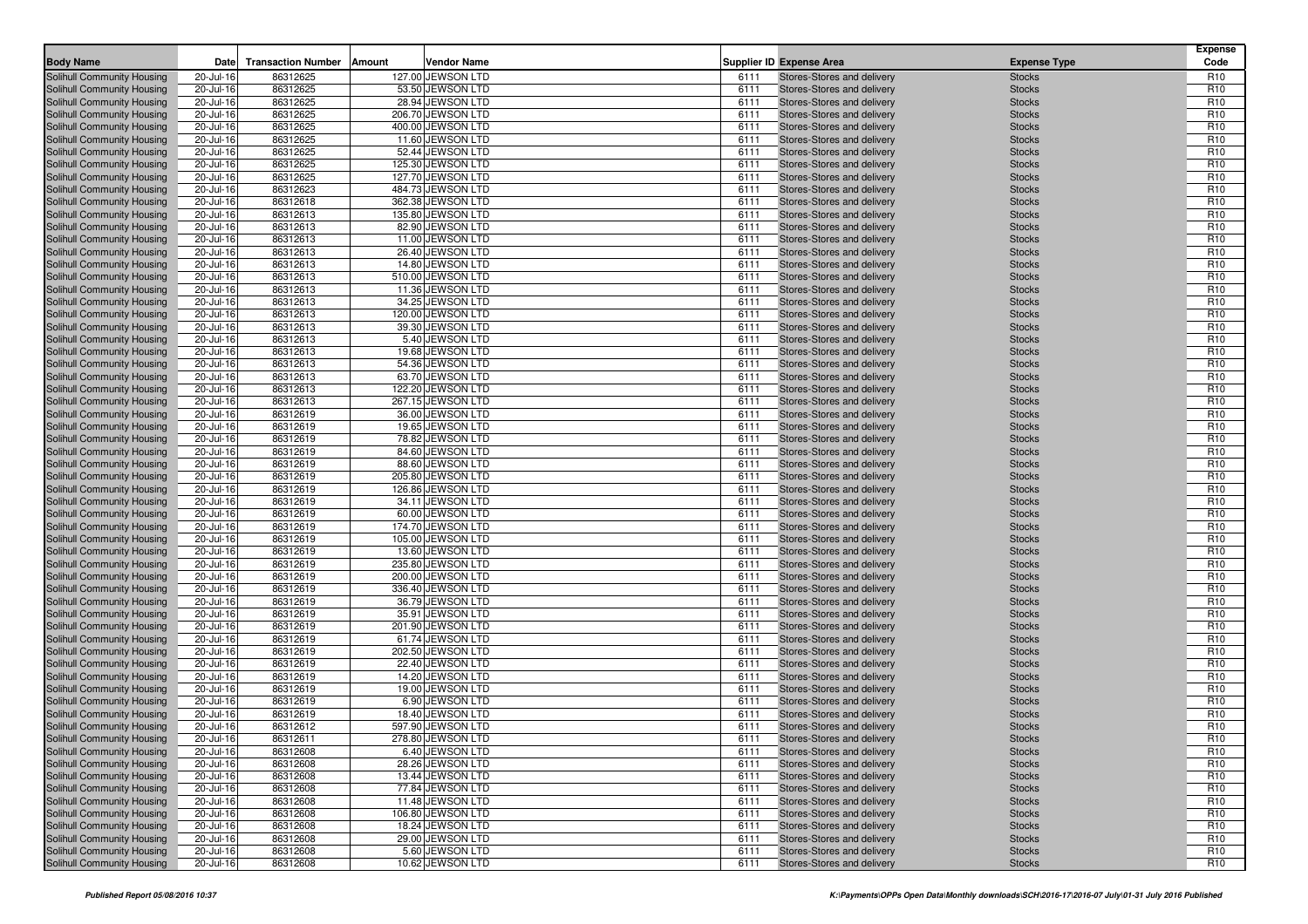| Body Name | Date | Transaction Number | Amount | Vendor Name | Supplier ID | Expense Area | Expense Type | Expense Code |
|---|---|---|---|---|---|---|---|---|
| Solihull Community Housing | 20-Jul-16 | 86312625 | 127.00 | JEWSON LTD | 6111 | Stores-Stores and delivery | Stocks | R10 |
| Solihull Community Housing | 20-Jul-16 | 86312625 | 53.50 | JEWSON LTD | 6111 | Stores-Stores and delivery | Stocks | R10 |
| Solihull Community Housing | 20-Jul-16 | 86312625 | 28.94 | JEWSON LTD | 6111 | Stores-Stores and delivery | Stocks | R10 |
| Solihull Community Housing | 20-Jul-16 | 86312625 | 206.70 | JEWSON LTD | 6111 | Stores-Stores and delivery | Stocks | R10 |
| Solihull Community Housing | 20-Jul-16 | 86312625 | 400.00 | JEWSON LTD | 6111 | Stores-Stores and delivery | Stocks | R10 |
| Solihull Community Housing | 20-Jul-16 | 86312625 | 11.60 | JEWSON LTD | 6111 | Stores-Stores and delivery | Stocks | R10 |
| Solihull Community Housing | 20-Jul-16 | 86312625 | 52.44 | JEWSON LTD | 6111 | Stores-Stores and delivery | Stocks | R10 |
| Solihull Community Housing | 20-Jul-16 | 86312625 | 125.30 | JEWSON LTD | 6111 | Stores-Stores and delivery | Stocks | R10 |
| Solihull Community Housing | 20-Jul-16 | 86312625 | 127.70 | JEWSON LTD | 6111 | Stores-Stores and delivery | Stocks | R10 |
| Solihull Community Housing | 20-Jul-16 | 86312623 | 484.73 | JEWSON LTD | 6111 | Stores-Stores and delivery | Stocks | R10 |
| Solihull Community Housing | 20-Jul-16 | 86312618 | 362.38 | JEWSON LTD | 6111 | Stores-Stores and delivery | Stocks | R10 |
| Solihull Community Housing | 20-Jul-16 | 86312613 | 135.80 | JEWSON LTD | 6111 | Stores-Stores and delivery | Stocks | R10 |
| Solihull Community Housing | 20-Jul-16 | 86312613 | 82.90 | JEWSON LTD | 6111 | Stores-Stores and delivery | Stocks | R10 |
| Solihull Community Housing | 20-Jul-16 | 86312613 | 11.00 | JEWSON LTD | 6111 | Stores-Stores and delivery | Stocks | R10 |
| Solihull Community Housing | 20-Jul-16 | 86312613 | 26.40 | JEWSON LTD | 6111 | Stores-Stores and delivery | Stocks | R10 |
| Solihull Community Housing | 20-Jul-16 | 86312613 | 14.80 | JEWSON LTD | 6111 | Stores-Stores and delivery | Stocks | R10 |
| Solihull Community Housing | 20-Jul-16 | 86312613 | 510.00 | JEWSON LTD | 6111 | Stores-Stores and delivery | Stocks | R10 |
| Solihull Community Housing | 20-Jul-16 | 86312613 | 11.36 | JEWSON LTD | 6111 | Stores-Stores and delivery | Stocks | R10 |
| Solihull Community Housing | 20-Jul-16 | 86312613 | 34.25 | JEWSON LTD | 6111 | Stores-Stores and delivery | Stocks | R10 |
| Solihull Community Housing | 20-Jul-16 | 86312613 | 120.00 | JEWSON LTD | 6111 | Stores-Stores and delivery | Stocks | R10 |
| Solihull Community Housing | 20-Jul-16 | 86312613 | 39.30 | JEWSON LTD | 6111 | Stores-Stores and delivery | Stocks | R10 |
| Solihull Community Housing | 20-Jul-16 | 86312613 | 5.40 | JEWSON LTD | 6111 | Stores-Stores and delivery | Stocks | R10 |
| Solihull Community Housing | 20-Jul-16 | 86312613 | 19.68 | JEWSON LTD | 6111 | Stores-Stores and delivery | Stocks | R10 |
| Solihull Community Housing | 20-Jul-16 | 86312613 | 54.36 | JEWSON LTD | 6111 | Stores-Stores and delivery | Stocks | R10 |
| Solihull Community Housing | 20-Jul-16 | 86312613 | 63.70 | JEWSON LTD | 6111 | Stores-Stores and delivery | Stocks | R10 |
| Solihull Community Housing | 20-Jul-16 | 86312613 | 122.20 | JEWSON LTD | 6111 | Stores-Stores and delivery | Stocks | R10 |
| Solihull Community Housing | 20-Jul-16 | 86312613 | 267.15 | JEWSON LTD | 6111 | Stores-Stores and delivery | Stocks | R10 |
| Solihull Community Housing | 20-Jul-16 | 86312619 | 36.00 | JEWSON LTD | 6111 | Stores-Stores and delivery | Stocks | R10 |
| Solihull Community Housing | 20-Jul-16 | 86312619 | 19.65 | JEWSON LTD | 6111 | Stores-Stores and delivery | Stocks | R10 |
| Solihull Community Housing | 20-Jul-16 | 86312619 | 78.82 | JEWSON LTD | 6111 | Stores-Stores and delivery | Stocks | R10 |
| Solihull Community Housing | 20-Jul-16 | 86312619 | 84.60 | JEWSON LTD | 6111 | Stores-Stores and delivery | Stocks | R10 |
| Solihull Community Housing | 20-Jul-16 | 86312619 | 88.60 | JEWSON LTD | 6111 | Stores-Stores and delivery | Stocks | R10 |
| Solihull Community Housing | 20-Jul-16 | 86312619 | 205.80 | JEWSON LTD | 6111 | Stores-Stores and delivery | Stocks | R10 |
| Solihull Community Housing | 20-Jul-16 | 86312619 | 126.86 | JEWSON LTD | 6111 | Stores-Stores and delivery | Stocks | R10 |
| Solihull Community Housing | 20-Jul-16 | 86312619 | 34.11 | JEWSON LTD | 6111 | Stores-Stores and delivery | Stocks | R10 |
| Solihull Community Housing | 20-Jul-16 | 86312619 | 60.00 | JEWSON LTD | 6111 | Stores-Stores and delivery | Stocks | R10 |
| Solihull Community Housing | 20-Jul-16 | 86312619 | 174.70 | JEWSON LTD | 6111 | Stores-Stores and delivery | Stocks | R10 |
| Solihull Community Housing | 20-Jul-16 | 86312619 | 105.00 | JEWSON LTD | 6111 | Stores-Stores and delivery | Stocks | R10 |
| Solihull Community Housing | 20-Jul-16 | 86312619 | 13.60 | JEWSON LTD | 6111 | Stores-Stores and delivery | Stocks | R10 |
| Solihull Community Housing | 20-Jul-16 | 86312619 | 235.80 | JEWSON LTD | 6111 | Stores-Stores and delivery | Stocks | R10 |
| Solihull Community Housing | 20-Jul-16 | 86312619 | 200.00 | JEWSON LTD | 6111 | Stores-Stores and delivery | Stocks | R10 |
| Solihull Community Housing | 20-Jul-16 | 86312619 | 336.40 | JEWSON LTD | 6111 | Stores-Stores and delivery | Stocks | R10 |
| Solihull Community Housing | 20-Jul-16 | 86312619 | 36.79 | JEWSON LTD | 6111 | Stores-Stores and delivery | Stocks | R10 |
| Solihull Community Housing | 20-Jul-16 | 86312619 | 35.91 | JEWSON LTD | 6111 | Stores-Stores and delivery | Stocks | R10 |
| Solihull Community Housing | 20-Jul-16 | 86312619 | 201.90 | JEWSON LTD | 6111 | Stores-Stores and delivery | Stocks | R10 |
| Solihull Community Housing | 20-Jul-16 | 86312619 | 61.74 | JEWSON LTD | 6111 | Stores-Stores and delivery | Stocks | R10 |
| Solihull Community Housing | 20-Jul-16 | 86312619 | 202.50 | JEWSON LTD | 6111 | Stores-Stores and delivery | Stocks | R10 |
| Solihull Community Housing | 20-Jul-16 | 86312619 | 22.40 | JEWSON LTD | 6111 | Stores-Stores and delivery | Stocks | R10 |
| Solihull Community Housing | 20-Jul-16 | 86312619 | 14.20 | JEWSON LTD | 6111 | Stores-Stores and delivery | Stocks | R10 |
| Solihull Community Housing | 20-Jul-16 | 86312619 | 19.00 | JEWSON LTD | 6111 | Stores-Stores and delivery | Stocks | R10 |
| Solihull Community Housing | 20-Jul-16 | 86312619 | 6.90 | JEWSON LTD | 6111 | Stores-Stores and delivery | Stocks | R10 |
| Solihull Community Housing | 20-Jul-16 | 86312619 | 18.40 | JEWSON LTD | 6111 | Stores-Stores and delivery | Stocks | R10 |
| Solihull Community Housing | 20-Jul-16 | 86312612 | 597.90 | JEWSON LTD | 6111 | Stores-Stores and delivery | Stocks | R10 |
| Solihull Community Housing | 20-Jul-16 | 86312611 | 278.80 | JEWSON LTD | 6111 | Stores-Stores and delivery | Stocks | R10 |
| Solihull Community Housing | 20-Jul-16 | 86312608 | 6.40 | JEWSON LTD | 6111 | Stores-Stores and delivery | Stocks | R10 |
| Solihull Community Housing | 20-Jul-16 | 86312608 | 28.26 | JEWSON LTD | 6111 | Stores-Stores and delivery | Stocks | R10 |
| Solihull Community Housing | 20-Jul-16 | 86312608 | 13.44 | JEWSON LTD | 6111 | Stores-Stores and delivery | Stocks | R10 |
| Solihull Community Housing | 20-Jul-16 | 86312608 | 77.84 | JEWSON LTD | 6111 | Stores-Stores and delivery | Stocks | R10 |
| Solihull Community Housing | 20-Jul-16 | 86312608 | 11.48 | JEWSON LTD | 6111 | Stores-Stores and delivery | Stocks | R10 |
| Solihull Community Housing | 20-Jul-16 | 86312608 | 106.80 | JEWSON LTD | 6111 | Stores-Stores and delivery | Stocks | R10 |
| Solihull Community Housing | 20-Jul-16 | 86312608 | 18.24 | JEWSON LTD | 6111 | Stores-Stores and delivery | Stocks | R10 |
| Solihull Community Housing | 20-Jul-16 | 86312608 | 29.00 | JEWSON LTD | 6111 | Stores-Stores and delivery | Stocks | R10 |
| Solihull Community Housing | 20-Jul-16 | 86312608 | 5.60 | JEWSON LTD | 6111 | Stores-Stores and delivery | Stocks | R10 |
| Solihull Community Housing | 20-Jul-16 | 86312608 | 10.62 | JEWSON LTD | 6111 | Stores-Stores and delivery | Stocks | R10 |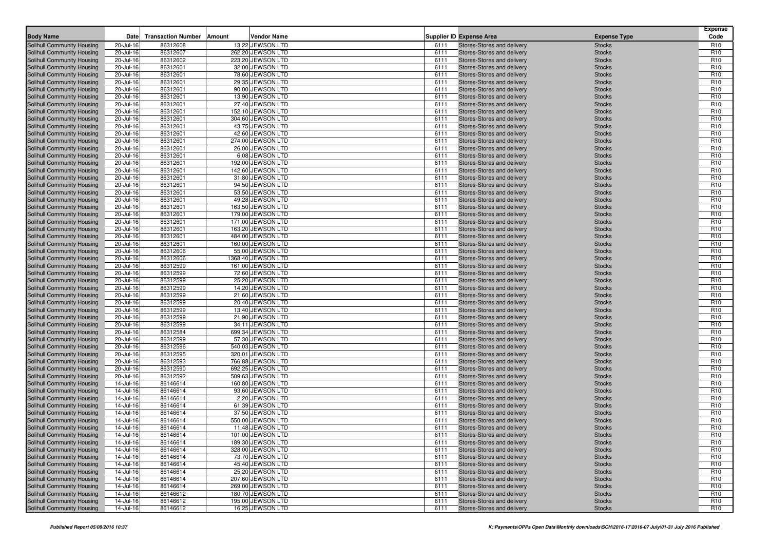| Body Name | Date | Transaction Number | Amount | Vendor Name | Supplier ID | Expense Area | Expense Type | Expense Code |
|---|---|---|---|---|---|---|---|---|
| Solihull Community Housing | 20-Jul-16 | 86312608 | 13.22 | JEWSON LTD | 6111 | Stores-Stores and delivery | Stocks | R10 |
| Solihull Community Housing | 20-Jul-16 | 86312607 | 262.20 | JEWSON LTD | 6111 | Stores-Stores and delivery | Stocks | R10 |
| Solihull Community Housing | 20-Jul-16 | 86312602 | 223.20 | JEWSON LTD | 6111 | Stores-Stores and delivery | Stocks | R10 |
| Solihull Community Housing | 20-Jul-16 | 86312601 | 32.00 | JEWSON LTD | 6111 | Stores-Stores and delivery | Stocks | R10 |
| Solihull Community Housing | 20-Jul-16 | 86312601 | 78.60 | JEWSON LTD | 6111 | Stores-Stores and delivery | Stocks | R10 |
| Solihull Community Housing | 20-Jul-16 | 86312601 | 29.35 | JEWSON LTD | 6111 | Stores-Stores and delivery | Stocks | R10 |
| Solihull Community Housing | 20-Jul-16 | 86312601 | 90.00 | JEWSON LTD | 6111 | Stores-Stores and delivery | Stocks | R10 |
| Solihull Community Housing | 20-Jul-16 | 86312601 | 13.90 | JEWSON LTD | 6111 | Stores-Stores and delivery | Stocks | R10 |
| Solihull Community Housing | 20-Jul-16 | 86312601 | 27.40 | JEWSON LTD | 6111 | Stores-Stores and delivery | Stocks | R10 |
| Solihull Community Housing | 20-Jul-16 | 86312601 | 152.10 | JEWSON LTD | 6111 | Stores-Stores and delivery | Stocks | R10 |
| Solihull Community Housing | 20-Jul-16 | 86312601 | 304.60 | JEWSON LTD | 6111 | Stores-Stores and delivery | Stocks | R10 |
| Solihull Community Housing | 20-Jul-16 | 86312601 | 43.75 | JEWSON LTD | 6111 | Stores-Stores and delivery | Stocks | R10 |
| Solihull Community Housing | 20-Jul-16 | 86312601 | 42.60 | JEWSON LTD | 6111 | Stores-Stores and delivery | Stocks | R10 |
| Solihull Community Housing | 20-Jul-16 | 86312601 | 274.00 | JEWSON LTD | 6111 | Stores-Stores and delivery | Stocks | R10 |
| Solihull Community Housing | 20-Jul-16 | 86312601 | 26.00 | JEWSON LTD | 6111 | Stores-Stores and delivery | Stocks | R10 |
| Solihull Community Housing | 20-Jul-16 | 86312601 | 6.08 | JEWSON LTD | 6111 | Stores-Stores and delivery | Stocks | R10 |
| Solihull Community Housing | 20-Jul-16 | 86312601 | 192.00 | JEWSON LTD | 6111 | Stores-Stores and delivery | Stocks | R10 |
| Solihull Community Housing | 20-Jul-16 | 86312601 | 142.60 | JEWSON LTD | 6111 | Stores-Stores and delivery | Stocks | R10 |
| Solihull Community Housing | 20-Jul-16 | 86312601 | 31.80 | JEWSON LTD | 6111 | Stores-Stores and delivery | Stocks | R10 |
| Solihull Community Housing | 20-Jul-16 | 86312601 | 94.50 | JEWSON LTD | 6111 | Stores-Stores and delivery | Stocks | R10 |
| Solihull Community Housing | 20-Jul-16 | 86312601 | 53.50 | JEWSON LTD | 6111 | Stores-Stores and delivery | Stocks | R10 |
| Solihull Community Housing | 20-Jul-16 | 86312601 | 49.28 | JEWSON LTD | 6111 | Stores-Stores and delivery | Stocks | R10 |
| Solihull Community Housing | 20-Jul-16 | 86312601 | 163.50 | JEWSON LTD | 6111 | Stores-Stores and delivery | Stocks | R10 |
| Solihull Community Housing | 20-Jul-16 | 86312601 | 179.00 | JEWSON LTD | 6111 | Stores-Stores and delivery | Stocks | R10 |
| Solihull Community Housing | 20-Jul-16 | 86312601 | 171.00 | JEWSON LTD | 6111 | Stores-Stores and delivery | Stocks | R10 |
| Solihull Community Housing | 20-Jul-16 | 86312601 | 163.20 | JEWSON LTD | 6111 | Stores-Stores and delivery | Stocks | R10 |
| Solihull Community Housing | 20-Jul-16 | 86312601 | 484.00 | JEWSON LTD | 6111 | Stores-Stores and delivery | Stocks | R10 |
| Solihull Community Housing | 20-Jul-16 | 86312601 | 160.00 | JEWSON LTD | 6111 | Stores-Stores and delivery | Stocks | R10 |
| Solihull Community Housing | 20-Jul-16 | 86312606 | 55.00 | JEWSON LTD | 6111 | Stores-Stores and delivery | Stocks | R10 |
| Solihull Community Housing | 20-Jul-16 | 86312606 | 1368.40 | JEWSON LTD | 6111 | Stores-Stores and delivery | Stocks | R10 |
| Solihull Community Housing | 20-Jul-16 | 86312599 | 161.00 | JEWSON LTD | 6111 | Stores-Stores and delivery | Stocks | R10 |
| Solihull Community Housing | 20-Jul-16 | 86312599 | 72.60 | JEWSON LTD | 6111 | Stores-Stores and delivery | Stocks | R10 |
| Solihull Community Housing | 20-Jul-16 | 86312599 | 25.20 | JEWSON LTD | 6111 | Stores-Stores and delivery | Stocks | R10 |
| Solihull Community Housing | 20-Jul-16 | 86312599 | 14.20 | JEWSON LTD | 6111 | Stores-Stores and delivery | Stocks | R10 |
| Solihull Community Housing | 20-Jul-16 | 86312599 | 21.60 | JEWSON LTD | 6111 | Stores-Stores and delivery | Stocks | R10 |
| Solihull Community Housing | 20-Jul-16 | 86312599 | 20.40 | JEWSON LTD | 6111 | Stores-Stores and delivery | Stocks | R10 |
| Solihull Community Housing | 20-Jul-16 | 86312599 | 13.40 | JEWSON LTD | 6111 | Stores-Stores and delivery | Stocks | R10 |
| Solihull Community Housing | 20-Jul-16 | 86312599 | 21.90 | JEWSON LTD | 6111 | Stores-Stores and delivery | Stocks | R10 |
| Solihull Community Housing | 20-Jul-16 | 86312599 | 34.11 | JEWSON LTD | 6111 | Stores-Stores and delivery | Stocks | R10 |
| Solihull Community Housing | 20-Jul-16 | 86312584 | 699.34 | JEWSON LTD | 6111 | Stores-Stores and delivery | Stocks | R10 |
| Solihull Community Housing | 20-Jul-16 | 86312599 | 57.30 | JEWSON LTD | 6111 | Stores-Stores and delivery | Stocks | R10 |
| Solihull Community Housing | 20-Jul-16 | 86312596 | 540.03 | JEWSON LTD | 6111 | Stores-Stores and delivery | Stocks | R10 |
| Solihull Community Housing | 20-Jul-16 | 86312595 | 320.01 | JEWSON LTD | 6111 | Stores-Stores and delivery | Stocks | R10 |
| Solihull Community Housing | 20-Jul-16 | 86312593 | 766.88 | JEWSON LTD | 6111 | Stores-Stores and delivery | Stocks | R10 |
| Solihull Community Housing | 20-Jul-16 | 86312590 | 692.25 | JEWSON LTD | 6111 | Stores-Stores and delivery | Stocks | R10 |
| Solihull Community Housing | 20-Jul-16 | 86312592 | 509.63 | JEWSON LTD | 6111 | Stores-Stores and delivery | Stocks | R10 |
| Solihull Community Housing | 14-Jul-16 | 86146614 | 160.80 | JEWSON LTD | 6111 | Stores-Stores and delivery | Stocks | R10 |
| Solihull Community Housing | 14-Jul-16 | 86146614 | 93.60 | JEWSON LTD | 6111 | Stores-Stores and delivery | Stocks | R10 |
| Solihull Community Housing | 14-Jul-16 | 86146614 | 2.20 | JEWSON LTD | 6111 | Stores-Stores and delivery | Stocks | R10 |
| Solihull Community Housing | 14-Jul-16 | 86146614 | 61.39 | JEWSON LTD | 6111 | Stores-Stores and delivery | Stocks | R10 |
| Solihull Community Housing | 14-Jul-16 | 86146614 | 37.50 | JEWSON LTD | 6111 | Stores-Stores and delivery | Stocks | R10 |
| Solihull Community Housing | 14-Jul-16 | 86146614 | 550.00 | JEWSON LTD | 6111 | Stores-Stores and delivery | Stocks | R10 |
| Solihull Community Housing | 14-Jul-16 | 86146614 | 11.48 | JEWSON LTD | 6111 | Stores-Stores and delivery | Stocks | R10 |
| Solihull Community Housing | 14-Jul-16 | 86146614 | 101.00 | JEWSON LTD | 6111 | Stores-Stores and delivery | Stocks | R10 |
| Solihull Community Housing | 14-Jul-16 | 86146614 | 189.30 | JEWSON LTD | 6111 | Stores-Stores and delivery | Stocks | R10 |
| Solihull Community Housing | 14-Jul-16 | 86146614 | 328.00 | JEWSON LTD | 6111 | Stores-Stores and delivery | Stocks | R10 |
| Solihull Community Housing | 14-Jul-16 | 86146614 | 73.70 | JEWSON LTD | 6111 | Stores-Stores and delivery | Stocks | R10 |
| Solihull Community Housing | 14-Jul-16 | 86146614 | 45.40 | JEWSON LTD | 6111 | Stores-Stores and delivery | Stocks | R10 |
| Solihull Community Housing | 14-Jul-16 | 86146614 | 25.20 | JEWSON LTD | 6111 | Stores-Stores and delivery | Stocks | R10 |
| Solihull Community Housing | 14-Jul-16 | 86146614 | 207.60 | JEWSON LTD | 6111 | Stores-Stores and delivery | Stocks | R10 |
| Solihull Community Housing | 14-Jul-16 | 86146614 | 269.00 | JEWSON LTD | 6111 | Stores-Stores and delivery | Stocks | R10 |
| Solihull Community Housing | 14-Jul-16 | 86146612 | 180.70 | JEWSON LTD | 6111 | Stores-Stores and delivery | Stocks | R10 |
| Solihull Community Housing | 14-Jul-16 | 86146612 | 195.00 | JEWSON LTD | 6111 | Stores-Stores and delivery | Stocks | R10 |
| Solihull Community Housing | 14-Jul-16 | 86146612 | 16.25 | JEWSON LTD | 6111 | Stores-Stores and delivery | Stocks | R10 |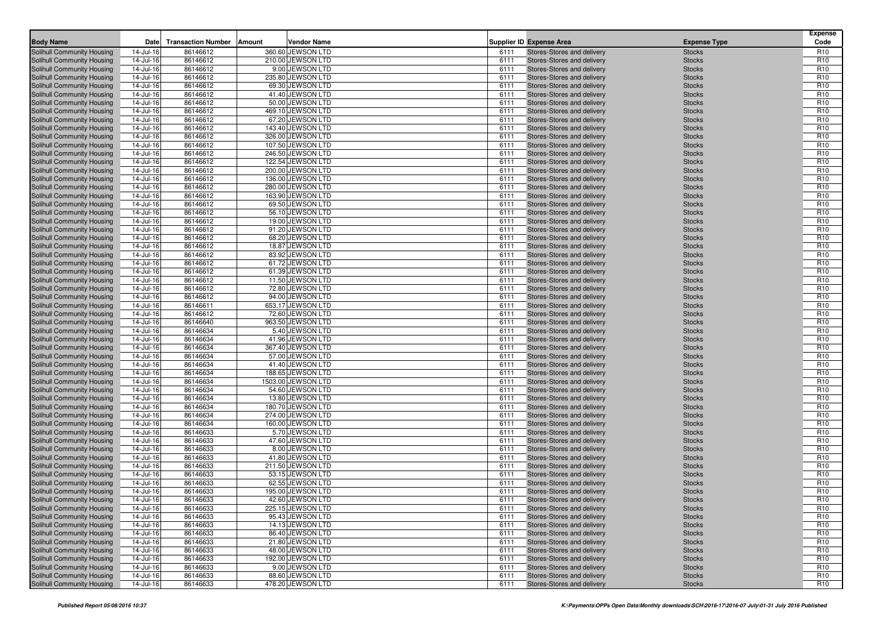| Body Name | Date | Transaction Number | Amount | Vendor Name | Supplier ID | Expense Area | Expense Type | Expense Code |
|---|---|---|---|---|---|---|---|---|
| Solihull Community Housing | 14-Jul-16 | 86146612 | 360.60 | JEWSON LTD | 6111 | Stores-Stores and delivery | Stocks | R10 |
| Solihull Community Housing | 14-Jul-16 | 86146612 | 210.00 | JEWSON LTD | 6111 | Stores-Stores and delivery | Stocks | R10 |
| Solihull Community Housing | 14-Jul-16 | 86146612 | 9.00 | JEWSON LTD | 6111 | Stores-Stores and delivery | Stocks | R10 |
| Solihull Community Housing | 14-Jul-16 | 86146612 | 235.80 | JEWSON LTD | 6111 | Stores-Stores and delivery | Stocks | R10 |
| Solihull Community Housing | 14-Jul-16 | 86146612 | 69.30 | JEWSON LTD | 6111 | Stores-Stores and delivery | Stocks | R10 |
| Solihull Community Housing | 14-Jul-16 | 86146612 | 41.40 | JEWSON LTD | 6111 | Stores-Stores and delivery | Stocks | R10 |
| Solihull Community Housing | 14-Jul-16 | 86146612 | 50.00 | JEWSON LTD | 6111 | Stores-Stores and delivery | Stocks | R10 |
| Solihull Community Housing | 14-Jul-16 | 86146612 | 469.10 | JEWSON LTD | 6111 | Stores-Stores and delivery | Stocks | R10 |
| Solihull Community Housing | 14-Jul-16 | 86146612 | 67.20 | JEWSON LTD | 6111 | Stores-Stores and delivery | Stocks | R10 |
| Solihull Community Housing | 14-Jul-16 | 86146612 | 143.40 | JEWSON LTD | 6111 | Stores-Stores and delivery | Stocks | R10 |
| Solihull Community Housing | 14-Jul-16 | 86146612 | 326.00 | JEWSON LTD | 6111 | Stores-Stores and delivery | Stocks | R10 |
| Solihull Community Housing | 14-Jul-16 | 86146612 | 107.50 | JEWSON LTD | 6111 | Stores-Stores and delivery | Stocks | R10 |
| Solihull Community Housing | 14-Jul-16 | 86146612 | 246.50 | JEWSON LTD | 6111 | Stores-Stores and delivery | Stocks | R10 |
| Solihull Community Housing | 14-Jul-16 | 86146612 | 122.54 | JEWSON LTD | 6111 | Stores-Stores and delivery | Stocks | R10 |
| Solihull Community Housing | 14-Jul-16 | 86146612 | 200.00 | JEWSON LTD | 6111 | Stores-Stores and delivery | Stocks | R10 |
| Solihull Community Housing | 14-Jul-16 | 86146612 | 136.00 | JEWSON LTD | 6111 | Stores-Stores and delivery | Stocks | R10 |
| Solihull Community Housing | 14-Jul-16 | 86146612 | 280.00 | JEWSON LTD | 6111 | Stores-Stores and delivery | Stocks | R10 |
| Solihull Community Housing | 14-Jul-16 | 86146612 | 163.90 | JEWSON LTD | 6111 | Stores-Stores and delivery | Stocks | R10 |
| Solihull Community Housing | 14-Jul-16 | 86146612 | 69.50 | JEWSON LTD | 6111 | Stores-Stores and delivery | Stocks | R10 |
| Solihull Community Housing | 14-Jul-16 | 86146612 | 56.10 | JEWSON LTD | 6111 | Stores-Stores and delivery | Stocks | R10 |
| Solihull Community Housing | 14-Jul-16 | 86146612 | 19.00 | JEWSON LTD | 6111 | Stores-Stores and delivery | Stocks | R10 |
| Solihull Community Housing | 14-Jul-16 | 86146612 | 91.20 | JEWSON LTD | 6111 | Stores-Stores and delivery | Stocks | R10 |
| Solihull Community Housing | 14-Jul-16 | 86146612 | 68.20 | JEWSON LTD | 6111 | Stores-Stores and delivery | Stocks | R10 |
| Solihull Community Housing | 14-Jul-16 | 86146612 | 18.87 | JEWSON LTD | 6111 | Stores-Stores and delivery | Stocks | R10 |
| Solihull Community Housing | 14-Jul-16 | 86146612 | 83.92 | JEWSON LTD | 6111 | Stores-Stores and delivery | Stocks | R10 |
| Solihull Community Housing | 14-Jul-16 | 86146612 | 61.72 | JEWSON LTD | 6111 | Stores-Stores and delivery | Stocks | R10 |
| Solihull Community Housing | 14-Jul-16 | 86146612 | 61.39 | JEWSON LTD | 6111 | Stores-Stores and delivery | Stocks | R10 |
| Solihull Community Housing | 14-Jul-16 | 86146612 | 11.50 | JEWSON LTD | 6111 | Stores-Stores and delivery | Stocks | R10 |
| Solihull Community Housing | 14-Jul-16 | 86146612 | 72.80 | JEWSON LTD | 6111 | Stores-Stores and delivery | Stocks | R10 |
| Solihull Community Housing | 14-Jul-16 | 86146612 | 94.00 | JEWSON LTD | 6111 | Stores-Stores and delivery | Stocks | R10 |
| Solihull Community Housing | 14-Jul-16 | 86146611 | 653.17 | JEWSON LTD | 6111 | Stores-Stores and delivery | Stocks | R10 |
| Solihull Community Housing | 14-Jul-16 | 86146612 | 72.60 | JEWSON LTD | 6111 | Stores-Stores and delivery | Stocks | R10 |
| Solihull Community Housing | 14-Jul-16 | 86146640 | 963.50 | JEWSON LTD | 6111 | Stores-Stores and delivery | Stocks | R10 |
| Solihull Community Housing | 14-Jul-16 | 86146634 | 5.40 | JEWSON LTD | 6111 | Stores-Stores and delivery | Stocks | R10 |
| Solihull Community Housing | 14-Jul-16 | 86146634 | 41.96 | JEWSON LTD | 6111 | Stores-Stores and delivery | Stocks | R10 |
| Solihull Community Housing | 14-Jul-16 | 86146634 | 367.40 | JEWSON LTD | 6111 | Stores-Stores and delivery | Stocks | R10 |
| Solihull Community Housing | 14-Jul-16 | 86146634 | 57.00 | JEWSON LTD | 6111 | Stores-Stores and delivery | Stocks | R10 |
| Solihull Community Housing | 14-Jul-16 | 86146634 | 41.40 | JEWSON LTD | 6111 | Stores-Stores and delivery | Stocks | R10 |
| Solihull Community Housing | 14-Jul-16 | 86146634 | 188.65 | JEWSON LTD | 6111 | Stores-Stores and delivery | Stocks | R10 |
| Solihull Community Housing | 14-Jul-16 | 86146634 | 1503.00 | JEWSON LTD | 6111 | Stores-Stores and delivery | Stocks | R10 |
| Solihull Community Housing | 14-Jul-16 | 86146634 | 54.60 | JEWSON LTD | 6111 | Stores-Stores and delivery | Stocks | R10 |
| Solihull Community Housing | 14-Jul-16 | 86146634 | 13.80 | JEWSON LTD | 6111 | Stores-Stores and delivery | Stocks | R10 |
| Solihull Community Housing | 14-Jul-16 | 86146634 | 180.70 | JEWSON LTD | 6111 | Stores-Stores and delivery | Stocks | R10 |
| Solihull Community Housing | 14-Jul-16 | 86146634 | 274.00 | JEWSON LTD | 6111 | Stores-Stores and delivery | Stocks | R10 |
| Solihull Community Housing | 14-Jul-16 | 86146634 | 160.00 | JEWSON LTD | 6111 | Stores-Stores and delivery | Stocks | R10 |
| Solihull Community Housing | 14-Jul-16 | 86146633 | 5.70 | JEWSON LTD | 6111 | Stores-Stores and delivery | Stocks | R10 |
| Solihull Community Housing | 14-Jul-16 | 86146633 | 47.60 | JEWSON LTD | 6111 | Stores-Stores and delivery | Stocks | R10 |
| Solihull Community Housing | 14-Jul-16 | 86146633 | 8.00 | JEWSON LTD | 6111 | Stores-Stores and delivery | Stocks | R10 |
| Solihull Community Housing | 14-Jul-16 | 86146633 | 41.80 | JEWSON LTD | 6111 | Stores-Stores and delivery | Stocks | R10 |
| Solihull Community Housing | 14-Jul-16 | 86146633 | 211.50 | JEWSON LTD | 6111 | Stores-Stores and delivery | Stocks | R10 |
| Solihull Community Housing | 14-Jul-16 | 86146633 | 53.15 | JEWSON LTD | 6111 | Stores-Stores and delivery | Stocks | R10 |
| Solihull Community Housing | 14-Jul-16 | 86146633 | 62.55 | JEWSON LTD | 6111 | Stores-Stores and delivery | Stocks | R10 |
| Solihull Community Housing | 14-Jul-16 | 86146633 | 195.00 | JEWSON LTD | 6111 | Stores-Stores and delivery | Stocks | R10 |
| Solihull Community Housing | 14-Jul-16 | 86146633 | 42.60 | JEWSON LTD | 6111 | Stores-Stores and delivery | Stocks | R10 |
| Solihull Community Housing | 14-Jul-16 | 86146633 | 225.15 | JEWSON LTD | 6111 | Stores-Stores and delivery | Stocks | R10 |
| Solihull Community Housing | 14-Jul-16 | 86146633 | 95.43 | JEWSON LTD | 6111 | Stores-Stores and delivery | Stocks | R10 |
| Solihull Community Housing | 14-Jul-16 | 86146633 | 14.13 | JEWSON LTD | 6111 | Stores-Stores and delivery | Stocks | R10 |
| Solihull Community Housing | 14-Jul-16 | 86146633 | 86.40 | JEWSON LTD | 6111 | Stores-Stores and delivery | Stocks | R10 |
| Solihull Community Housing | 14-Jul-16 | 86146633 | 21.80 | JEWSON LTD | 6111 | Stores-Stores and delivery | Stocks | R10 |
| Solihull Community Housing | 14-Jul-16 | 86146633 | 48.00 | JEWSON LTD | 6111 | Stores-Stores and delivery | Stocks | R10 |
| Solihull Community Housing | 14-Jul-16 | 86146633 | 192.00 | JEWSON LTD | 6111 | Stores-Stores and delivery | Stocks | R10 |
| Solihull Community Housing | 14-Jul-16 | 86146633 | 9.00 | JEWSON LTD | 6111 | Stores-Stores and delivery | Stocks | R10 |
| Solihull Community Housing | 14-Jul-16 | 86146633 | 88.60 | JEWSON LTD | 6111 | Stores-Stores and delivery | Stocks | R10 |
| Solihull Community Housing | 14-Jul-16 | 86146633 | 478.20 | JEWSON LTD | 6111 | Stores-Stores and delivery | Stocks | R10 |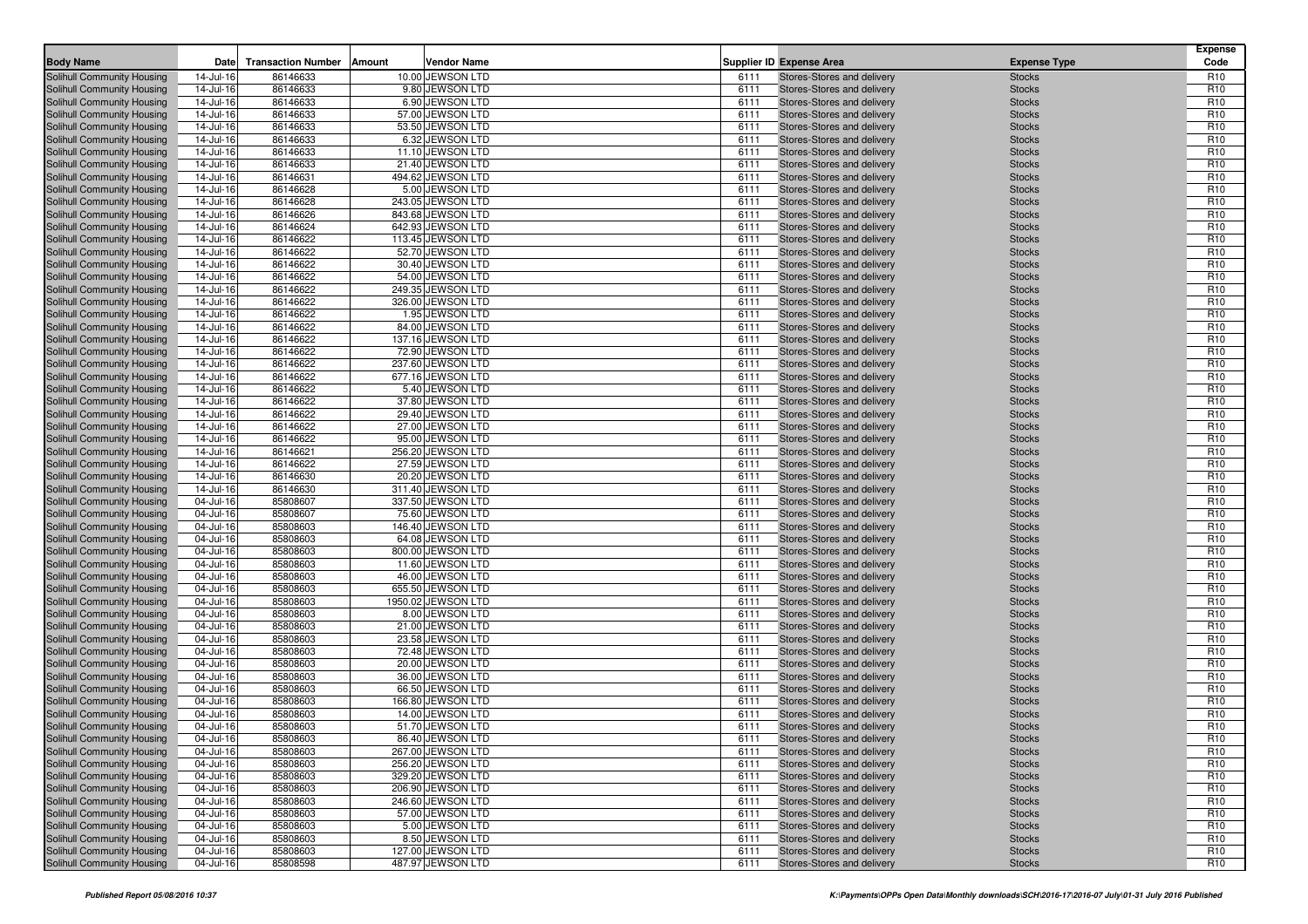| Body Name | Date | Transaction Number | Amount | Vendor Name | Supplier ID | Expense Area | Expense Type | Expense Code |
|---|---|---|---|---|---|---|---|---|
| Solihull Community Housing | 14-Jul-16 | 86146633 | 10.00 | JEWSON LTD | 6111 | Stores-Stores and delivery | Stocks | R10 |
| Solihull Community Housing | 14-Jul-16 | 86146633 | 9.80 | JEWSON LTD | 6111 | Stores-Stores and delivery | Stocks | R10 |
| Solihull Community Housing | 14-Jul-16 | 86146633 | 6.90 | JEWSON LTD | 6111 | Stores-Stores and delivery | Stocks | R10 |
| Solihull Community Housing | 14-Jul-16 | 86146633 | 57.00 | JEWSON LTD | 6111 | Stores-Stores and delivery | Stocks | R10 |
| Solihull Community Housing | 14-Jul-16 | 86146633 | 53.50 | JEWSON LTD | 6111 | Stores-Stores and delivery | Stocks | R10 |
| Solihull Community Housing | 14-Jul-16 | 86146633 | 6.32 | JEWSON LTD | 6111 | Stores-Stores and delivery | Stocks | R10 |
| Solihull Community Housing | 14-Jul-16 | 86146633 | 11.10 | JEWSON LTD | 6111 | Stores-Stores and delivery | Stocks | R10 |
| Solihull Community Housing | 14-Jul-16 | 86146633 | 21.40 | JEWSON LTD | 6111 | Stores-Stores and delivery | Stocks | R10 |
| Solihull Community Housing | 14-Jul-16 | 86146631 | 494.62 | JEWSON LTD | 6111 | Stores-Stores and delivery | Stocks | R10 |
| Solihull Community Housing | 14-Jul-16 | 86146628 | 5.00 | JEWSON LTD | 6111 | Stores-Stores and delivery | Stocks | R10 |
| Solihull Community Housing | 14-Jul-16 | 86146628 | 243.05 | JEWSON LTD | 6111 | Stores-Stores and delivery | Stocks | R10 |
| Solihull Community Housing | 14-Jul-16 | 86146626 | 843.68 | JEWSON LTD | 6111 | Stores-Stores and delivery | Stocks | R10 |
| Solihull Community Housing | 14-Jul-16 | 86146624 | 642.93 | JEWSON LTD | 6111 | Stores-Stores and delivery | Stocks | R10 |
| Solihull Community Housing | 14-Jul-16 | 86146622 | 113.45 | JEWSON LTD | 6111 | Stores-Stores and delivery | Stocks | R10 |
| Solihull Community Housing | 14-Jul-16 | 86146622 | 52.70 | JEWSON LTD | 6111 | Stores-Stores and delivery | Stocks | R10 |
| Solihull Community Housing | 14-Jul-16 | 86146622 | 30.40 | JEWSON LTD | 6111 | Stores-Stores and delivery | Stocks | R10 |
| Solihull Community Housing | 14-Jul-16 | 86146622 | 54.00 | JEWSON LTD | 6111 | Stores-Stores and delivery | Stocks | R10 |
| Solihull Community Housing | 14-Jul-16 | 86146622 | 249.35 | JEWSON LTD | 6111 | Stores-Stores and delivery | Stocks | R10 |
| Solihull Community Housing | 14-Jul-16 | 86146622 | 326.00 | JEWSON LTD | 6111 | Stores-Stores and delivery | Stocks | R10 |
| Solihull Community Housing | 14-Jul-16 | 86146622 | 1.95 | JEWSON LTD | 6111 | Stores-Stores and delivery | Stocks | R10 |
| Solihull Community Housing | 14-Jul-16 | 86146622 | 84.00 | JEWSON LTD | 6111 | Stores-Stores and delivery | Stocks | R10 |
| Solihull Community Housing | 14-Jul-16 | 86146622 | 137.16 | JEWSON LTD | 6111 | Stores-Stores and delivery | Stocks | R10 |
| Solihull Community Housing | 14-Jul-16 | 86146622 | 72.90 | JEWSON LTD | 6111 | Stores-Stores and delivery | Stocks | R10 |
| Solihull Community Housing | 14-Jul-16 | 86146622 | 237.60 | JEWSON LTD | 6111 | Stores-Stores and delivery | Stocks | R10 |
| Solihull Community Housing | 14-Jul-16 | 86146622 | 677.16 | JEWSON LTD | 6111 | Stores-Stores and delivery | Stocks | R10 |
| Solihull Community Housing | 14-Jul-16 | 86146622 | 5.40 | JEWSON LTD | 6111 | Stores-Stores and delivery | Stocks | R10 |
| Solihull Community Housing | 14-Jul-16 | 86146622 | 37.80 | JEWSON LTD | 6111 | Stores-Stores and delivery | Stocks | R10 |
| Solihull Community Housing | 14-Jul-16 | 86146622 | 29.40 | JEWSON LTD | 6111 | Stores-Stores and delivery | Stocks | R10 |
| Solihull Community Housing | 14-Jul-16 | 86146622 | 27.00 | JEWSON LTD | 6111 | Stores-Stores and delivery | Stocks | R10 |
| Solihull Community Housing | 14-Jul-16 | 86146622 | 95.00 | JEWSON LTD | 6111 | Stores-Stores and delivery | Stocks | R10 |
| Solihull Community Housing | 14-Jul-16 | 86146621 | 256.20 | JEWSON LTD | 6111 | Stores-Stores and delivery | Stocks | R10 |
| Solihull Community Housing | 14-Jul-16 | 86146622 | 27.59 | JEWSON LTD | 6111 | Stores-Stores and delivery | Stocks | R10 |
| Solihull Community Housing | 14-Jul-16 | 86146630 | 20.20 | JEWSON LTD | 6111 | Stores-Stores and delivery | Stocks | R10 |
| Solihull Community Housing | 14-Jul-16 | 86146630 | 311.40 | JEWSON LTD | 6111 | Stores-Stores and delivery | Stocks | R10 |
| Solihull Community Housing | 04-Jul-16 | 85808607 | 337.50 | JEWSON LTD | 6111 | Stores-Stores and delivery | Stocks | R10 |
| Solihull Community Housing | 04-Jul-16 | 85808607 | 75.60 | JEWSON LTD | 6111 | Stores-Stores and delivery | Stocks | R10 |
| Solihull Community Housing | 04-Jul-16 | 85808603 | 146.40 | JEWSON LTD | 6111 | Stores-Stores and delivery | Stocks | R10 |
| Solihull Community Housing | 04-Jul-16 | 85808603 | 64.08 | JEWSON LTD | 6111 | Stores-Stores and delivery | Stocks | R10 |
| Solihull Community Housing | 04-Jul-16 | 85808603 | 800.00 | JEWSON LTD | 6111 | Stores-Stores and delivery | Stocks | R10 |
| Solihull Community Housing | 04-Jul-16 | 85808603 | 11.60 | JEWSON LTD | 6111 | Stores-Stores and delivery | Stocks | R10 |
| Solihull Community Housing | 04-Jul-16 | 85808603 | 46.00 | JEWSON LTD | 6111 | Stores-Stores and delivery | Stocks | R10 |
| Solihull Community Housing | 04-Jul-16 | 85808603 | 655.50 | JEWSON LTD | 6111 | Stores-Stores and delivery | Stocks | R10 |
| Solihull Community Housing | 04-Jul-16 | 85808603 | 1950.02 | JEWSON LTD | 6111 | Stores-Stores and delivery | Stocks | R10 |
| Solihull Community Housing | 04-Jul-16 | 85808603 | 8.00 | JEWSON LTD | 6111 | Stores-Stores and delivery | Stocks | R10 |
| Solihull Community Housing | 04-Jul-16 | 85808603 | 21.00 | JEWSON LTD | 6111 | Stores-Stores and delivery | Stocks | R10 |
| Solihull Community Housing | 04-Jul-16 | 85808603 | 23.58 | JEWSON LTD | 6111 | Stores-Stores and delivery | Stocks | R10 |
| Solihull Community Housing | 04-Jul-16 | 85808603 | 72.48 | JEWSON LTD | 6111 | Stores-Stores and delivery | Stocks | R10 |
| Solihull Community Housing | 04-Jul-16 | 85808603 | 20.00 | JEWSON LTD | 6111 | Stores-Stores and delivery | Stocks | R10 |
| Solihull Community Housing | 04-Jul-16 | 85808603 | 36.00 | JEWSON LTD | 6111 | Stores-Stores and delivery | Stocks | R10 |
| Solihull Community Housing | 04-Jul-16 | 85808603 | 66.50 | JEWSON LTD | 6111 | Stores-Stores and delivery | Stocks | R10 |
| Solihull Community Housing | 04-Jul-16 | 85808603 | 166.80 | JEWSON LTD | 6111 | Stores-Stores and delivery | Stocks | R10 |
| Solihull Community Housing | 04-Jul-16 | 85808603 | 14.00 | JEWSON LTD | 6111 | Stores-Stores and delivery | Stocks | R10 |
| Solihull Community Housing | 04-Jul-16 | 85808603 | 51.70 | JEWSON LTD | 6111 | Stores-Stores and delivery | Stocks | R10 |
| Solihull Community Housing | 04-Jul-16 | 85808603 | 86.40 | JEWSON LTD | 6111 | Stores-Stores and delivery | Stocks | R10 |
| Solihull Community Housing | 04-Jul-16 | 85808603 | 267.00 | JEWSON LTD | 6111 | Stores-Stores and delivery | Stocks | R10 |
| Solihull Community Housing | 04-Jul-16 | 85808603 | 256.20 | JEWSON LTD | 6111 | Stores-Stores and delivery | Stocks | R10 |
| Solihull Community Housing | 04-Jul-16 | 85808603 | 329.20 | JEWSON LTD | 6111 | Stores-Stores and delivery | Stocks | R10 |
| Solihull Community Housing | 04-Jul-16 | 85808603 | 206.90 | JEWSON LTD | 6111 | Stores-Stores and delivery | Stocks | R10 |
| Solihull Community Housing | 04-Jul-16 | 85808603 | 246.60 | JEWSON LTD | 6111 | Stores-Stores and delivery | Stocks | R10 |
| Solihull Community Housing | 04-Jul-16 | 85808603 | 57.00 | JEWSON LTD | 6111 | Stores-Stores and delivery | Stocks | R10 |
| Solihull Community Housing | 04-Jul-16 | 85808603 | 5.00 | JEWSON LTD | 6111 | Stores-Stores and delivery | Stocks | R10 |
| Solihull Community Housing | 04-Jul-16 | 85808603 | 8.50 | JEWSON LTD | 6111 | Stores-Stores and delivery | Stocks | R10 |
| Solihull Community Housing | 04-Jul-16 | 85808603 | 127.00 | JEWSON LTD | 6111 | Stores-Stores and delivery | Stocks | R10 |
| Solihull Community Housing | 04-Jul-16 | 85808598 | 487.97 | JEWSON LTD | 6111 | Stores-Stores and delivery | Stocks | R10 |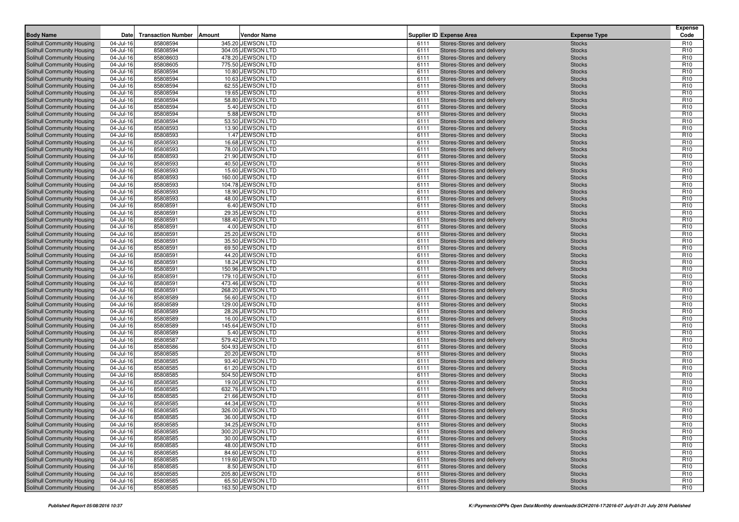| Body Name | Date | Transaction Number | Amount | Vendor Name | Supplier ID | Expense Area | Expense Type | Expense Code |
|---|---|---|---|---|---|---|---|---|
| Solihull Community Housing | 04-Jul-16 | 85808594 | 345.20 | JEWSON LTD | 6111 | Stores-Stores and delivery | Stocks | R10 |
| Solihull Community Housing | 04-Jul-16 | 85808594 | 304.05 | JEWSON LTD | 6111 | Stores-Stores and delivery | Stocks | R10 |
| Solihull Community Housing | 04-Jul-16 | 85808603 | 478.20 | JEWSON LTD | 6111 | Stores-Stores and delivery | Stocks | R10 |
| Solihull Community Housing | 04-Jul-16 | 85808605 | 775.50 | JEWSON LTD | 6111 | Stores-Stores and delivery | Stocks | R10 |
| Solihull Community Housing | 04-Jul-16 | 85808594 | 10.80 | JEWSON LTD | 6111 | Stores-Stores and delivery | Stocks | R10 |
| Solihull Community Housing | 04-Jul-16 | 85808594 | 10.63 | JEWSON LTD | 6111 | Stores-Stores and delivery | Stocks | R10 |
| Solihull Community Housing | 04-Jul-16 | 85808594 | 62.55 | JEWSON LTD | 6111 | Stores-Stores and delivery | Stocks | R10 |
| Solihull Community Housing | 04-Jul-16 | 85808594 | 19.65 | JEWSON LTD | 6111 | Stores-Stores and delivery | Stocks | R10 |
| Solihull Community Housing | 04-Jul-16 | 85808594 | 58.80 | JEWSON LTD | 6111 | Stores-Stores and delivery | Stocks | R10 |
| Solihull Community Housing | 04-Jul-16 | 85808594 | 5.40 | JEWSON LTD | 6111 | Stores-Stores and delivery | Stocks | R10 |
| Solihull Community Housing | 04-Jul-16 | 85808594 | 5.88 | JEWSON LTD | 6111 | Stores-Stores and delivery | Stocks | R10 |
| Solihull Community Housing | 04-Jul-16 | 85808594 | 53.50 | JEWSON LTD | 6111 | Stores-Stores and delivery | Stocks | R10 |
| Solihull Community Housing | 04-Jul-16 | 85808593 | 13.90 | JEWSON LTD | 6111 | Stores-Stores and delivery | Stocks | R10 |
| Solihull Community Housing | 04-Jul-16 | 85808593 | 1.47 | JEWSON LTD | 6111 | Stores-Stores and delivery | Stocks | R10 |
| Solihull Community Housing | 04-Jul-16 | 85808593 | 16.68 | JEWSON LTD | 6111 | Stores-Stores and delivery | Stocks | R10 |
| Solihull Community Housing | 04-Jul-16 | 85808593 | 78.00 | JEWSON LTD | 6111 | Stores-Stores and delivery | Stocks | R10 |
| Solihull Community Housing | 04-Jul-16 | 85808593 | 21.90 | JEWSON LTD | 6111 | Stores-Stores and delivery | Stocks | R10 |
| Solihull Community Housing | 04-Jul-16 | 85808593 | 40.50 | JEWSON LTD | 6111 | Stores-Stores and delivery | Stocks | R10 |
| Solihull Community Housing | 04-Jul-16 | 85808593 | 15.60 | JEWSON LTD | 6111 | Stores-Stores and delivery | Stocks | R10 |
| Solihull Community Housing | 04-Jul-16 | 85808593 | 160.00 | JEWSON LTD | 6111 | Stores-Stores and delivery | Stocks | R10 |
| Solihull Community Housing | 04-Jul-16 | 85808593 | 104.78 | JEWSON LTD | 6111 | Stores-Stores and delivery | Stocks | R10 |
| Solihull Community Housing | 04-Jul-16 | 85808593 | 18.90 | JEWSON LTD | 6111 | Stores-Stores and delivery | Stocks | R10 |
| Solihull Community Housing | 04-Jul-16 | 85808593 | 48.00 | JEWSON LTD | 6111 | Stores-Stores and delivery | Stocks | R10 |
| Solihull Community Housing | 04-Jul-16 | 85808591 | 6.40 | JEWSON LTD | 6111 | Stores-Stores and delivery | Stocks | R10 |
| Solihull Community Housing | 04-Jul-16 | 85808591 | 29.35 | JEWSON LTD | 6111 | Stores-Stores and delivery | Stocks | R10 |
| Solihull Community Housing | 04-Jul-16 | 85808591 | 188.40 | JEWSON LTD | 6111 | Stores-Stores and delivery | Stocks | R10 |
| Solihull Community Housing | 04-Jul-16 | 85808591 | 4.00 | JEWSON LTD | 6111 | Stores-Stores and delivery | Stocks | R10 |
| Solihull Community Housing | 04-Jul-16 | 85808591 | 25.20 | JEWSON LTD | 6111 | Stores-Stores and delivery | Stocks | R10 |
| Solihull Community Housing | 04-Jul-16 | 85808591 | 35.50 | JEWSON LTD | 6111 | Stores-Stores and delivery | Stocks | R10 |
| Solihull Community Housing | 04-Jul-16 | 85808591 | 69.50 | JEWSON LTD | 6111 | Stores-Stores and delivery | Stocks | R10 |
| Solihull Community Housing | 04-Jul-16 | 85808591 | 44.20 | JEWSON LTD | 6111 | Stores-Stores and delivery | Stocks | R10 |
| Solihull Community Housing | 04-Jul-16 | 85808591 | 18.24 | JEWSON LTD | 6111 | Stores-Stores and delivery | Stocks | R10 |
| Solihull Community Housing | 04-Jul-16 | 85808591 | 150.96 | JEWSON LTD | 6111 | Stores-Stores and delivery | Stocks | R10 |
| Solihull Community Housing | 04-Jul-16 | 85808591 | 179.10 | JEWSON LTD | 6111 | Stores-Stores and delivery | Stocks | R10 |
| Solihull Community Housing | 04-Jul-16 | 85808591 | 473.46 | JEWSON LTD | 6111 | Stores-Stores and delivery | Stocks | R10 |
| Solihull Community Housing | 04-Jul-16 | 85808591 | 268.20 | JEWSON LTD | 6111 | Stores-Stores and delivery | Stocks | R10 |
| Solihull Community Housing | 04-Jul-16 | 85808589 | 56.60 | JEWSON LTD | 6111 | Stores-Stores and delivery | Stocks | R10 |
| Solihull Community Housing | 04-Jul-16 | 85808589 | 129.00 | JEWSON LTD | 6111 | Stores-Stores and delivery | Stocks | R10 |
| Solihull Community Housing | 04-Jul-16 | 85808589 | 28.26 | JEWSON LTD | 6111 | Stores-Stores and delivery | Stocks | R10 |
| Solihull Community Housing | 04-Jul-16 | 85808589 | 16.00 | JEWSON LTD | 6111 | Stores-Stores and delivery | Stocks | R10 |
| Solihull Community Housing | 04-Jul-16 | 85808589 | 145.64 | JEWSON LTD | 6111 | Stores-Stores and delivery | Stocks | R10 |
| Solihull Community Housing | 04-Jul-16 | 85808589 | 5.40 | JEWSON LTD | 6111 | Stores-Stores and delivery | Stocks | R10 |
| Solihull Community Housing | 04-Jul-16 | 85808587 | 579.42 | JEWSON LTD | 6111 | Stores-Stores and delivery | Stocks | R10 |
| Solihull Community Housing | 04-Jul-16 | 85808586 | 504.93 | JEWSON LTD | 6111 | Stores-Stores and delivery | Stocks | R10 |
| Solihull Community Housing | 04-Jul-16 | 85808585 | 20.20 | JEWSON LTD | 6111 | Stores-Stores and delivery | Stocks | R10 |
| Solihull Community Housing | 04-Jul-16 | 85808585 | 93.40 | JEWSON LTD | 6111 | Stores-Stores and delivery | Stocks | R10 |
| Solihull Community Housing | 04-Jul-16 | 85808585 | 61.20 | JEWSON LTD | 6111 | Stores-Stores and delivery | Stocks | R10 |
| Solihull Community Housing | 04-Jul-16 | 85808585 | 504.50 | JEWSON LTD | 6111 | Stores-Stores and delivery | Stocks | R10 |
| Solihull Community Housing | 04-Jul-16 | 85808585 | 19.00 | JEWSON LTD | 6111 | Stores-Stores and delivery | Stocks | R10 |
| Solihull Community Housing | 04-Jul-16 | 85808585 | 632.76 | JEWSON LTD | 6111 | Stores-Stores and delivery | Stocks | R10 |
| Solihull Community Housing | 04-Jul-16 | 85808585 | 21.66 | JEWSON LTD | 6111 | Stores-Stores and delivery | Stocks | R10 |
| Solihull Community Housing | 04-Jul-16 | 85808585 | 44.34 | JEWSON LTD | 6111 | Stores-Stores and delivery | Stocks | R10 |
| Solihull Community Housing | 04-Jul-16 | 85808585 | 326.00 | JEWSON LTD | 6111 | Stores-Stores and delivery | Stocks | R10 |
| Solihull Community Housing | 04-Jul-16 | 85808585 | 36.00 | JEWSON LTD | 6111 | Stores-Stores and delivery | Stocks | R10 |
| Solihull Community Housing | 04-Jul-16 | 85808585 | 34.25 | JEWSON LTD | 6111 | Stores-Stores and delivery | Stocks | R10 |
| Solihull Community Housing | 04-Jul-16 | 85808585 | 300.20 | JEWSON LTD | 6111 | Stores-Stores and delivery | Stocks | R10 |
| Solihull Community Housing | 04-Jul-16 | 85808585 | 30.00 | JEWSON LTD | 6111 | Stores-Stores and delivery | Stocks | R10 |
| Solihull Community Housing | 04-Jul-16 | 85808585 | 48.00 | JEWSON LTD | 6111 | Stores-Stores and delivery | Stocks | R10 |
| Solihull Community Housing | 04-Jul-16 | 85808585 | 84.60 | JEWSON LTD | 6111 | Stores-Stores and delivery | Stocks | R10 |
| Solihull Community Housing | 04-Jul-16 | 85808585 | 119.60 | JEWSON LTD | 6111 | Stores-Stores and delivery | Stocks | R10 |
| Solihull Community Housing | 04-Jul-16 | 85808585 | 8.50 | JEWSON LTD | 6111 | Stores-Stores and delivery | Stocks | R10 |
| Solihull Community Housing | 04-Jul-16 | 85808585 | 205.80 | JEWSON LTD | 6111 | Stores-Stores and delivery | Stocks | R10 |
| Solihull Community Housing | 04-Jul-16 | 85808585 | 65.50 | JEWSON LTD | 6111 | Stores-Stores and delivery | Stocks | R10 |
| Solihull Community Housing | 04-Jul-16 | 85808585 | 163.50 | JEWSON LTD | 6111 | Stores-Stores and delivery | Stocks | R10 |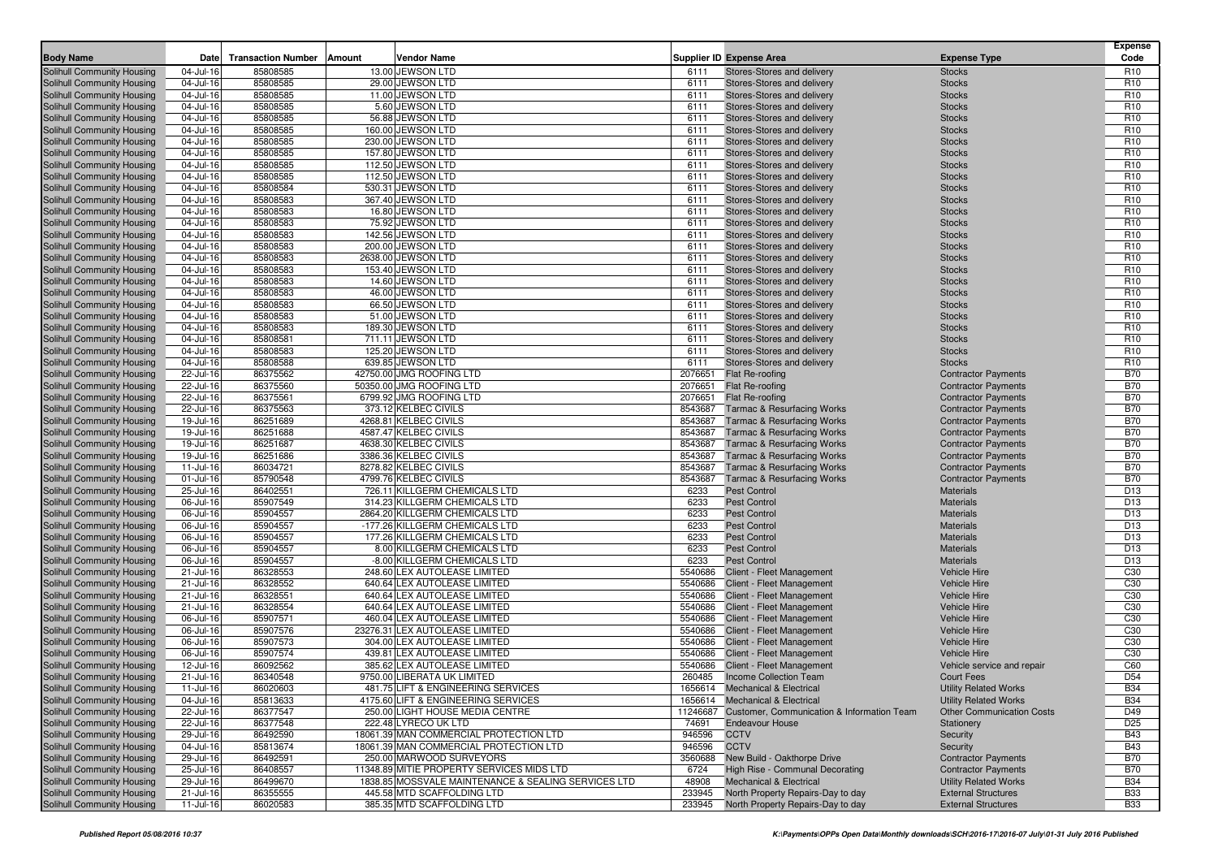| Body Name | Date | Transaction Number | Amount | Vendor Name | Supplier ID | Expense Area | Expense Type | Expense Code |
|---|---|---|---|---|---|---|---|---|
| Solihull Community Housing | 04-Jul-16 | 85808585 | 13.00 | JEWSON LTD | 6111 | Stores-Stores and delivery | Stocks | R10 |
| Solihull Community Housing | 04-Jul-16 | 85808585 | 29.00 | JEWSON LTD | 6111 | Stores-Stores and delivery | Stocks | R10 |
| Solihull Community Housing | 04-Jul-16 | 85808585 | 11.00 | JEWSON LTD | 6111 | Stores-Stores and delivery | Stocks | R10 |
| Solihull Community Housing | 04-Jul-16 | 85808585 | 5.60 | JEWSON LTD | 6111 | Stores-Stores and delivery | Stocks | R10 |
| Solihull Community Housing | 04-Jul-16 | 85808585 | 56.88 | JEWSON LTD | 6111 | Stores-Stores and delivery | Stocks | R10 |
| Solihull Community Housing | 04-Jul-16 | 85808585 | 160.00 | JEWSON LTD | 6111 | Stores-Stores and delivery | Stocks | R10 |
| Solihull Community Housing | 04-Jul-16 | 85808585 | 230.00 | JEWSON LTD | 6111 | Stores-Stores and delivery | Stocks | R10 |
| Solihull Community Housing | 04-Jul-16 | 85808585 | 157.80 | JEWSON LTD | 6111 | Stores-Stores and delivery | Stocks | R10 |
| Solihull Community Housing | 04-Jul-16 | 85808585 | 112.50 | JEWSON LTD | 6111 | Stores-Stores and delivery | Stocks | R10 |
| Solihull Community Housing | 04-Jul-16 | 85808585 | 112.50 | JEWSON LTD | 6111 | Stores-Stores and delivery | Stocks | R10 |
| Solihull Community Housing | 04-Jul-16 | 85808584 | 530.31 | JEWSON LTD | 6111 | Stores-Stores and delivery | Stocks | R10 |
| Solihull Community Housing | 04-Jul-16 | 85808583 | 367.40 | JEWSON LTD | 6111 | Stores-Stores and delivery | Stocks | R10 |
| Solihull Community Housing | 04-Jul-16 | 85808583 | 16.80 | JEWSON LTD | 6111 | Stores-Stores and delivery | Stocks | R10 |
| Solihull Community Housing | 04-Jul-16 | 85808583 | 75.92 | JEWSON LTD | 6111 | Stores-Stores and delivery | Stocks | R10 |
| Solihull Community Housing | 04-Jul-16 | 85808583 | 142.56 | JEWSON LTD | 6111 | Stores-Stores and delivery | Stocks | R10 |
| Solihull Community Housing | 04-Jul-16 | 85808583 | 200.00 | JEWSON LTD | 6111 | Stores-Stores and delivery | Stocks | R10 |
| Solihull Community Housing | 04-Jul-16 | 85808583 | 2638.00 | JEWSON LTD | 6111 | Stores-Stores and delivery | Stocks | R10 |
| Solihull Community Housing | 04-Jul-16 | 85808583 | 153.40 | JEWSON LTD | 6111 | Stores-Stores and delivery | Stocks | R10 |
| Solihull Community Housing | 04-Jul-16 | 85808583 | 14.60 | JEWSON LTD | 6111 | Stores-Stores and delivery | Stocks | R10 |
| Solihull Community Housing | 04-Jul-16 | 85808583 | 46.00 | JEWSON LTD | 6111 | Stores-Stores and delivery | Stocks | R10 |
| Solihull Community Housing | 04-Jul-16 | 85808583 | 66.50 | JEWSON LTD | 6111 | Stores-Stores and delivery | Stocks | R10 |
| Solihull Community Housing | 04-Jul-16 | 85808583 | 51.00 | JEWSON LTD | 6111 | Stores-Stores and delivery | Stocks | R10 |
| Solihull Community Housing | 04-Jul-16 | 85808583 | 189.30 | JEWSON LTD | 6111 | Stores-Stores and delivery | Stocks | R10 |
| Solihull Community Housing | 04-Jul-16 | 85808581 | 711.11 | JEWSON LTD | 6111 | Stores-Stores and delivery | Stocks | R10 |
| Solihull Community Housing | 04-Jul-16 | 85808583 | 125.20 | JEWSON LTD | 6111 | Stores-Stores and delivery | Stocks | R10 |
| Solihull Community Housing | 04-Jul-16 | 85808588 | 639.85 | JEWSON LTD | 6111 | Stores-Stores and delivery | Stocks | R10 |
| Solihull Community Housing | 22-Jul-16 | 86375562 | 42750.00 | JMG ROOFING LTD | 2076651 | Flat Re-roofing | Contractor Payments | B70 |
| Solihull Community Housing | 22-Jul-16 | 86375560 | 50350.00 | JMG ROOFING LTD | 2076651 | Flat Re-roofing | Contractor Payments | B70 |
| Solihull Community Housing | 22-Jul-16 | 86375561 | 6799.92 | JMG ROOFING LTD | 2076651 | Flat Re-roofing | Contractor Payments | B70 |
| Solihull Community Housing | 22-Jul-16 | 86375563 | 373.12 | KELBEC CIVILS | 8543687 | Tarmac & Resurfacing Works | Contractor Payments | B70 |
| Solihull Community Housing | 19-Jul-16 | 86251689 | 4268.81 | KELBEC CIVILS | 8543687 | Tarmac & Resurfacing Works | Contractor Payments | B70 |
| Solihull Community Housing | 19-Jul-16 | 86251688 | 4587.47 | KELBEC CIVILS | 8543687 | Tarmac & Resurfacing Works | Contractor Payments | B70 |
| Solihull Community Housing | 19-Jul-16 | 86251687 | 4638.30 | KELBEC CIVILS | 8543687 | Tarmac & Resurfacing Works | Contractor Payments | B70 |
| Solihull Community Housing | 19-Jul-16 | 86251686 | 3386.36 | KELBEC CIVILS | 8543687 | Tarmac & Resurfacing Works | Contractor Payments | B70 |
| Solihull Community Housing | 11-Jul-16 | 86034721 | 8278.82 | KELBEC CIVILS | 8543687 | Tarmac & Resurfacing Works | Contractor Payments | B70 |
| Solihull Community Housing | 01-Jul-16 | 85790548 | 4799.76 | KELBEC CIVILS | 8543687 | Tarmac & Resurfacing Works | Contractor Payments | B70 |
| Solihull Community Housing | 25-Jul-16 | 86402551 | 726.11 | KILLGERM CHEMICALS LTD | 6233 | Pest Control | Materials | D13 |
| Solihull Community Housing | 06-Jul-16 | 85907549 | 314.23 | KILLGERM CHEMICALS LTD | 6233 | Pest Control | Materials | D13 |
| Solihull Community Housing | 06-Jul-16 | 85904557 | 2864.20 | KILLGERM CHEMICALS LTD | 6233 | Pest Control | Materials | D13 |
| Solihull Community Housing | 06-Jul-16 | 85904557 | -177.26 | KILLGERM CHEMICALS LTD | 6233 | Pest Control | Materials | D13 |
| Solihull Community Housing | 06-Jul-16 | 85904557 | 177.26 | KILLGERM CHEMICALS LTD | 6233 | Pest Control | Materials | D13 |
| Solihull Community Housing | 06-Jul-16 | 85904557 | 8.00 | KILLGERM CHEMICALS LTD | 6233 | Pest Control | Materials | D13 |
| Solihull Community Housing | 06-Jul-16 | 85904557 | -8.00 | KILLGERM CHEMICALS LTD | 6233 | Pest Control | Materials | D13 |
| Solihull Community Housing | 21-Jul-16 | 86328553 | 248.60 | LEX AUTOLEASE LIMITED | 5540686 | Client - Fleet Management | Vehicle Hire | C30 |
| Solihull Community Housing | 21-Jul-16 | 86328552 | 640.64 | LEX AUTOLEASE LIMITED | 5540686 | Client - Fleet Management | Vehicle Hire | C30 |
| Solihull Community Housing | 21-Jul-16 | 86328551 | 640.64 | LEX AUTOLEASE LIMITED | 5540686 | Client - Fleet Management | Vehicle Hire | C30 |
| Solihull Community Housing | 21-Jul-16 | 86328554 | 640.64 | LEX AUTOLEASE LIMITED | 5540686 | Client - Fleet Management | Vehicle Hire | C30 |
| Solihull Community Housing | 06-Jul-16 | 85907571 | 460.04 | LEX AUTOLEASE LIMITED | 5540686 | Client - Fleet Management | Vehicle Hire | C30 |
| Solihull Community Housing | 06-Jul-16 | 85907576 | 23276.31 | LEX AUTOLEASE LIMITED | 5540686 | Client - Fleet Management | Vehicle Hire | C30 |
| Solihull Community Housing | 06-Jul-16 | 85907573 | 304.00 | LEX AUTOLEASE LIMITED | 5540686 | Client - Fleet Management | Vehicle Hire | C30 |
| Solihull Community Housing | 06-Jul-16 | 85907574 | 439.81 | LEX AUTOLEASE LIMITED | 5540686 | Client - Fleet Management | Vehicle Hire | C30 |
| Solihull Community Housing | 12-Jul-16 | 86092562 | 385.62 | LEX AUTOLEASE LIMITED | 5540686 | Client - Fleet Management | Vehicle service and repair | C60 |
| Solihull Community Housing | 21-Jul-16 | 86340548 | 9750.00 | LIBERATA UK LIMITED | 260485 | Income Collection Team | Court Fees | D54 |
| Solihull Community Housing | 11-Jul-16 | 86020603 | 481.75 | LIFT & ENGINEERING SERVICES | 1656614 | Mechanical & Electrical | Utility Related Works | B34 |
| Solihull Community Housing | 04-Jul-16 | 85813633 | 4175.60 | LIFT & ENGINEERING SERVICES | 1656614 | Mechanical & Electrical | Utility Related Works | B34 |
| Solihull Community Housing | 22-Jul-16 | 86377547 | 250.00 | LIGHT HOUSE MEDIA CENTRE | 11246687 | Customer, Communication & Information Team | Other Communication Costs | D49 |
| Solihull Community Housing | 22-Jul-16 | 86377548 | 222.48 | LYRECO UK LTD | 74691 | Endeavour House | Stationery | D25 |
| Solihull Community Housing | 29-Jul-16 | 86492590 | 18061.39 | MAN COMMERCIAL PROTECTION LTD | 946596 | CCTV | Security | B43 |
| Solihull Community Housing | 04-Jul-16 | 85813674 | 18061.39 | MAN COMMERCIAL PROTECTION LTD | 946596 | CCTV | Security | B43 |
| Solihull Community Housing | 29-Jul-16 | 86492591 | 250.00 | MARWOOD SURVEYORS | 3560688 | New Build - Oakthorpe Drive | Contractor Payments | B70 |
| Solihull Community Housing | 25-Jul-16 | 86408557 | 11348.89 | MITIE PROPERTY SERVICES MIDS LTD | 6724 | High Rise - Communal Decorating | Contractor Payments | B70 |
| Solihull Community Housing | 29-Jul-16 | 86499670 | 1838.85 | MOSSVALE MAINTENANCE & SEALING SERVICES LTD | 48908 | Mechanical & Electrical | Utility Related Works | B34 |
| Solihull Community Housing | 21-Jul-16 | 86355555 | 445.58 | MTD SCAFFOLDING LTD | 233945 | North Property Repairs-Day to day | External Structures | B33 |
| Solihull Community Housing | 11-Jul-16 | 86020583 | 385.35 | MTD SCAFFOLDING LTD | 233945 | North Property Repairs-Day to day | External Structures | B33 |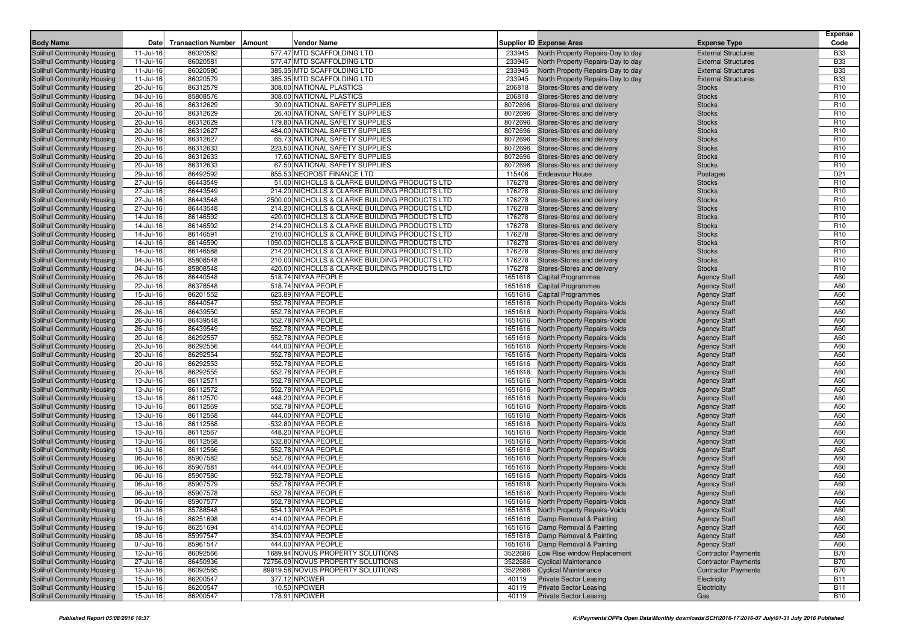| Body Name | Date | Transaction Number | Amount | Vendor Name | Supplier ID | Expense Area | Expense Type | Expense Code |
|---|---|---|---|---|---|---|---|---|
| Solihull Community Housing | 11-Jul-16 | 86020582 | 577.47 | MTD SCAFFOLDING LTD | 233945 | North Property Repairs-Day to day | External Structures | B33 |
| Solihull Community Housing | 11-Jul-16 | 86020581 | 577.47 | MTD SCAFFOLDING LTD | 233945 | North Property Repairs-Day to day | External Structures | B33 |
| Solihull Community Housing | 11-Jul-16 | 86020580 | 385.35 | MTD SCAFFOLDING LTD | 233945 | North Property Repairs-Day to day | External Structures | B33 |
| Solihull Community Housing | 11-Jul-16 | 86020579 | 385.35 | MTD SCAFFOLDING LTD | 233945 | North Property Repairs-Day to day | External Structures | B33 |
| Solihull Community Housing | 20-Jul-16 | 86312579 | 308.00 | NATIONAL PLASTICS | 206818 | Stores-Stores and delivery | Stocks | R10 |
| Solihull Community Housing | 04-Jul-16 | 85808576 | 308.00 | NATIONAL PLASTICS | 206818 | Stores-Stores and delivery | Stocks | R10 |
| Solihull Community Housing | 20-Jul-16 | 86312629 | 30.00 | NATIONAL SAFETY SUPPLIES | 8072696 | Stores-Stores and delivery | Stocks | R10 |
| Solihull Community Housing | 20-Jul-16 | 86312629 | 26.40 | NATIONAL SAFETY SUPPLIES | 8072696 | Stores-Stores and delivery | Stocks | R10 |
| Solihull Community Housing | 20-Jul-16 | 86312629 | 179.80 | NATIONAL SAFETY SUPPLIES | 8072696 | Stores-Stores and delivery | Stocks | R10 |
| Solihull Community Housing | 20-Jul-16 | 86312627 | 484.00 | NATIONAL SAFETY SUPPLIES | 8072696 | Stores-Stores and delivery | Stocks | R10 |
| Solihull Community Housing | 20-Jul-16 | 86312627 | 65.73 | NATIONAL SAFETY SUPPLIES | 8072696 | Stores-Stores and delivery | Stocks | R10 |
| Solihull Community Housing | 20-Jul-16 | 86312633 | 223.50 | NATIONAL SAFETY SUPPLIES | 8072696 | Stores-Stores and delivery | Stocks | R10 |
| Solihull Community Housing | 20-Jul-16 | 86312633 | 17.60 | NATIONAL SAFETY SUPPLIES | 8072696 | Stores-Stores and delivery | Stocks | R10 |
| Solihull Community Housing | 20-Jul-16 | 86312633 | 67.50 | NATIONAL SAFETY SUPPLIES | 8072696 | Stores-Stores and delivery | Stocks | R10 |
| Solihull Community Housing | 29-Jul-16 | 86492592 | 855.53 | NEOPOST FINANCE LTD | 115406 | Endeavour House | Postages | D21 |
| Solihull Community Housing | 27-Jul-16 | 86443549 | 51.00 | NICHOLLS & CLARKE BUILDING PRODUCTS LTD | 176278 | Stores-Stores and delivery | Stocks | R10 |
| Solihull Community Housing | 27-Jul-16 | 86443549 | 214.20 | NICHOLLS & CLARKE BUILDING PRODUCTS LTD | 176278 | Stores-Stores and delivery | Stocks | R10 |
| Solihull Community Housing | 27-Jul-16 | 86443548 | 2500.00 | NICHOLLS & CLARKE BUILDING PRODUCTS LTD | 176278 | Stores-Stores and delivery | Stocks | R10 |
| Solihull Community Housing | 27-Jul-16 | 86443548 | 214.20 | NICHOLLS & CLARKE BUILDING PRODUCTS LTD | 176278 | Stores-Stores and delivery | Stocks | R10 |
| Solihull Community Housing | 14-Jul-16 | 86146592 | 420.00 | NICHOLLS & CLARKE BUILDING PRODUCTS LTD | 176278 | Stores-Stores and delivery | Stocks | R10 |
| Solihull Community Housing | 14-Jul-16 | 86146592 | 214.20 | NICHOLLS & CLARKE BUILDING PRODUCTS LTD | 176278 | Stores-Stores and delivery | Stocks | R10 |
| Solihull Community Housing | 14-Jul-16 | 86146591 | 210.00 | NICHOLLS & CLARKE BUILDING PRODUCTS LTD | 176278 | Stores-Stores and delivery | Stocks | R10 |
| Solihull Community Housing | 14-Jul-16 | 86146590 | 1050.00 | NICHOLLS & CLARKE BUILDING PRODUCTS LTD | 176278 | Stores-Stores and delivery | Stocks | R10 |
| Solihull Community Housing | 14-Jul-16 | 86146588 | 214.20 | NICHOLLS & CLARKE BUILDING PRODUCTS LTD | 176278 | Stores-Stores and delivery | Stocks | R10 |
| Solihull Community Housing | 04-Jul-16 | 85808548 | 210.00 | NICHOLLS & CLARKE BUILDING PRODUCTS LTD | 176278 | Stores-Stores and delivery | Stocks | R10 |
| Solihull Community Housing | 04-Jul-16 | 85808548 | 420.00 | NICHOLLS & CLARKE BUILDING PRODUCTS LTD | 176278 | Stores-Stores and delivery | Stocks | R10 |
| Solihull Community Housing | 26-Jul-16 | 86440548 | 518.74 | NIYAA PEOPLE | 1651616 | Capital Programmes | Agency Staff | A60 |
| Solihull Community Housing | 22-Jul-16 | 86378548 | 518.74 | NIYAA PEOPLE | 1651616 | Capital Programmes | Agency Staff | A60 |
| Solihull Community Housing | 15-Jul-16 | 86201552 | 623.89 | NIYAA PEOPLE | 1651616 | Capital Programmes | Agency Staff | A60 |
| Solihull Community Housing | 26-Jul-16 | 86440547 | 552.78 | NIYAA PEOPLE | 1651616 | North Property Repairs-Voids | Agency Staff | A60 |
| Solihull Community Housing | 26-Jul-16 | 86439550 | 552.78 | NIYAA PEOPLE | 1651616 | North Property Repairs-Voids | Agency Staff | A60 |
| Solihull Community Housing | 26-Jul-16 | 86439548 | 552.78 | NIYAA PEOPLE | 1651616 | North Property Repairs-Voids | Agency Staff | A60 |
| Solihull Community Housing | 26-Jul-16 | 86439549 | 552.78 | NIYAA PEOPLE | 1651616 | North Property Repairs-Voids | Agency Staff | A60 |
| Solihull Community Housing | 20-Jul-16 | 86292557 | 552.78 | NIYAA PEOPLE | 1651616 | North Property Repairs-Voids | Agency Staff | A60 |
| Solihull Community Housing | 20-Jul-16 | 86292556 | 444.00 | NIYAA PEOPLE | 1651616 | North Property Repairs-Voids | Agency Staff | A60 |
| Solihull Community Housing | 20-Jul-16 | 86292554 | 552.78 | NIYAA PEOPLE | 1651616 | North Property Repairs-Voids | Agency Staff | A60 |
| Solihull Community Housing | 20-Jul-16 | 86292553 | 552.78 | NIYAA PEOPLE | 1651616 | North Property Repairs-Voids | Agency Staff | A60 |
| Solihull Community Housing | 20-Jul-16 | 86292555 | 552.78 | NIYAA PEOPLE | 1651616 | North Property Repairs-Voids | Agency Staff | A60 |
| Solihull Community Housing | 13-Jul-16 | 86112571 | 552.78 | NIYAA PEOPLE | 1651616 | North Property Repairs-Voids | Agency Staff | A60 |
| Solihull Community Housing | 13-Jul-16 | 86112572 | 552.78 | NIYAA PEOPLE | 1651616 | North Property Repairs-Voids | Agency Staff | A60 |
| Solihull Community Housing | 13-Jul-16 | 86112570 | 448.20 | NIYAA PEOPLE | 1651616 | North Property Repairs-Voids | Agency Staff | A60 |
| Solihull Community Housing | 13-Jul-16 | 86112569 | 552.78 | NIYAA PEOPLE | 1651616 | North Property Repairs-Voids | Agency Staff | A60 |
| Solihull Community Housing | 13-Jul-16 | 86112568 | 444.00 | NIYAA PEOPLE | 1651616 | North Property Repairs-Voids | Agency Staff | A60 |
| Solihull Community Housing | 13-Jul-16 | 86112568 | -532.80 | NIYAA PEOPLE | 1651616 | North Property Repairs-Voids | Agency Staff | A60 |
| Solihull Community Housing | 13-Jul-16 | 86112567 | 448.20 | NIYAA PEOPLE | 1651616 | North Property Repairs-Voids | Agency Staff | A60 |
| Solihull Community Housing | 13-Jul-16 | 86112568 | 532.80 | NIYAA PEOPLE | 1651616 | North Property Repairs-Voids | Agency Staff | A60 |
| Solihull Community Housing | 13-Jul-16 | 86112566 | 552.78 | NIYAA PEOPLE | 1651616 | North Property Repairs-Voids | Agency Staff | A60 |
| Solihull Community Housing | 06-Jul-16 | 85907582 | 552.78 | NIYAA PEOPLE | 1651616 | North Property Repairs-Voids | Agency Staff | A60 |
| Solihull Community Housing | 06-Jul-16 | 85907581 | 444.00 | NIYAA PEOPLE | 1651616 | North Property Repairs-Voids | Agency Staff | A60 |
| Solihull Community Housing | 06-Jul-16 | 85907580 | 552.78 | NIYAA PEOPLE | 1651616 | North Property Repairs-Voids | Agency Staff | A60 |
| Solihull Community Housing | 06-Jul-16 | 85907579 | 552.78 | NIYAA PEOPLE | 1651616 | North Property Repairs-Voids | Agency Staff | A60 |
| Solihull Community Housing | 06-Jul-16 | 85907578 | 552.78 | NIYAA PEOPLE | 1651616 | North Property Repairs-Voids | Agency Staff | A60 |
| Solihull Community Housing | 06-Jul-16 | 85907577 | 552.78 | NIYAA PEOPLE | 1651616 | North Property Repairs-Voids | Agency Staff | A60 |
| Solihull Community Housing | 01-Jul-16 | 85788548 | 554.13 | NIYAA PEOPLE | 1651616 | North Property Repairs-Voids | Agency Staff | A60 |
| Solihull Community Housing | 19-Jul-16 | 86251698 | 414.00 | NIYAA PEOPLE | 1651616 | Damp Removal & Painting | Agency Staff | A60 |
| Solihull Community Housing | 19-Jul-16 | 86251694 | 414.00 | NIYAA PEOPLE | 1651616 | Damp Removal & Painting | Agency Staff | A60 |
| Solihull Community Housing | 08-Jul-16 | 85997547 | 354.00 | NIYAA PEOPLE | 1651616 | Damp Removal & Painting | Agency Staff | A60 |
| Solihull Community Housing | 07-Jul-16 | 85961547 | 444.00 | NIYAA PEOPLE | 1651616 | Damp Removal & Painting | Agency Staff | A60 |
| Solihull Community Housing | 12-Jul-16 | 86092566 | 1689.94 | NOVUS PROPERTY SOLUTIONS | 3522686 | Low Rise window Replacement | Contractor Payments | B70 |
| Solihull Community Housing | 27-Jul-16 | 86450936 | 72756.09 | NOVUS PROPERTY SOLUTIONS | 3522686 | Cyclical Maintenance | Contractor Payments | B70 |
| Solihull Community Housing | 12-Jul-16 | 86092565 | 89819.58 | NOVUS PROPERTY SOLUTIONS | 3522686 | Cyclical Maintenance | Contractor Payments | B70 |
| Solihull Community Housing | 15-Jul-16 | 86200547 | 377.12 | NPOWER | 40119 | Private Sector Leasing | Electricity | B11 |
| Solihull Community Housing | 15-Jul-16 | 86200547 | 10.50 | NPOWER | 40119 | Private Sector Leasing | Electricity | B11 |
| Solihull Community Housing | 15-Jul-16 | 86200547 | 178.91 | NPOWER | 40119 | Private Sector Leasing | Gas | B10 |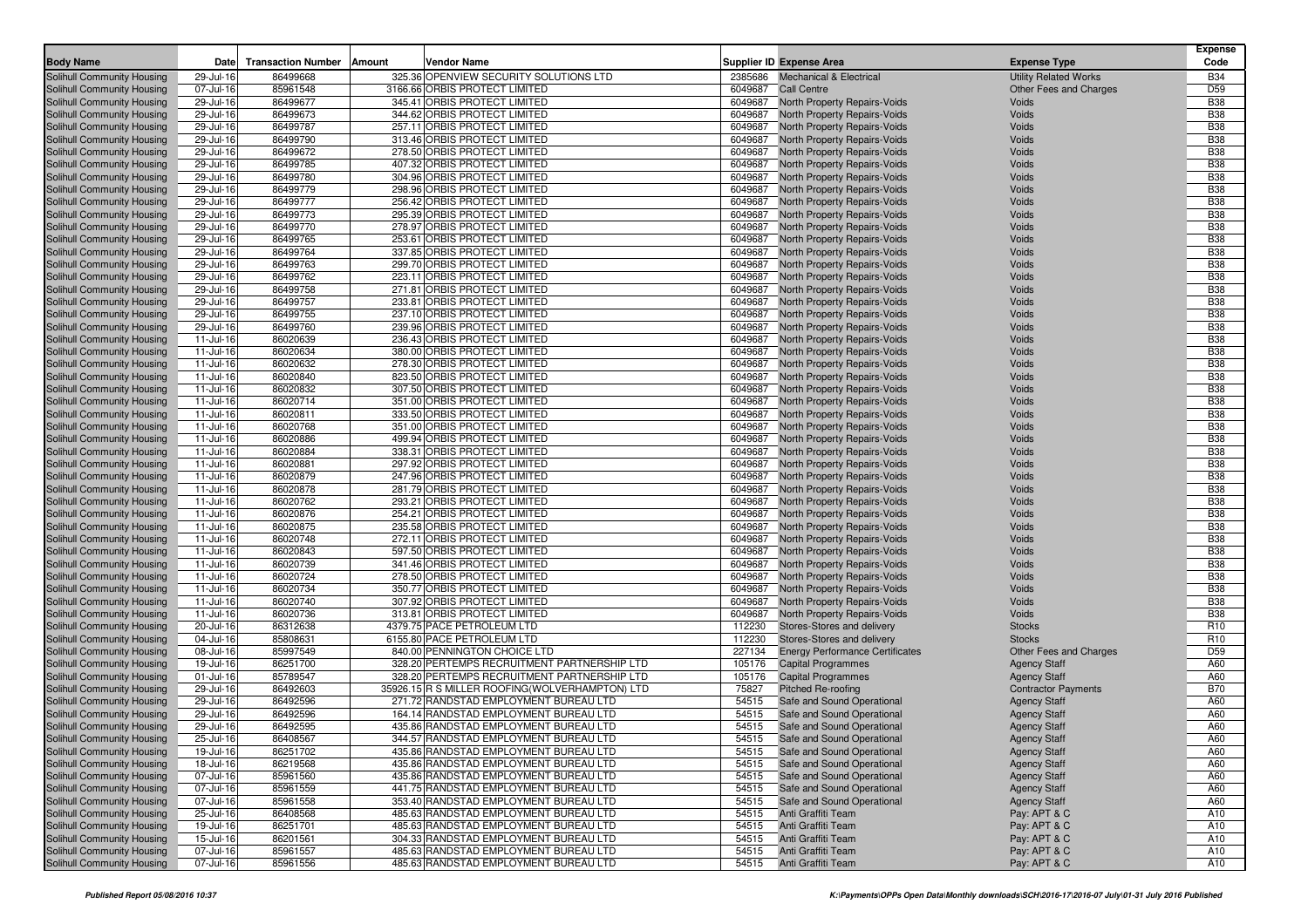| Body Name | Date | Transaction Number | Amount | Vendor Name | Supplier ID | Expense Area | Expense Type | Expense Code |
|---|---|---|---|---|---|---|---|---|
| Solihull Community Housing | 29-Jul-16 | 86499668 | 325.36 | OPENVIEW SECURITY SOLUTIONS LTD | 2385686 | Mechanical & Electrical | Utility Related Works | B34 |
| Solihull Community Housing | 07-Jul-16 | 85961548 | 3166.66 | ORBIS PROTECT LIMITED | 6049687 | Call Centre | Other Fees and Charges | D59 |
| Solihull Community Housing | 29-Jul-16 | 86499677 | 345.41 | ORBIS PROTECT LIMITED | 6049687 | North Property Repairs-Voids | Voids | B38 |
| Solihull Community Housing | 29-Jul-16 | 86499673 | 344.62 | ORBIS PROTECT LIMITED | 6049687 | North Property Repairs-Voids | Voids | B38 |
| Solihull Community Housing | 29-Jul-16 | 86499787 | 257.11 | ORBIS PROTECT LIMITED | 6049687 | North Property Repairs-Voids | Voids | B38 |
| Solihull Community Housing | 29-Jul-16 | 86499790 | 313.46 | ORBIS PROTECT LIMITED | 6049687 | North Property Repairs-Voids | Voids | B38 |
| Solihull Community Housing | 29-Jul-16 | 86499672 | 278.50 | ORBIS PROTECT LIMITED | 6049687 | North Property Repairs-Voids | Voids | B38 |
| Solihull Community Housing | 29-Jul-16 | 86499785 | 407.32 | ORBIS PROTECT LIMITED | 6049687 | North Property Repairs-Voids | Voids | B38 |
| Solihull Community Housing | 29-Jul-16 | 86499780 | 304.96 | ORBIS PROTECT LIMITED | 6049687 | North Property Repairs-Voids | Voids | B38 |
| Solihull Community Housing | 29-Jul-16 | 86499779 | 298.96 | ORBIS PROTECT LIMITED | 6049687 | North Property Repairs-Voids | Voids | B38 |
| Solihull Community Housing | 29-Jul-16 | 86499777 | 256.42 | ORBIS PROTECT LIMITED | 6049687 | North Property Repairs-Voids | Voids | B38 |
| Solihull Community Housing | 29-Jul-16 | 86499773 | 295.39 | ORBIS PROTECT LIMITED | 6049687 | North Property Repairs-Voids | Voids | B38 |
| Solihull Community Housing | 29-Jul-16 | 86499770 | 278.97 | ORBIS PROTECT LIMITED | 6049687 | North Property Repairs-Voids | Voids | B38 |
| Solihull Community Housing | 29-Jul-16 | 86499765 | 253.61 | ORBIS PROTECT LIMITED | 6049687 | North Property Repairs-Voids | Voids | B38 |
| Solihull Community Housing | 29-Jul-16 | 86499764 | 337.85 | ORBIS PROTECT LIMITED | 6049687 | North Property Repairs-Voids | Voids | B38 |
| Solihull Community Housing | 29-Jul-16 | 86499763 | 299.70 | ORBIS PROTECT LIMITED | 6049687 | North Property Repairs-Voids | Voids | B38 |
| Solihull Community Housing | 29-Jul-16 | 86499762 | 223.11 | ORBIS PROTECT LIMITED | 6049687 | North Property Repairs-Voids | Voids | B38 |
| Solihull Community Housing | 29-Jul-16 | 86499758 | 271.81 | ORBIS PROTECT LIMITED | 6049687 | North Property Repairs-Voids | Voids | B38 |
| Solihull Community Housing | 29-Jul-16 | 86499757 | 233.81 | ORBIS PROTECT LIMITED | 6049687 | North Property Repairs-Voids | Voids | B38 |
| Solihull Community Housing | 29-Jul-16 | 86499755 | 237.10 | ORBIS PROTECT LIMITED | 6049687 | North Property Repairs-Voids | Voids | B38 |
| Solihull Community Housing | 29-Jul-16 | 86499760 | 239.96 | ORBIS PROTECT LIMITED | 6049687 | North Property Repairs-Voids | Voids | B38 |
| Solihull Community Housing | 11-Jul-16 | 86020639 | 236.43 | ORBIS PROTECT LIMITED | 6049687 | North Property Repairs-Voids | Voids | B38 |
| Solihull Community Housing | 11-Jul-16 | 86020634 | 380.00 | ORBIS PROTECT LIMITED | 6049687 | North Property Repairs-Voids | Voids | B38 |
| Solihull Community Housing | 11-Jul-16 | 86020632 | 278.30 | ORBIS PROTECT LIMITED | 6049687 | North Property Repairs-Voids | Voids | B38 |
| Solihull Community Housing | 11-Jul-16 | 86020840 | 823.50 | ORBIS PROTECT LIMITED | 6049687 | North Property Repairs-Voids | Voids | B38 |
| Solihull Community Housing | 11-Jul-16 | 86020832 | 307.50 | ORBIS PROTECT LIMITED | 6049687 | North Property Repairs-Voids | Voids | B38 |
| Solihull Community Housing | 11-Jul-16 | 86020714 | 351.00 | ORBIS PROTECT LIMITED | 6049687 | North Property Repairs-Voids | Voids | B38 |
| Solihull Community Housing | 11-Jul-16 | 86020811 | 333.50 | ORBIS PROTECT LIMITED | 6049687 | North Property Repairs-Voids | Voids | B38 |
| Solihull Community Housing | 11-Jul-16 | 86020768 | 351.00 | ORBIS PROTECT LIMITED | 6049687 | North Property Repairs-Voids | Voids | B38 |
| Solihull Community Housing | 11-Jul-16 | 86020886 | 499.94 | ORBIS PROTECT LIMITED | 6049687 | North Property Repairs-Voids | Voids | B38 |
| Solihull Community Housing | 11-Jul-16 | 86020884 | 338.31 | ORBIS PROTECT LIMITED | 6049687 | North Property Repairs-Voids | Voids | B38 |
| Solihull Community Housing | 11-Jul-16 | 86020881 | 297.92 | ORBIS PROTECT LIMITED | 6049687 | North Property Repairs-Voids | Voids | B38 |
| Solihull Community Housing | 11-Jul-16 | 86020879 | 247.96 | ORBIS PROTECT LIMITED | 6049687 | North Property Repairs-Voids | Voids | B38 |
| Solihull Community Housing | 11-Jul-16 | 86020878 | 281.79 | ORBIS PROTECT LIMITED | 6049687 | North Property Repairs-Voids | Voids | B38 |
| Solihull Community Housing | 11-Jul-16 | 86020762 | 293.21 | ORBIS PROTECT LIMITED | 6049687 | North Property Repairs-Voids | Voids | B38 |
| Solihull Community Housing | 11-Jul-16 | 86020876 | 254.21 | ORBIS PROTECT LIMITED | 6049687 | North Property Repairs-Voids | Voids | B38 |
| Solihull Community Housing | 11-Jul-16 | 86020875 | 235.58 | ORBIS PROTECT LIMITED | 6049687 | North Property Repairs-Voids | Voids | B38 |
| Solihull Community Housing | 11-Jul-16 | 86020748 | 272.11 | ORBIS PROTECT LIMITED | 6049687 | North Property Repairs-Voids | Voids | B38 |
| Solihull Community Housing | 11-Jul-16 | 86020843 | 597.50 | ORBIS PROTECT LIMITED | 6049687 | North Property Repairs-Voids | Voids | B38 |
| Solihull Community Housing | 11-Jul-16 | 86020739 | 341.46 | ORBIS PROTECT LIMITED | 6049687 | North Property Repairs-Voids | Voids | B38 |
| Solihull Community Housing | 11-Jul-16 | 86020724 | 278.50 | ORBIS PROTECT LIMITED | 6049687 | North Property Repairs-Voids | Voids | B38 |
| Solihull Community Housing | 11-Jul-16 | 86020734 | 350.77 | ORBIS PROTECT LIMITED | 6049687 | North Property Repairs-Voids | Voids | B38 |
| Solihull Community Housing | 11-Jul-16 | 86020740 | 307.92 | ORBIS PROTECT LIMITED | 6049687 | North Property Repairs-Voids | Voids | B38 |
| Solihull Community Housing | 11-Jul-16 | 86020736 | 313.81 | ORBIS PROTECT LIMITED | 6049687 | North Property Repairs-Voids | Voids | B38 |
| Solihull Community Housing | 20-Jul-16 | 86312638 | 4379.75 | PACE PETROLEUM LTD | 112230 | Stores-Stores and delivery | Stocks | R10 |
| Solihull Community Housing | 04-Jul-16 | 85808631 | 6155.80 | PACE PETROLEUM LTD | 112230 | Stores-Stores and delivery | Stocks | R10 |
| Solihull Community Housing | 08-Jul-16 | 85997549 | 840.00 | PENNINGTON CHOICE LTD | 227134 | Energy Performance Certificates | Other Fees and Charges | D59 |
| Solihull Community Housing | 19-Jul-16 | 86251700 | 328.20 | PERTEMPS RECRUITMENT PARTNERSHIP LTD | 105176 | Capital Programmes | Agency Staff | A60 |
| Solihull Community Housing | 01-Jul-16 | 85789547 | 328.20 | PERTEMPS RECRUITMENT PARTNERSHIP LTD | 105176 | Capital Programmes | Agency Staff | A60 |
| Solihull Community Housing | 29-Jul-16 | 86492603 | 35926.15 | R S MILLER ROOFING(WOLVERHAMPTON) LTD | 75827 | Pitched Re-roofing | Contractor Payments | B70 |
| Solihull Community Housing | 29-Jul-16 | 86492596 | 271.72 | RANDSTAD EMPLOYMENT BUREAU LTD | 54515 | Safe and Sound Operational | Agency Staff | A60 |
| Solihull Community Housing | 29-Jul-16 | 86492596 | 164.14 | RANDSTAD EMPLOYMENT BUREAU LTD | 54515 | Safe and Sound Operational | Agency Staff | A60 |
| Solihull Community Housing | 29-Jul-16 | 86492595 | 435.86 | RANDSTAD EMPLOYMENT BUREAU LTD | 54515 | Safe and Sound Operational | Agency Staff | A60 |
| Solihull Community Housing | 25-Jul-16 | 86408567 | 344.57 | RANDSTAD EMPLOYMENT BUREAU LTD | 54515 | Safe and Sound Operational | Agency Staff | A60 |
| Solihull Community Housing | 19-Jul-16 | 86251702 | 435.86 | RANDSTAD EMPLOYMENT BUREAU LTD | 54515 | Safe and Sound Operational | Agency Staff | A60 |
| Solihull Community Housing | 18-Jul-16 | 86219568 | 435.86 | RANDSTAD EMPLOYMENT BUREAU LTD | 54515 | Safe and Sound Operational | Agency Staff | A60 |
| Solihull Community Housing | 07-Jul-16 | 85961560 | 435.86 | RANDSTAD EMPLOYMENT BUREAU LTD | 54515 | Safe and Sound Operational | Agency Staff | A60 |
| Solihull Community Housing | 07-Jul-16 | 85961559 | 441.75 | RANDSTAD EMPLOYMENT BUREAU LTD | 54515 | Safe and Sound Operational | Agency Staff | A60 |
| Solihull Community Housing | 07-Jul-16 | 85961558 | 353.40 | RANDSTAD EMPLOYMENT BUREAU LTD | 54515 | Safe and Sound Operational | Agency Staff | A60 |
| Solihull Community Housing | 25-Jul-16 | 86408568 | 485.63 | RANDSTAD EMPLOYMENT BUREAU LTD | 54515 | Anti Graffiti Team | Pay: APT & C | A10 |
| Solihull Community Housing | 19-Jul-16 | 86251701 | 485.63 | RANDSTAD EMPLOYMENT BUREAU LTD | 54515 | Anti Graffiti Team | Pay: APT & C | A10 |
| Solihull Community Housing | 15-Jul-16 | 86201561 | 304.33 | RANDSTAD EMPLOYMENT BUREAU LTD | 54515 | Anti Graffiti Team | Pay: APT & C | A10 |
| Solihull Community Housing | 07-Jul-16 | 85961557 | 485.63 | RANDSTAD EMPLOYMENT BUREAU LTD | 54515 | Anti Graffiti Team | Pay: APT & C | A10 |
| Solihull Community Housing | 07-Jul-16 | 85961556 | 485.63 | RANDSTAD EMPLOYMENT BUREAU LTD | 54515 | Anti Graffiti Team | Pay: APT & C | A10 |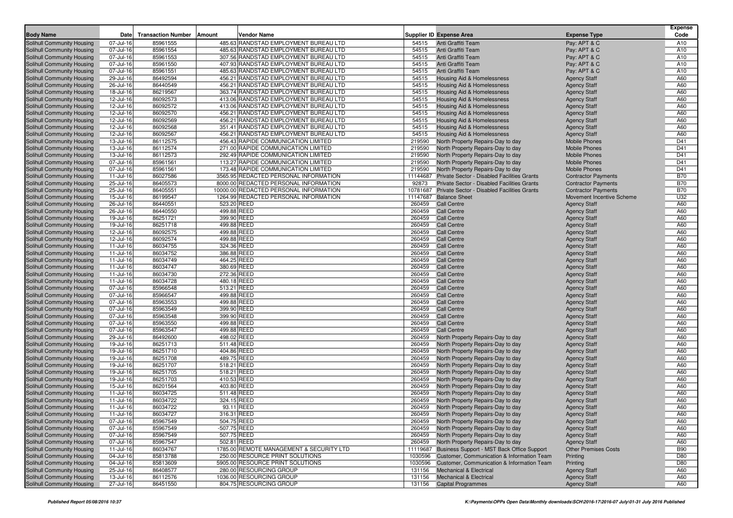| Body Name | Date | Transaction Number | Amount | Vendor Name | Supplier ID | Expense Area | Expense Type | Expense Code |
|---|---|---|---|---|---|---|---|---|
| Solihull Community Housing | 07-Jul-16 | 85961555 | 485.63 | RANDSTAD EMPLOYMENT BUREAU LTD | 54515 | Anti Graffiti Team | Pay: APT & C | A10 |
| Solihull Community Housing | 07-Jul-16 | 85961554 | 485.63 | RANDSTAD EMPLOYMENT BUREAU LTD | 54515 | Anti Graffiti Team | Pay: APT & C | A10 |
| Solihull Community Housing | 07-Jul-16 | 85961553 | 307.56 | RANDSTAD EMPLOYMENT BUREAU LTD | 54515 | Anti Graffiti Team | Pay: APT & C | A10 |
| Solihull Community Housing | 07-Jul-16 | 85961550 | 407.93 | RANDSTAD EMPLOYMENT BUREAU LTD | 54515 | Anti Graffiti Team | Pay: APT & C | A10 |
| Solihull Community Housing | 07-Jul-16 | 85961551 | 485.63 | RANDSTAD EMPLOYMENT BUREAU LTD | 54515 | Anti Graffiti Team | Pay: APT & C | A10 |
| Solihull Community Housing | 29-Jul-16 | 86492594 | 456.21 | RANDSTAD EMPLOYMENT BUREAU LTD | 54515 | Housing Aid & Homelessness | Agency Staff | A60 |
| Solihull Community Housing | 26-Jul-16 | 86440549 | 456.21 | RANDSTAD EMPLOYMENT BUREAU LTD | 54515 | Housing Aid & Homelessness | Agency Staff | A60 |
| Solihull Community Housing | 18-Jul-16 | 86219567 | 363.74 | RANDSTAD EMPLOYMENT BUREAU LTD | 54515 | Housing Aid & Homelessness | Agency Staff | A60 |
| Solihull Community Housing | 12-Jul-16 | 86092573 | 413.06 | RANDSTAD EMPLOYMENT BUREAU LTD | 54515 | Housing Aid & Homelessness | Agency Staff | A60 |
| Solihull Community Housing | 12-Jul-16 | 86092572 | 413.06 | RANDSTAD EMPLOYMENT BUREAU LTD | 54515 | Housing Aid & Homelessness | Agency Staff | A60 |
| Solihull Community Housing | 12-Jul-16 | 86092570 | 456.21 | RANDSTAD EMPLOYMENT BUREAU LTD | 54515 | Housing Aid & Homelessness | Agency Staff | A60 |
| Solihull Community Housing | 12-Jul-16 | 86092569 | 456.21 | RANDSTAD EMPLOYMENT BUREAU LTD | 54515 | Housing Aid & Homelessness | Agency Staff | A60 |
| Solihull Community Housing | 12-Jul-16 | 86092568 | 351.41 | RANDSTAD EMPLOYMENT BUREAU LTD | 54515 | Housing Aid & Homelessness | Agency Staff | A60 |
| Solihull Community Housing | 12-Jul-16 | 86092567 | 456.21 | RANDSTAD EMPLOYMENT BUREAU LTD | 54515 | Housing Aid & Homelessness | Agency Staff | A60 |
| Solihull Community Housing | 13-Jul-16 | 86112575 | 456.43 | RAPIDE COMMUNICATION LIMITED | 219590 | North Property Repairs-Day to day | Mobile Phones | D41 |
| Solihull Community Housing | 13-Jul-16 | 86112574 | 271.00 | RAPIDE COMMUNICATION LIMITED | 219590 | North Property Repairs-Day to day | Mobile Phones | D41 |
| Solihull Community Housing | 13-Jul-16 | 86112573 | 292.49 | RAPIDE COMMUNICATION LIMITED | 219590 | North Property Repairs-Day to day | Mobile Phones | D41 |
| Solihull Community Housing | 07-Jul-16 | 85961561 | 113.27 | RAPIDE COMMUNICATION LIMITED | 219590 | North Property Repairs-Day to day | Mobile Phones | D41 |
| Solihull Community Housing | 07-Jul-16 | 85961561 | 173.48 | RAPIDE COMMUNICATION LIMITED | 219590 | North Property Repairs-Day to day | Mobile Phones | D41 |
| Solihull Community Housing | 11-Jul-16 | 86027586 | 3565.95 | REDACTED PERSONAL INFORMATION | 11144687 | Private Sector - Disabled Facilities Grants | Contractor Payments | B70 |
| Solihull Community Housing | 25-Jul-16 | 86405573 | 8000.00 | REDACTED PERSONAL INFORMATION | 92873 | Private Sector - Disabled Facilities Grants | Contractor Payments | B70 |
| Solihull Community Housing | 25-Jul-16 | 86405551 | 10000.00 | REDACTED PERSONAL INFORMATION | 10781687 | Private Sector - Disabled Facilities Grants | Contractor Payments | B70 |
| Solihull Community Housing | 15-Jul-16 | 86199547 | 1264.99 | REDACTED PERSONAL INFORMATION | 11147687 | Balance Sheet | Movement Incentive Scheme | U32 |
| Solihull Community Housing | 26-Jul-16 | 86440551 | 523.20 | REED | 260459 | Call Centre | Agency Staff | A60 |
| Solihull Community Housing | 26-Jul-16 | 86440550 | 499.88 | REED | 260459 | Call Centre | Agency Staff | A60 |
| Solihull Community Housing | 19-Jul-16 | 86251721 | 399.90 | REED | 260459 | Call Centre | Agency Staff | A60 |
| Solihull Community Housing | 19-Jul-16 | 86251718 | 499.88 | REED | 260459 | Call Centre | Agency Staff | A60 |
| Solihull Community Housing | 12-Jul-16 | 86092575 | 499.88 | REED | 260459 | Call Centre | Agency Staff | A60 |
| Solihull Community Housing | 12-Jul-16 | 86092574 | 499.88 | REED | 260459 | Call Centre | Agency Staff | A60 |
| Solihull Community Housing | 11-Jul-16 | 86034755 | 324.36 | REED | 260459 | Call Centre | Agency Staff | A60 |
| Solihull Community Housing | 11-Jul-16 | 86034752 | 386.88 | REED | 260459 | Call Centre | Agency Staff | A60 |
| Solihull Community Housing | 11-Jul-16 | 86034749 | 464.25 | REED | 260459 | Call Centre | Agency Staff | A60 |
| Solihull Community Housing | 11-Jul-16 | 86034747 | 380.69 | REED | 260459 | Call Centre | Agency Staff | A60 |
| Solihull Community Housing | 11-Jul-16 | 86034730 | 272.36 | REED | 260459 | Call Centre | Agency Staff | A60 |
| Solihull Community Housing | 11-Jul-16 | 86034728 | 480.18 | REED | 260459 | Call Centre | Agency Staff | A60 |
| Solihull Community Housing | 07-Jul-16 | 85966548 | 513.21 | REED | 260459 | Call Centre | Agency Staff | A60 |
| Solihull Community Housing | 07-Jul-16 | 85966547 | 499.88 | REED | 260459 | Call Centre | Agency Staff | A60 |
| Solihull Community Housing | 07-Jul-16 | 85963553 | 499.88 | REED | 260459 | Call Centre | Agency Staff | A60 |
| Solihull Community Housing | 07-Jul-16 | 85963549 | 399.90 | REED | 260459 | Call Centre | Agency Staff | A60 |
| Solihull Community Housing | 07-Jul-16 | 85963548 | 399.90 | REED | 260459 | Call Centre | Agency Staff | A60 |
| Solihull Community Housing | 07-Jul-16 | 85963550 | 499.88 | REED | 260459 | Call Centre | Agency Staff | A60 |
| Solihull Community Housing | 07-Jul-16 | 85963547 | 499.88 | REED | 260459 | Call Centre | Agency Staff | A60 |
| Solihull Community Housing | 29-Jul-16 | 86492600 | 498.02 | REED | 260459 | North Property Repairs-Day to day | Agency Staff | A60 |
| Solihull Community Housing | 19-Jul-16 | 86251713 | 511.48 | REED | 260459 | North Property Repairs-Day to day | Agency Staff | A60 |
| Solihull Community Housing | 19-Jul-16 | 86251710 | 404.86 | REED | 260459 | North Property Repairs-Day to day | Agency Staff | A60 |
| Solihull Community Housing | 19-Jul-16 | 86251708 | 489.75 | REED | 260459 | North Property Repairs-Day to day | Agency Staff | A60 |
| Solihull Community Housing | 19-Jul-16 | 86251707 | 518.21 | REED | 260459 | North Property Repairs-Day to day | Agency Staff | A60 |
| Solihull Community Housing | 19-Jul-16 | 86251705 | 518.21 | REED | 260459 | North Property Repairs-Day to day | Agency Staff | A60 |
| Solihull Community Housing | 19-Jul-16 | 86251703 | 410.53 | REED | 260459 | North Property Repairs-Day to day | Agency Staff | A60 |
| Solihull Community Housing | 15-Jul-16 | 86201564 | 403.80 | REED | 260459 | North Property Repairs-Day to day | Agency Staff | A60 |
| Solihull Community Housing | 11-Jul-16 | 86034725 | 511.48 | REED | 260459 | North Property Repairs-Day to day | Agency Staff | A60 |
| Solihull Community Housing | 11-Jul-16 | 86034722 | 324.15 | REED | 260459 | North Property Repairs-Day to day | Agency Staff | A60 |
| Solihull Community Housing | 11-Jul-16 | 86034722 | 93.11 | REED | 260459 | North Property Repairs-Day to day | Agency Staff | A60 |
| Solihull Community Housing | 11-Jul-16 | 86034727 | 316.31 | REED | 260459 | North Property Repairs-Day to day | Agency Staff | A60 |
| Solihull Community Housing | 07-Jul-16 | 85967549 | 504.75 | REED | 260459 | North Property Repairs-Day to day | Agency Staff | A60 |
| Solihull Community Housing | 07-Jul-16 | 85967549 | -507.75 | REED | 260459 | North Property Repairs-Day to day | Agency Staff | A60 |
| Solihull Community Housing | 07-Jul-16 | 85967549 | 507.75 | REED | 260459 | North Property Repairs-Day to day | Agency Staff | A60 |
| Solihull Community Housing | 07-Jul-16 | 85967547 | 502.81 | REED | 260459 | North Property Repairs-Day to day | Agency Staff | A60 |
| Solihull Community Housing | 11-Jul-16 | 86034767 | 1785.00 | REMOTE MANAGEMENT & SECURITY LTD | 11119687 | Business Support - MST Back Office Support | Other Premises Costs | B90 |
| Solihull Community Housing | 04-Jul-16 | 85813788 | 250.00 | RESOURCE PRINT SOLUTIONS | 1030596 | Customer, Communication & Information Team | Printing | D80 |
| Solihull Community Housing | 04-Jul-16 | 85813609 | 5905.00 | RESOURCE PRINT SOLUTIONS | 1030596 | Customer, Communication & Information Team | Printing | D80 |
| Solihull Community Housing | 25-Jul-16 | 86408577 | 280.00 | RESOURCING GROUP | 131156 | Mechanical & Electrical | Agency Staff | A60 |
| Solihull Community Housing | 13-Jul-16 | 86112576 | 1036.00 | RESOURCING GROUP | 131156 | Mechanical & Electrical | Agency Staff | A60 |
| Solihull Community Housing | 27-Jul-16 | 86451550 | 804.75 | RESOURCING GROUP | 131156 | Capital Programmes | Agency Staff | A60 |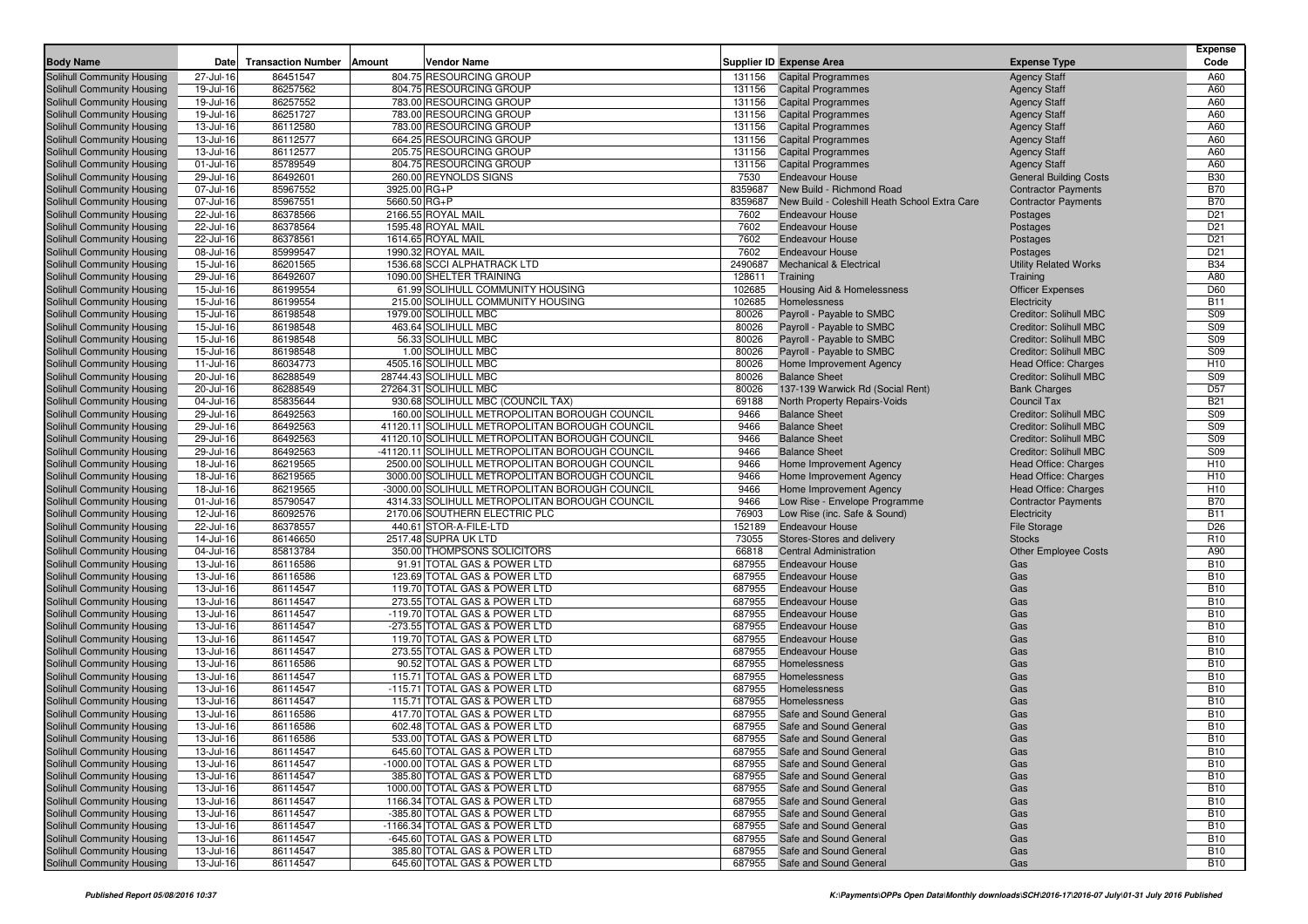| Body Name | Date | Transaction Number | Amount | Vendor Name | Supplier ID | Expense Area | Expense Type | Expense Code |
|---|---|---|---|---|---|---|---|---|
| Solihull Community Housing | 27-Jul-16 | 86451547 | 804.75 | RESOURCING GROUP | 131156 | Capital Programmes | Agency Staff | A60 |
| Solihull Community Housing | 19-Jul-16 | 86257562 | 804.75 | RESOURCING GROUP | 131156 | Capital Programmes | Agency Staff | A60 |
| Solihull Community Housing | 19-Jul-16 | 86257552 | 783.00 | RESOURCING GROUP | 131156 | Capital Programmes | Agency Staff | A60 |
| Solihull Community Housing | 19-Jul-16 | 86251727 | 783.00 | RESOURCING GROUP | 131156 | Capital Programmes | Agency Staff | A60 |
| Solihull Community Housing | 13-Jul-16 | 86112580 | 783.00 | RESOURCING GROUP | 131156 | Capital Programmes | Agency Staff | A60 |
| Solihull Community Housing | 13-Jul-16 | 86112577 | 664.25 | RESOURCING GROUP | 131156 | Capital Programmes | Agency Staff | A60 |
| Solihull Community Housing | 13-Jul-16 | 86112577 | 205.75 | RESOURCING GROUP | 131156 | Capital Programmes | Agency Staff | A60 |
| Solihull Community Housing | 01-Jul-16 | 85789549 | 804.75 | RESOURCING GROUP | 131156 | Capital Programmes | Agency Staff | A60 |
| Solihull Community Housing | 29-Jul-16 | 86492601 | 260.00 | REYNOLDS SIGNS | 7530 | Endeavour House | General Building Costs | B30 |
| Solihull Community Housing | 07-Jul-16 | 85967552 | 3925.00 | RG+P | 8359687 | New Build - Richmond Road | Contractor Payments | B70 |
| Solihull Community Housing | 07-Jul-16 | 85967551 | 5660.50 | RG+P | 8359687 | New Build - Coleshill Heath School Extra Care | Contractor Payments | B70 |
| Solihull Community Housing | 22-Jul-16 | 86378566 | 2166.55 | ROYAL MAIL | 7602 | Endeavour House | Postages | D21 |
| Solihull Community Housing | 22-Jul-16 | 86378564 | 1595.48 | ROYAL MAIL | 7602 | Endeavour House | Postages | D21 |
| Solihull Community Housing | 22-Jul-16 | 86378561 | 1614.65 | ROYAL MAIL | 7602 | Endeavour House | Postages | D21 |
| Solihull Community Housing | 08-Jul-16 | 85999547 | 1990.32 | ROYAL MAIL | 7602 | Endeavour House | Postages | D21 |
| Solihull Community Housing | 15-Jul-16 | 86201565 | 1536.68 | SCCI ALPHATRACK LTD | 2490687 | Mechanical & Electrical | Utility Related Works | B34 |
| Solihull Community Housing | 29-Jul-16 | 86492607 | 1090.00 | SHELTER TRAINING | 128611 | Training | Training | A80 |
| Solihull Community Housing | 15-Jul-16 | 86199554 | 61.99 | SOLIHULL COMMUNITY HOUSING | 102685 | Housing Aid & Homelessness | Officer Expenses | D60 |
| Solihull Community Housing | 15-Jul-16 | 86199554 | 215.00 | SOLIHULL COMMUNITY HOUSING | 102685 | Homelessness | Electricity | B11 |
| Solihull Community Housing | 15-Jul-16 | 86198548 | 1979.00 | SOLIHULL MBC | 80026 | Payroll - Payable to SMBC | Creditor: Solihull MBC | S09 |
| Solihull Community Housing | 15-Jul-16 | 86198548 | 463.64 | SOLIHULL MBC | 80026 | Payroll - Payable to SMBC | Creditor: Solihull MBC | S09 |
| Solihull Community Housing | 15-Jul-16 | 86198548 | 56.33 | SOLIHULL MBC | 80026 | Payroll - Payable to SMBC | Creditor: Solihull MBC | S09 |
| Solihull Community Housing | 15-Jul-16 | 86198548 | 1.00 | SOLIHULL MBC | 80026 | Payroll - Payable to SMBC | Creditor: Solihull MBC | S09 |
| Solihull Community Housing | 11-Jul-16 | 86034773 | 4505.16 | SOLIHULL MBC | 80026 | Home Improvement Agency | Head Office: Charges | H10 |
| Solihull Community Housing | 20-Jul-16 | 86288549 | 28744.43 | SOLIHULL MBC | 80026 | Balance Sheet | Creditor: Solihull MBC | S09 |
| Solihull Community Housing | 20-Jul-16 | 86288549 | 27264.31 | SOLIHULL MBC | 80026 | 137-139 Warwick Rd (Social Rent) | Bank Charges | D57 |
| Solihull Community Housing | 04-Jul-16 | 85835644 | 930.68 | SOLIHULL MBC (COUNCIL TAX) | 69188 | North Property Repairs-Voids | Council Tax | B21 |
| Solihull Community Housing | 29-Jul-16 | 86492563 | 160.00 | SOLIHULL METROPOLITAN BOROUGH COUNCIL | 9466 | Balance Sheet | Creditor: Solihull MBC | S09 |
| Solihull Community Housing | 29-Jul-16 | 86492563 | 41120.11 | SOLIHULL METROPOLITAN BOROUGH COUNCIL | 9466 | Balance Sheet | Creditor: Solihull MBC | S09 |
| Solihull Community Housing | 29-Jul-16 | 86492563 | 41120.10 | SOLIHULL METROPOLITAN BOROUGH COUNCIL | 9466 | Balance Sheet | Creditor: Solihull MBC | S09 |
| Solihull Community Housing | 29-Jul-16 | 86492563 | -41120.11 | SOLIHULL METROPOLITAN BOROUGH COUNCIL | 9466 | Balance Sheet | Creditor: Solihull MBC | S09 |
| Solihull Community Housing | 18-Jul-16 | 86219565 | 2500.00 | SOLIHULL METROPOLITAN BOROUGH COUNCIL | 9466 | Home Improvement Agency | Head Office: Charges | H10 |
| Solihull Community Housing | 18-Jul-16 | 86219565 | 3000.00 | SOLIHULL METROPOLITAN BOROUGH COUNCIL | 9466 | Home Improvement Agency | Head Office: Charges | H10 |
| Solihull Community Housing | 18-Jul-16 | 86219565 | -3000.00 | SOLIHULL METROPOLITAN BOROUGH COUNCIL | 9466 | Home Improvement Agency | Head Office: Charges | H10 |
| Solihull Community Housing | 01-Jul-16 | 85790547 | 4314.33 | SOLIHULL METROPOLITAN BOROUGH COUNCIL | 9466 | Low Rise - Envelope Programme | Contractor Payments | B70 |
| Solihull Community Housing | 12-Jul-16 | 86092576 | 2170.06 | SOUTHERN ELECTRIC PLC | 76903 | Low Rise (inc. Safe & Sound) | Electricity | B11 |
| Solihull Community Housing | 22-Jul-16 | 86378557 | 440.61 | STOR-A-FILE-LTD | 152189 | Endeavour House | File Storage | D26 |
| Solihull Community Housing | 14-Jul-16 | 86146650 | 2517.48 | SUPRA UK LTD | 73055 | Stores-Stores and delivery | Stocks | R10 |
| Solihull Community Housing | 04-Jul-16 | 85813784 | 350.00 | THOMPSONS SOLICITORS | 66818 | Central Administration | Other Employee Costs | A90 |
| Solihull Community Housing | 13-Jul-16 | 86116586 | 91.91 | TOTAL GAS & POWER LTD | 687955 | Endeavour House | Gas | B10 |
| Solihull Community Housing | 13-Jul-16 | 86116586 | 123.69 | TOTAL GAS & POWER LTD | 687955 | Endeavour House | Gas | B10 |
| Solihull Community Housing | 13-Jul-16 | 86114547 | 119.70 | TOTAL GAS & POWER LTD | 687955 | Endeavour House | Gas | B10 |
| Solihull Community Housing | 13-Jul-16 | 86114547 | 273.55 | TOTAL GAS & POWER LTD | 687955 | Endeavour House | Gas | B10 |
| Solihull Community Housing | 13-Jul-16 | 86114547 | -119.70 | TOTAL GAS & POWER LTD | 687955 | Endeavour House | Gas | B10 |
| Solihull Community Housing | 13-Jul-16 | 86114547 | -273.55 | TOTAL GAS & POWER LTD | 687955 | Endeavour House | Gas | B10 |
| Solihull Community Housing | 13-Jul-16 | 86114547 | 119.70 | TOTAL GAS & POWER LTD | 687955 | Endeavour House | Gas | B10 |
| Solihull Community Housing | 13-Jul-16 | 86114547 | 273.55 | TOTAL GAS & POWER LTD | 687955 | Endeavour House | Gas | B10 |
| Solihull Community Housing | 13-Jul-16 | 86116586 | 90.52 | TOTAL GAS & POWER LTD | 687955 | Homelessness | Gas | B10 |
| Solihull Community Housing | 13-Jul-16 | 86114547 | 115.71 | TOTAL GAS & POWER LTD | 687955 | Homelessness | Gas | B10 |
| Solihull Community Housing | 13-Jul-16 | 86114547 | -115.71 | TOTAL GAS & POWER LTD | 687955 | Homelessness | Gas | B10 |
| Solihull Community Housing | 13-Jul-16 | 86114547 | 115.71 | TOTAL GAS & POWER LTD | 687955 | Homelessness | Gas | B10 |
| Solihull Community Housing | 13-Jul-16 | 86116586 | 417.70 | TOTAL GAS & POWER LTD | 687955 | Safe and Sound General | Gas | B10 |
| Solihull Community Housing | 13-Jul-16 | 86116586 | 602.48 | TOTAL GAS & POWER LTD | 687955 | Safe and Sound General | Gas | B10 |
| Solihull Community Housing | 13-Jul-16 | 86116586 | 533.00 | TOTAL GAS & POWER LTD | 687955 | Safe and Sound General | Gas | B10 |
| Solihull Community Housing | 13-Jul-16 | 86114547 | 645.60 | TOTAL GAS & POWER LTD | 687955 | Safe and Sound General | Gas | B10 |
| Solihull Community Housing | 13-Jul-16 | 86114547 | -1000.00 | TOTAL GAS & POWER LTD | 687955 | Safe and Sound General | Gas | B10 |
| Solihull Community Housing | 13-Jul-16 | 86114547 | 385.80 | TOTAL GAS & POWER LTD | 687955 | Safe and Sound General | Gas | B10 |
| Solihull Community Housing | 13-Jul-16 | 86114547 | 1000.00 | TOTAL GAS & POWER LTD | 687955 | Safe and Sound General | Gas | B10 |
| Solihull Community Housing | 13-Jul-16 | 86114547 | 1166.34 | TOTAL GAS & POWER LTD | 687955 | Safe and Sound General | Gas | B10 |
| Solihull Community Housing | 13-Jul-16 | 86114547 | -385.80 | TOTAL GAS & POWER LTD | 687955 | Safe and Sound General | Gas | B10 |
| Solihull Community Housing | 13-Jul-16 | 86114547 | -1166.34 | TOTAL GAS & POWER LTD | 687955 | Safe and Sound General | Gas | B10 |
| Solihull Community Housing | 13-Jul-16 | 86114547 | -645.60 | TOTAL GAS & POWER LTD | 687955 | Safe and Sound General | Gas | B10 |
| Solihull Community Housing | 13-Jul-16 | 86114547 | 385.80 | TOTAL GAS & POWER LTD | 687955 | Safe and Sound General | Gas | B10 |
| Solihull Community Housing | 13-Jul-16 | 86114547 | 645.60 | TOTAL GAS & POWER LTD | 687955 | Safe and Sound General | Gas | B10 |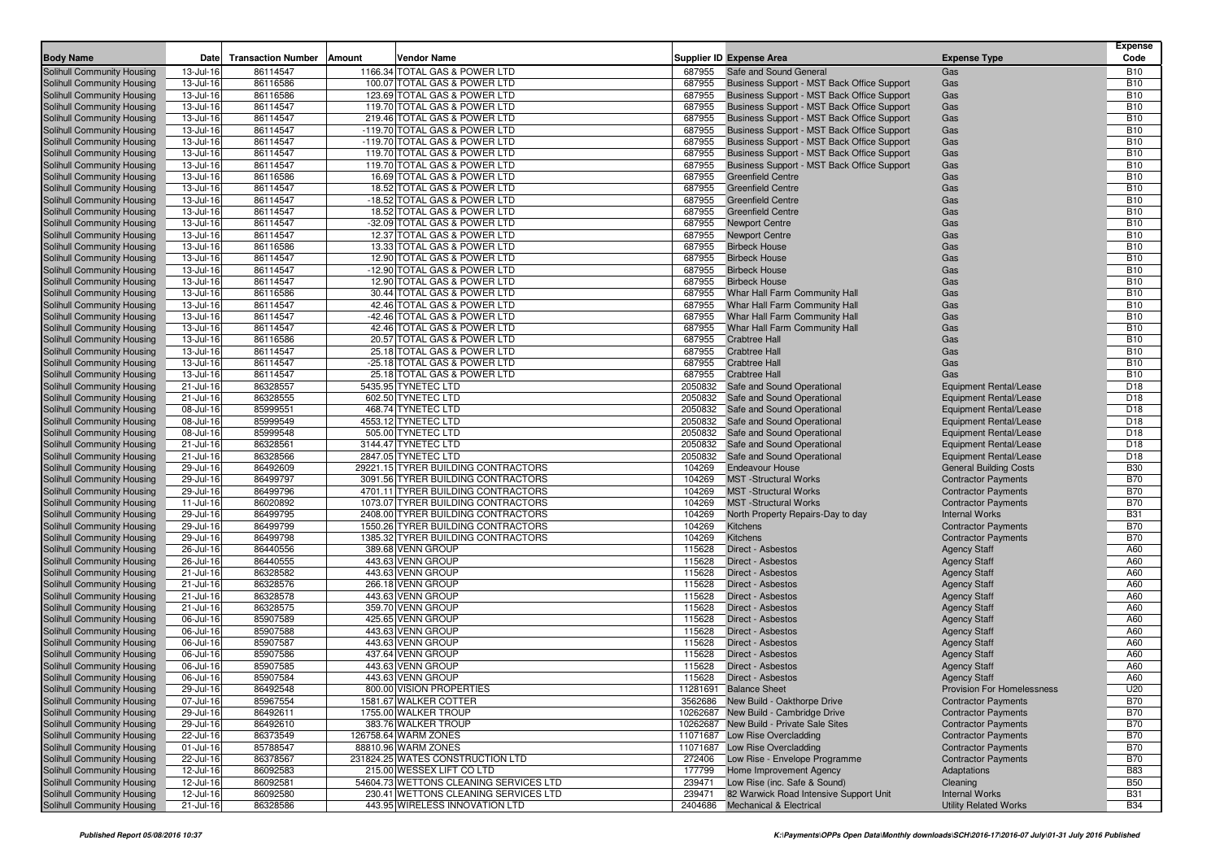| Body Name | Date | Transaction Number | Amount | Vendor Name | Supplier ID | Expense Area | Expense Type | Expense Code |
|---|---|---|---|---|---|---|---|---|
| Solihull Community Housing | 13-Jul-16 | 86114547 | 1166.34 | TOTAL GAS & POWER LTD | 687955 | Safe and Sound General | Gas | B10 |
| Solihull Community Housing | 13-Jul-16 | 86116586 | 100.07 | TOTAL GAS & POWER LTD | 687955 | Business Support - MST Back Office Support | Gas | B10 |
| Solihull Community Housing | 13-Jul-16 | 86116586 | 123.69 | TOTAL GAS & POWER LTD | 687955 | Business Support - MST Back Office Support | Gas | B10 |
| Solihull Community Housing | 13-Jul-16 | 86114547 | 119.70 | TOTAL GAS & POWER LTD | 687955 | Business Support - MST Back Office Support | Gas | B10 |
| Solihull Community Housing | 13-Jul-16 | 86114547 | 219.46 | TOTAL GAS & POWER LTD | 687955 | Business Support - MST Back Office Support | Gas | B10 |
| Solihull Community Housing | 13-Jul-16 | 86114547 | -119.70 | TOTAL GAS & POWER LTD | 687955 | Business Support - MST Back Office Support | Gas | B10 |
| Solihull Community Housing | 13-Jul-16 | 86114547 | -119.70 | TOTAL GAS & POWER LTD | 687955 | Business Support - MST Back Office Support | Gas | B10 |
| Solihull Community Housing | 13-Jul-16 | 86114547 | 119.70 | TOTAL GAS & POWER LTD | 687955 | Business Support - MST Back Office Support | Gas | B10 |
| Solihull Community Housing | 13-Jul-16 | 86114547 | 119.70 | TOTAL GAS & POWER LTD | 687955 | Business Support - MST Back Office Support | Gas | B10 |
| Solihull Community Housing | 13-Jul-16 | 86116586 | 16.69 | TOTAL GAS & POWER LTD | 687955 | Greenfield Centre | Gas | B10 |
| Solihull Community Housing | 13-Jul-16 | 86114547 | 18.52 | TOTAL GAS & POWER LTD | 687955 | Greenfield Centre | Gas | B10 |
| Solihull Community Housing | 13-Jul-16 | 86114547 | -18.52 | TOTAL GAS & POWER LTD | 687955 | Greenfield Centre | Gas | B10 |
| Solihull Community Housing | 13-Jul-16 | 86114547 | 18.52 | TOTAL GAS & POWER LTD | 687955 | Greenfield Centre | Gas | B10 |
| Solihull Community Housing | 13-Jul-16 | 86114547 | -32.09 | TOTAL GAS & POWER LTD | 687955 | Newport Centre | Gas | B10 |
| Solihull Community Housing | 13-Jul-16 | 86114547 | 12.37 | TOTAL GAS & POWER LTD | 687955 | Newport Centre | Gas | B10 |
| Solihull Community Housing | 13-Jul-16 | 86116586 | 13.33 | TOTAL GAS & POWER LTD | 687955 | Birbeck House | Gas | B10 |
| Solihull Community Housing | 13-Jul-16 | 86114547 | 12.90 | TOTAL GAS & POWER LTD | 687955 | Birbeck House | Gas | B10 |
| Solihull Community Housing | 13-Jul-16 | 86114547 | -12.90 | TOTAL GAS & POWER LTD | 687955 | Birbeck House | Gas | B10 |
| Solihull Community Housing | 13-Jul-16 | 86114547 | 12.90 | TOTAL GAS & POWER LTD | 687955 | Birbeck House | Gas | B10 |
| Solihull Community Housing | 13-Jul-16 | 86116586 | 30.44 | TOTAL GAS & POWER LTD | 687955 | Whar Hall Farm Community Hall | Gas | B10 |
| Solihull Community Housing | 13-Jul-16 | 86114547 | 42.46 | TOTAL GAS & POWER LTD | 687955 | Whar Hall Farm Community Hall | Gas | B10 |
| Solihull Community Housing | 13-Jul-16 | 86114547 | -42.46 | TOTAL GAS & POWER LTD | 687955 | Whar Hall Farm Community Hall | Gas | B10 |
| Solihull Community Housing | 13-Jul-16 | 86114547 | 42.46 | TOTAL GAS & POWER LTD | 687955 | Whar Hall Farm Community Hall | Gas | B10 |
| Solihull Community Housing | 13-Jul-16 | 86116586 | 20.57 | TOTAL GAS & POWER LTD | 687955 | Crabtree Hall | Gas | B10 |
| Solihull Community Housing | 13-Jul-16 | 86114547 | 25.18 | TOTAL GAS & POWER LTD | 687955 | Crabtree Hall | Gas | B10 |
| Solihull Community Housing | 13-Jul-16 | 86114547 | -25.18 | TOTAL GAS & POWER LTD | 687955 | Crabtree Hall | Gas | B10 |
| Solihull Community Housing | 13-Jul-16 | 86114547 | 25.18 | TOTAL GAS & POWER LTD | 687955 | Crabtree Hall | Gas | B10 |
| Solihull Community Housing | 21-Jul-16 | 86328557 | 5435.95 | TYNETEC LTD | 2050832 | Safe and Sound Operational | Equipment Rental/Lease | D18 |
| Solihull Community Housing | 21-Jul-16 | 86328555 | 602.50 | TYNETEC LTD | 2050832 | Safe and Sound Operational | Equipment Rental/Lease | D18 |
| Solihull Community Housing | 08-Jul-16 | 85999551 | 468.74 | TYNETEC LTD | 2050832 | Safe and Sound Operational | Equipment Rental/Lease | D18 |
| Solihull Community Housing | 08-Jul-16 | 85999549 | 4553.12 | TYNETEC LTD | 2050832 | Safe and Sound Operational | Equipment Rental/Lease | D18 |
| Solihull Community Housing | 08-Jul-16 | 85999548 | 505.00 | TYNETEC LTD | 2050832 | Safe and Sound Operational | Equipment Rental/Lease | D18 |
| Solihull Community Housing | 21-Jul-16 | 86328561 | 3144.47 | TYNETEC LTD | 2050832 | Safe and Sound Operational | Equipment Rental/Lease | D18 |
| Solihull Community Housing | 21-Jul-16 | 86328566 | 2847.05 | TYNETEC LTD | 2050832 | Safe and Sound Operational | Equipment Rental/Lease | D18 |
| Solihull Community Housing | 29-Jul-16 | 86492609 | 29221.15 | TYRER BUILDING CONTRACTORS | 104269 | Endeavour House | General Building Costs | B30 |
| Solihull Community Housing | 29-Jul-16 | 86499797 | 3091.56 | TYRER BUILDING CONTRACTORS | 104269 | MST -Structural Works | Contractor Payments | B70 |
| Solihull Community Housing | 29-Jul-16 | 86499796 | 4701.11 | TYRER BUILDING CONTRACTORS | 104269 | MST -Structural Works | Contractor Payments | B70 |
| Solihull Community Housing | 11-Jul-16 | 86020892 | 1073.07 | TYRER BUILDING CONTRACTORS | 104269 | MST -Structural Works | Contractor Payments | B70 |
| Solihull Community Housing | 29-Jul-16 | 86499795 | 2408.00 | TYRER BUILDING CONTRACTORS | 104269 | North Property Repairs-Day to day | Internal Works | B31 |
| Solihull Community Housing | 29-Jul-16 | 86499799 | 1550.26 | TYRER BUILDING CONTRACTORS | 104269 | Kitchens | Contractor Payments | B70 |
| Solihull Community Housing | 29-Jul-16 | 86499798 | 1385.32 | TYRER BUILDING CONTRACTORS | 104269 | Kitchens | Contractor Payments | B70 |
| Solihull Community Housing | 26-Jul-16 | 86440556 | 389.68 | VENN GROUP | 115628 | Direct - Asbestos | Agency Staff | A60 |
| Solihull Community Housing | 26-Jul-16 | 86440555 | 443.63 | VENN GROUP | 115628 | Direct - Asbestos | Agency Staff | A60 |
| Solihull Community Housing | 21-Jul-16 | 86328582 | 443.63 | VENN GROUP | 115628 | Direct - Asbestos | Agency Staff | A60 |
| Solihull Community Housing | 21-Jul-16 | 86328576 | 266.18 | VENN GROUP | 115628 | Direct - Asbestos | Agency Staff | A60 |
| Solihull Community Housing | 21-Jul-16 | 86328578 | 443.63 | VENN GROUP | 115628 | Direct - Asbestos | Agency Staff | A60 |
| Solihull Community Housing | 21-Jul-16 | 86328575 | 359.70 | VENN GROUP | 115628 | Direct - Asbestos | Agency Staff | A60 |
| Solihull Community Housing | 06-Jul-16 | 85907589 | 425.65 | VENN GROUP | 115628 | Direct - Asbestos | Agency Staff | A60 |
| Solihull Community Housing | 06-Jul-16 | 85907588 | 443.63 | VENN GROUP | 115628 | Direct - Asbestos | Agency Staff | A60 |
| Solihull Community Housing | 06-Jul-16 | 85907587 | 443.63 | VENN GROUP | 115628 | Direct - Asbestos | Agency Staff | A60 |
| Solihull Community Housing | 06-Jul-16 | 85907586 | 437.64 | VENN GROUP | 115628 | Direct - Asbestos | Agency Staff | A60 |
| Solihull Community Housing | 06-Jul-16 | 85907585 | 443.63 | VENN GROUP | 115628 | Direct - Asbestos | Agency Staff | A60 |
| Solihull Community Housing | 06-Jul-16 | 85907584 | 443.63 | VENN GROUP | 115628 | Direct - Asbestos | Agency Staff | A60 |
| Solihull Community Housing | 29-Jul-16 | 86492548 | 800.00 | VISION PROPERTIES | 11281691 | Balance Sheet | Provision For Homelessness | U20 |
| Solihull Community Housing | 07-Jul-16 | 85967554 | 1581.67 | WALKER COTTER | 3562686 | New Build - Oakthorpe Drive | Contractor Payments | B70 |
| Solihull Community Housing | 29-Jul-16 | 86492611 | 1755.00 | WALKER TROUP | 10262687 | New Build - Cambridge Drive | Contractor Payments | B70 |
| Solihull Community Housing | 29-Jul-16 | 86492610 | 383.76 | WALKER TROUP | 10262687 | New Build - Private Sale Sites | Contractor Payments | B70 |
| Solihull Community Housing | 22-Jul-16 | 86373549 | 126758.64 | WARM ZONES | 11071687 | Low Rise Overcladding | Contractor Payments | B70 |
| Solihull Community Housing | 01-Jul-16 | 85788547 | 88810.96 | WARM ZONES | 11071687 | Low Rise Overcladding | Contractor Payments | B70 |
| Solihull Community Housing | 22-Jul-16 | 86378567 | 231824.25 | WATES CONSTRUCTION LTD | 272406 | Low Rise - Envelope Programme | Contractor Payments | B70 |
| Solihull Community Housing | 12-Jul-16 | 86092583 | 215.00 | WESSEX LIFT CO LTD | 177799 | Home Improvement Agency | Adaptations | B83 |
| Solihull Community Housing | 12-Jul-16 | 86092581 | 54604.73 | WETTONS CLEANING SERVICES LTD | 239471 | Low Rise (inc. Safe & Sound) | Cleaning | B50 |
| Solihull Community Housing | 12-Jul-16 | 86092580 | 230.41 | WETTONS CLEANING SERVICES LTD | 239471 | 82 Warwick Road Intensive Support Unit | Internal Works | B31 |
| Solihull Community Housing | 21-Jul-16 | 86328586 | 443.95 | WIRELESS INNOVATION LTD | 2404686 | Mechanical & Electrical | Utility Related Works | B34 |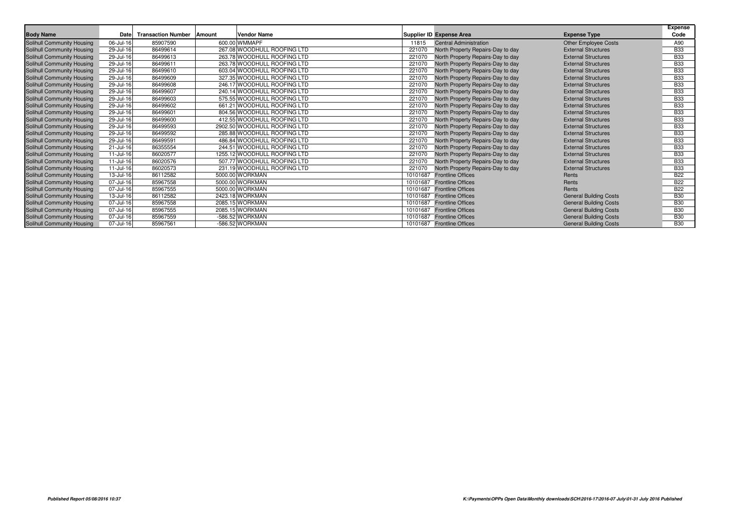| Body Name | Date | Transaction Number | Amount | Vendor Name | Supplier ID | Expense Area | Expense Type | Expense Code |
|---|---|---|---|---|---|---|---|---|
| Solihull Community Housing | 06-Jul-16 | 85907590 | 600.00 | WMMAPF | 11815 | Central Administration | Other Employee Costs | A90 |
| Solihull Community Housing | 29-Jul-16 | 86499614 | 267.08 | WOODHULL ROOFING LTD | 221070 | North Property Repairs-Day to day | External Structures | B33 |
| Solihull Community Housing | 29-Jul-16 | 86499613 | 263.78 | WOODHULL ROOFING LTD | 221070 | North Property Repairs-Day to day | External Structures | B33 |
| Solihull Community Housing | 29-Jul-16 | 86499611 | 263.78 | WOODHULL ROOFING LTD | 221070 | North Property Repairs-Day to day | External Structures | B33 |
| Solihull Community Housing | 29-Jul-16 | 86499610 | 603.04 | WOODHULL ROOFING LTD | 221070 | North Property Repairs-Day to day | External Structures | B33 |
| Solihull Community Housing | 29-Jul-16 | 86499609 | 327.35 | WOODHULL ROOFING LTD | 221070 | North Property Repairs-Day to day | External Structures | B33 |
| Solihull Community Housing | 29-Jul-16 | 86499608 | 246.17 | WOODHULL ROOFING LTD | 221070 | North Property Repairs-Day to day | External Structures | B33 |
| Solihull Community Housing | 29-Jul-16 | 86499607 | 240.14 | WOODHULL ROOFING LTD | 221070 | North Property Repairs-Day to day | External Structures | B33 |
| Solihull Community Housing | 29-Jul-16 | 86499603 | 575.55 | WOODHULL ROOFING LTD | 221070 | North Property Repairs-Day to day | External Structures | B33 |
| Solihull Community Housing | 29-Jul-16 | 86499602 | 661.21 | WOODHULL ROOFING LTD | 221070 | North Property Repairs-Day to day | External Structures | B33 |
| Solihull Community Housing | 29-Jul-16 | 86499601 | 804.56 | WOODHULL ROOFING LTD | 221070 | North Property Repairs-Day to day | External Structures | B33 |
| Solihull Community Housing | 29-Jul-16 | 86499600 | 412.55 | WOODHULL ROOFING LTD | 221070 | North Property Repairs-Day to day | External Structures | B33 |
| Solihull Community Housing | 29-Jul-16 | 86499593 | 2902.50 | WOODHULL ROOFING LTD | 221070 | North Property Repairs-Day to day | External Structures | B33 |
| Solihull Community Housing | 29-Jul-16 | 86499592 | 285.88 | WOODHULL ROOFING LTD | 221070 | North Property Repairs-Day to day | External Structures | B33 |
| Solihull Community Housing | 29-Jul-16 | 86499591 | 486.84 | WOODHULL ROOFING LTD | 221070 | North Property Repairs-Day to day | External Structures | B33 |
| Solihull Community Housing | 21-Jul-16 | 86355554 | 244.51 | WOODHULL ROOFING LTD | 221070 | North Property Repairs-Day to day | External Structures | B33 |
| Solihull Community Housing | 11-Jul-16 | 86020577 | 1255.12 | WOODHULL ROOFING LTD | 221070 | North Property Repairs-Day to day | External Structures | B33 |
| Solihull Community Housing | 11-Jul-16 | 86020576 | 507.77 | WOODHULL ROOFING LTD | 221070 | North Property Repairs-Day to day | External Structures | B33 |
| Solihull Community Housing | 11-Jul-16 | 86020573 | 231.19 | WOODHULL ROOFING LTD | 221070 | North Property Repairs-Day to day | External Structures | B33 |
| Solihull Community Housing | 13-Jul-16 | 86112582 | 5000.00 | WORKMAN | 10101687 | Frontline Offices | Rents | B22 |
| Solihull Community Housing | 07-Jul-16 | 85967558 | 5000.00 | WORKMAN | 10101687 | Frontline Offices | Rents | B22 |
| Solihull Community Housing | 07-Jul-16 | 85967555 | 5000.00 | WORKMAN | 10101687 | Frontline Offices | Rents | B22 |
| Solihull Community Housing | 13-Jul-16 | 86112582 | 2423.18 | WORKMAN | 10101687 | Frontline Offices | General Building Costs | B30 |
| Solihull Community Housing | 07-Jul-16 | 85967558 | 2085.15 | WORKMAN | 10101687 | Frontline Offices | General Building Costs | B30 |
| Solihull Community Housing | 07-Jul-16 | 85967555 | 2085.15 | WORKMAN | 10101687 | Frontline Offices | General Building Costs | B30 |
| Solihull Community Housing | 07-Jul-16 | 85967559 | -586.52 | WORKMAN | 10101687 | Frontline Offices | General Building Costs | B30 |
| Solihull Community Housing | 07-Jul-16 | 85967561 | -586.52 | WORKMAN | 10101687 | Frontline Offices | General Building Costs | B30 |